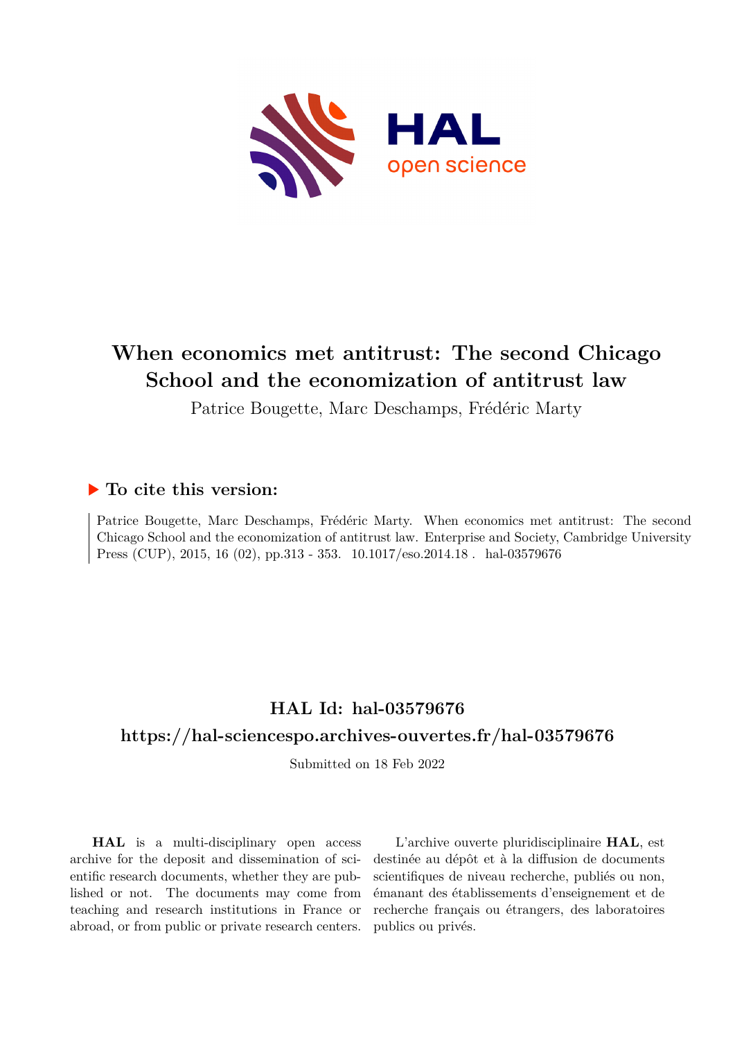# When economics met antitrust: The second Chicago School and the economization of antitrust law

Patrice Bougette, Marc Deschamps, Frédéric Marty

## ▶ To cite this version:

Patrice Bougette, Marc Deschamps, Frédéric Marty. When economics met antitrust: The second Chicago School and the economization of antitrust law. Enterprise and Society, Cambridge University Press (CUP), 2015, 16 (02), pp.313 - 353. 10.1017/eso.2014.18 . hal-03579676

## HAL Id: hal-03579676

## https://hal-sciencespo.archives-ouvertes.fr/hal-03579676

Submitted on 18 Feb 2022

**HAL** is a multi-disciplinary open access archive for the deposit and dissemination of scientific research documents, whether they are published or not. The documents may come from teaching and research institutions in France or abroad, or from public or private research centers.

L'archive ouverte pluridisciplinaire **HAL**, est destinée au dépôt et à la diffusion de documents scientifiques de niveau recherche, publiés ou non, émanant des établissements d'enseignement et de recherche français ou étrangers, des laboratoires publics ou privés.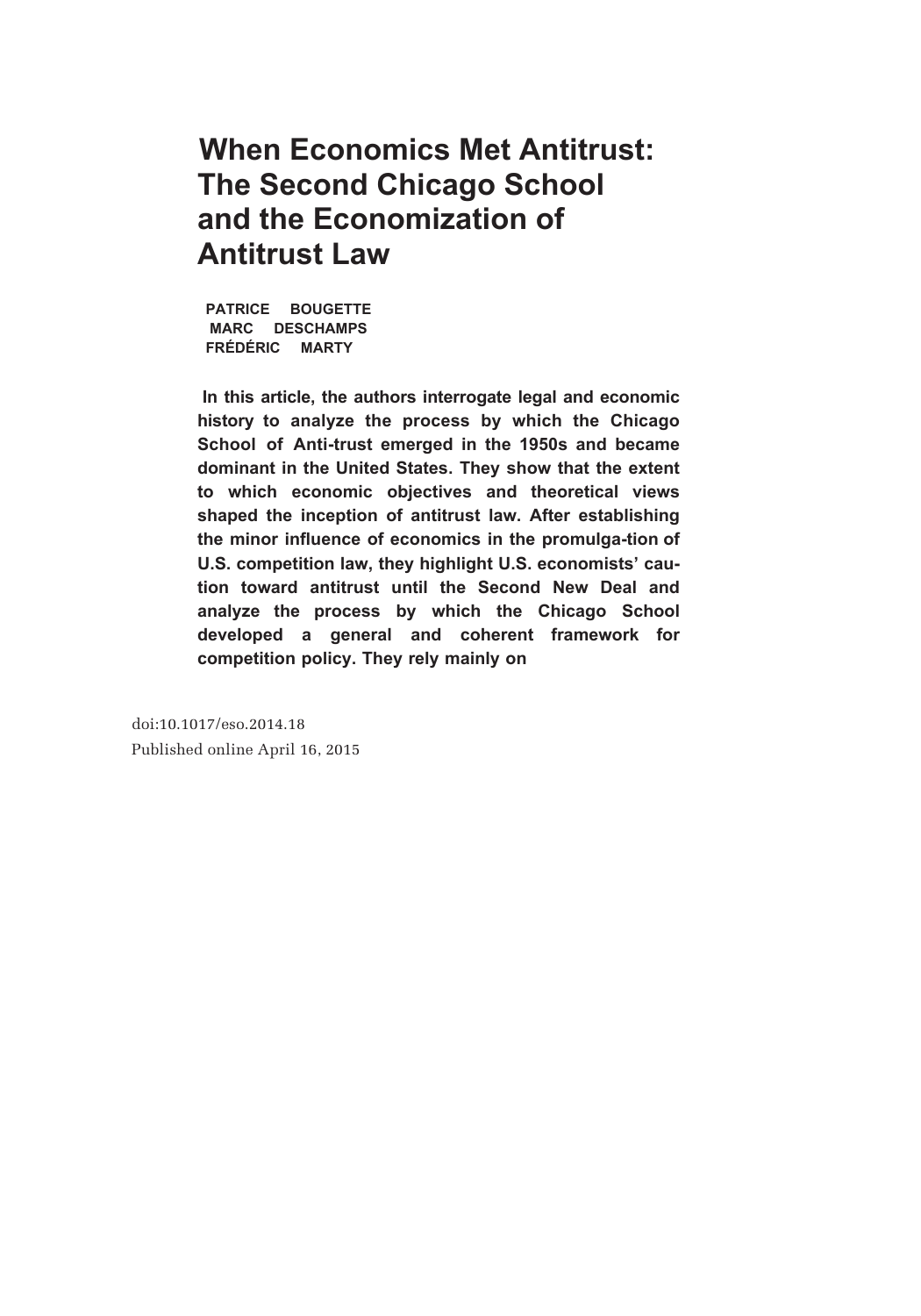# When Economics Met Antitrust: The Second Chicago School and the Economization of Antitrust Law

**PATRICE BOUGETTE**
**MARC DESCHAMPS**
**FRÉDÉRIC MARTY**

**In this article, the authors interrogate legal and economic history to analyze the process by which the Chicago School of Anti-trust emerged in the 1950s and became dominant in the United States. They show that the extent to which economic objectives and theoretical views shaped the inception of antitrust law. After establishing the minor influence of economics in the promulga-tion of U.S. competition law, they highlight U.S. economists' cau-tion toward antitrust until the Second New Deal and analyze the process by which the Chicago School developed a general and coherent framework for competition policy. They rely mainly on**

doi:10.1017/eso.2014.18

Published online April 16, 2015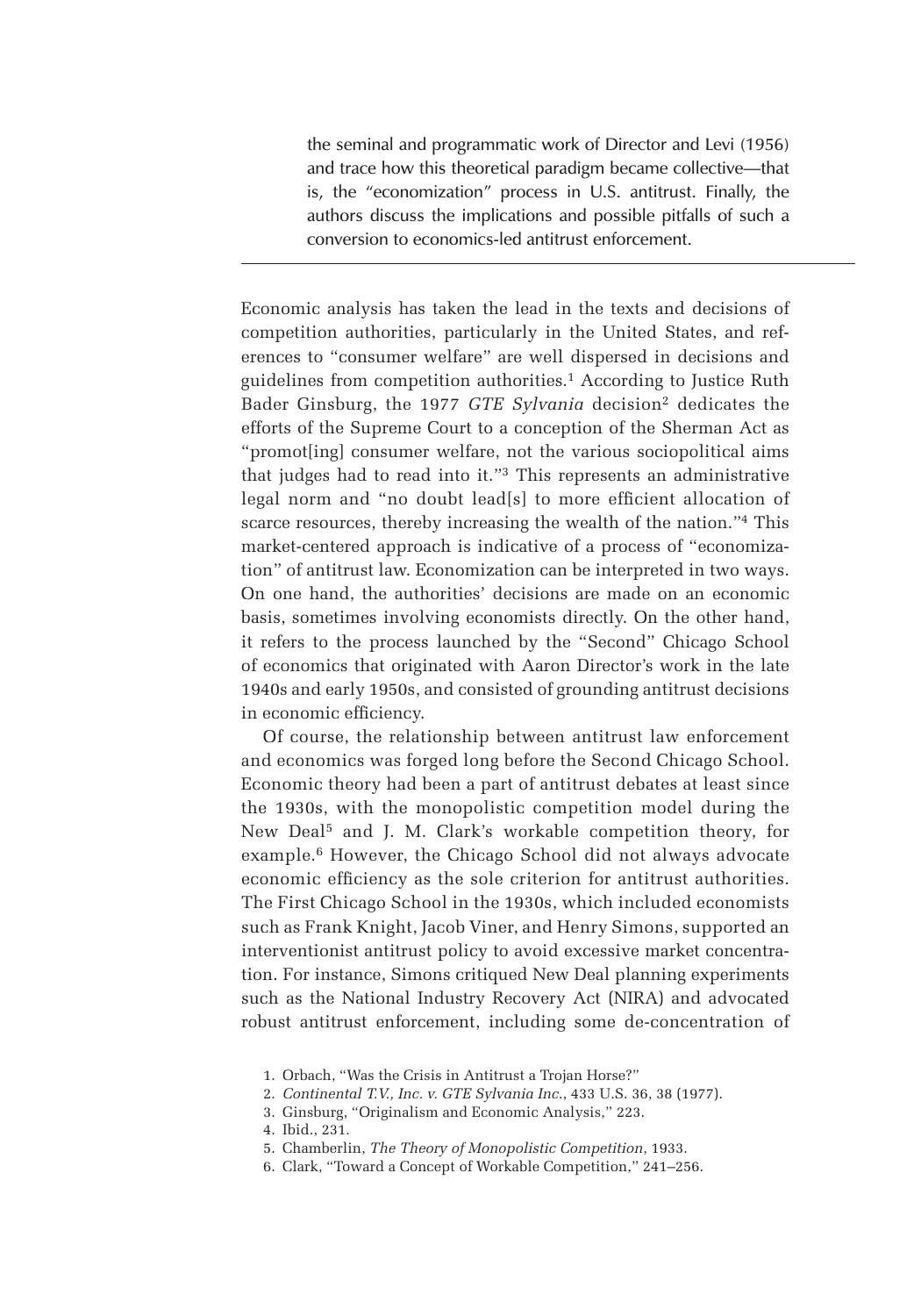the seminal and programmatic work of Director and Levi (1956) and trace how this theoretical paradigm became collective—that is, the "economization" process in U.S. antitrust. Finally, the authors discuss the implications and possible pitfalls of such a conversion to economics-led antitrust enforcement.

---

Economic analysis has taken the lead in the texts and decisions of competition authorities, particularly in the United States, and references to "consumer welfare" are well dispersed in decisions and guidelines from competition authorities.[1] According to Justice Ruth Bader Ginsburg, the 1977 *GTE Sylvania* decision[2] dedicates the efforts of the Supreme Court to a conception of the Sherman Act as "promot[ing] consumer welfare, not the various sociopolitical aims that judges had to read into it."[3] This represents an administrative legal norm and "no doubt lead[s] to more efficient allocation of scarce resources, thereby increasing the wealth of the nation."[4] This market-centered approach is indicative of a process of "economization" of antitrust law. Economization can be interpreted in two ways. On one hand, the authorities' decisions are made on an economic basis, sometimes involving economists directly. On the other hand, it refers to the process launched by the "Second" Chicago School of economics that originated with Aaron Director's work in the late 1940s and early 1950s, and consisted of grounding antitrust decisions in economic efficiency.

Of course, the relationship between antitrust law enforcement and economics was forged long before the Second Chicago School. Economic theory had been a part of antitrust debates at least since the 1930s, with the monopolistic competition model during the New Deal[5] and J. M. Clark's workable competition theory, for example.[6] However, the Chicago School did not always advocate economic efficiency as the sole criterion for antitrust authorities. The First Chicago School in the 1930s, which included economists such as Frank Knight, Jacob Viner, and Henry Simons, supported an interventionist antitrust policy to avoid excessive market concentration. For instance, Simons critiqued New Deal planning experiments such as the National Industry Recovery Act (NIRA) and advocated robust antitrust enforcement, including some de-concentration of

1. Orbach, "Was the Crisis in Antitrust a Trojan Horse?"
2. *Continental T.V., Inc. v. GTE Sylvania Inc.*, 433 U.S. 36, 38 (1977).
3. Ginsburg, "Originalism and Economic Analysis," 223.
4. Ibid., 231.
5. Chamberlin, *The Theory of Monopolistic Competition*, 1933.
6. Clark, "Toward a Concept of Workable Competition," 241–256.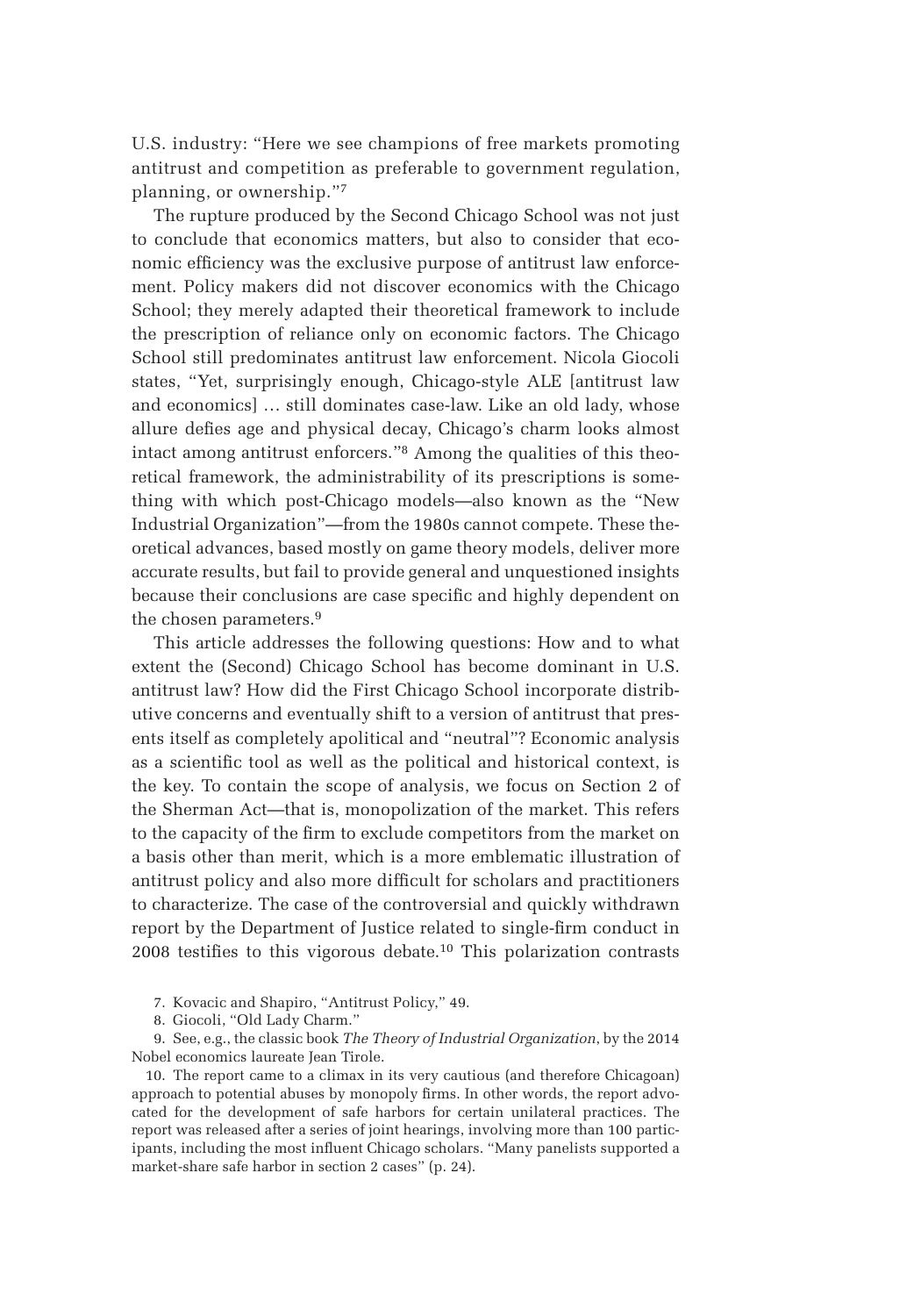U.S. industry: "Here we see champions of free markets promoting antitrust and competition as preferable to government regulation, planning, or ownership."[7]

The rupture produced by the Second Chicago School was not just to conclude that economics matters, but also to consider that economic efficiency was the exclusive purpose of antitrust law enforcement. Policy makers did not discover economics with the Chicago School; they merely adapted their theoretical framework to include the prescription of reliance only on economic factors. The Chicago School still predominates antitrust law enforcement. Nicola Giocoli states, "Yet, surprisingly enough, Chicago-style ALE [antitrust law and economics] … still dominates case-law. Like an old lady, whose allure defies age and physical decay, Chicago's charm looks almost intact among antitrust enforcers."[8] Among the qualities of this theoretical framework, the administrability of its prescriptions is something with which post-Chicago models—also known as the "New Industrial Organization"—from the 1980s cannot compete. These theoretical advances, based mostly on game theory models, deliver more accurate results, but fail to provide general and unquestioned insights because their conclusions are case specific and highly dependent on the chosen parameters.[9]

This article addresses the following questions: How and to what extent the (Second) Chicago School has become dominant in U.S. antitrust law? How did the First Chicago School incorporate distributive concerns and eventually shift to a version of antitrust that presents itself as completely apolitical and "neutral"? Economic analysis as a scientific tool as well as the political and historical context, is the key. To contain the scope of analysis, we focus on Section 2 of the Sherman Act—that is, monopolization of the market. This refers to the capacity of the firm to exclude competitors from the market on a basis other than merit, which is a more emblematic illustration of antitrust policy and also more difficult for scholars and practitioners to characterize. The case of the controversial and quickly withdrawn report by the Department of Justice related to single-firm conduct in 2008 testifies to this vigorous debate.[10] This polarization contrasts

7. Kovacic and Shapiro, "Antitrust Policy," 49.

8. Giocoli, "Old Lady Charm."

9. See, e.g., the classic book *The Theory of Industrial Organization*, by the 2014 Nobel economics laureate Jean Tirole.

10. The report came to a climax in its very cautious (and therefore Chicagoan) approach to potential abuses by monopoly firms. In other words, the report advocated for the development of safe harbors for certain unilateral practices. The report was released after a series of joint hearings, involving more than 100 participants, including the most influent Chicago scholars. "Many panelists supported a market-share safe harbor in section 2 cases" (p. 24).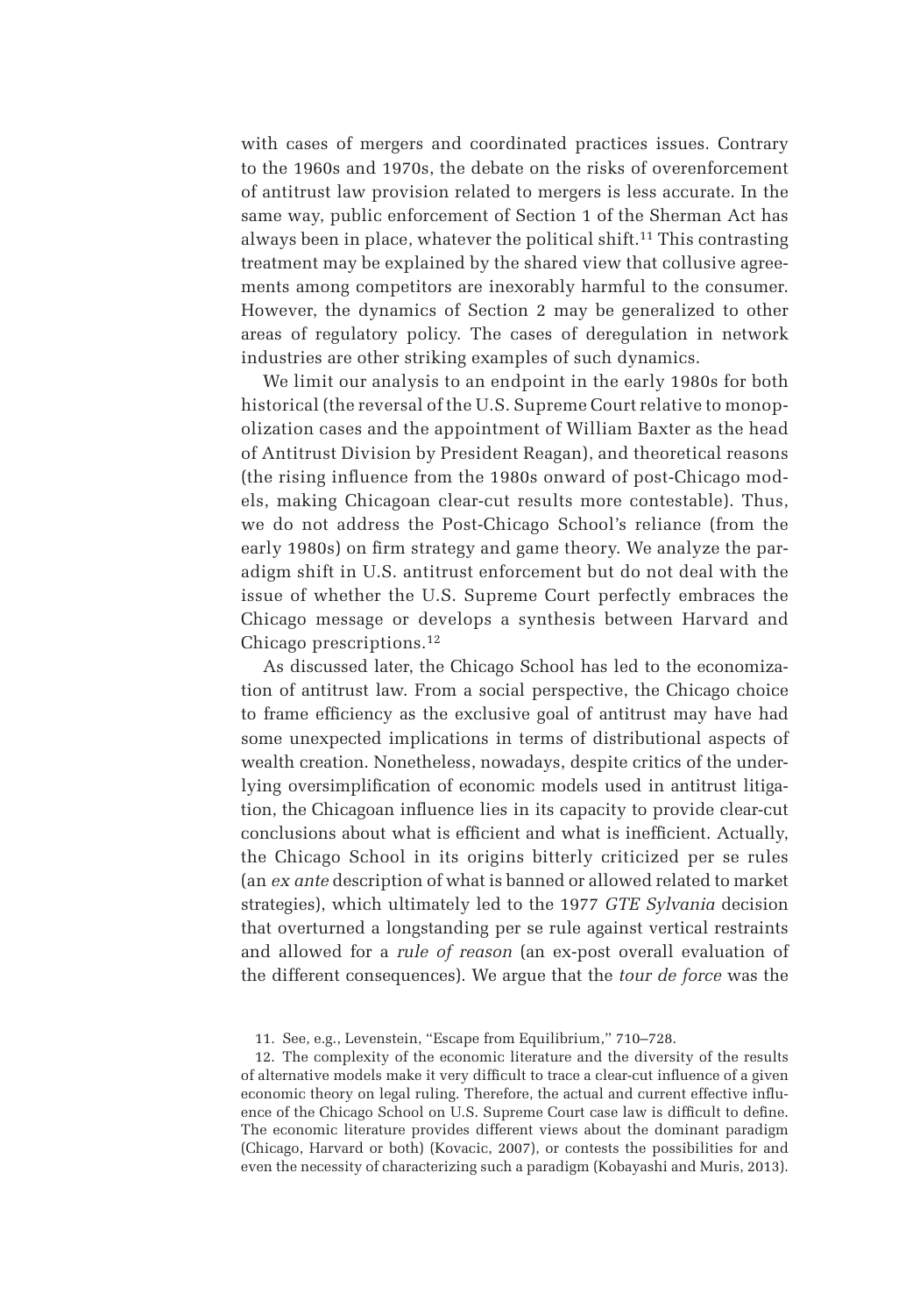with cases of mergers and coordinated practices issues. Contrary to the 1960s and 1970s, the debate on the risks of overenforcement of antitrust law provision related to mergers is less accurate. In the same way, public enforcement of Section 1 of the Sherman Act has always been in place, whatever the political shift.[11] This contrasting treatment may be explained by the shared view that collusive agreements among competitors are inexorably harmful to the consumer. However, the dynamics of Section 2 may be generalized to other areas of regulatory policy. The cases of deregulation in network industries are other striking examples of such dynamics.

We limit our analysis to an endpoint in the early 1980s for both historical (the reversal of the U.S. Supreme Court relative to monopolization cases and the appointment of William Baxter as the head of Antitrust Division by President Reagan), and theoretical reasons (the rising influence from the 1980s onward of post-Chicago models, making Chicagoan clear-cut results more contestable). Thus, we do not address the Post-Chicago School's reliance (from the early 1980s) on firm strategy and game theory. We analyze the paradigm shift in U.S. antitrust enforcement but do not deal with the issue of whether the U.S. Supreme Court perfectly embraces the Chicago message or develops a synthesis between Harvard and Chicago prescriptions.[12]

As discussed later, the Chicago School has led to the economization of antitrust law. From a social perspective, the Chicago choice to frame efficiency as the exclusive goal of antitrust may have had some unexpected implications in terms of distributional aspects of wealth creation. Nonetheless, nowadays, despite critics of the underlying oversimplification of economic models used in antitrust litigation, the Chicagoan influence lies in its capacity to provide clear-cut conclusions about what is efficient and what is inefficient. Actually, the Chicago School in its origins bitterly criticized per se rules (an *ex ante* description of what is banned or allowed related to market strategies), which ultimately led to the 1977 *GTE Sylvania* decision that overturned a longstanding per se rule against vertical restraints and allowed for a *rule of reason* (an ex-post overall evaluation of the different consequences). We argue that the *tour de force* was the

11. See, e.g., Levenstein, "Escape from Equilibrium," 710–728.

12. The complexity of the economic literature and the diversity of the results of alternative models make it very difficult to trace a clear-cut influence of a given economic theory on legal ruling. Therefore, the actual and current effective influence of the Chicago School on U.S. Supreme Court case law is difficult to define. The economic literature provides different views about the dominant paradigm (Chicago, Harvard or both) (Kovacic, 2007), or contests the possibilities for and even the necessity of characterizing such a paradigm (Kobayashi and Muris, 2013).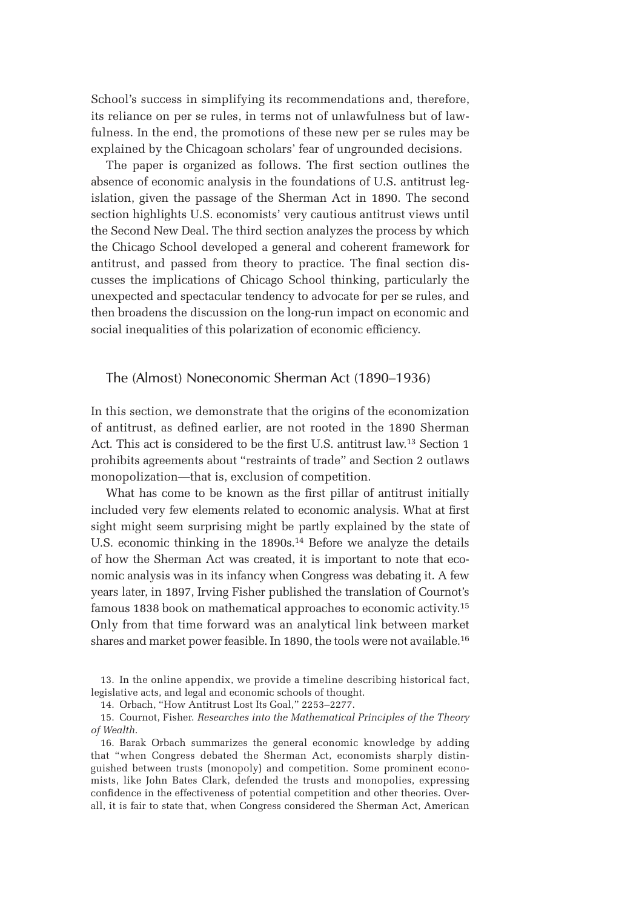School's success in simplifying its recommendations and, therefore, its reliance on per se rules, in terms not of unlawfulness but of lawfulness. In the end, the promotions of these new per se rules may be explained by the Chicagoan scholars' fear of ungrounded decisions.

The paper is organized as follows. The first section outlines the absence of economic analysis in the foundations of U.S. antitrust legislation, given the passage of the Sherman Act in 1890. The second section highlights U.S. economists' very cautious antitrust views until the Second New Deal. The third section analyzes the process by which the Chicago School developed a general and coherent framework for antitrust, and passed from theory to practice. The final section discusses the implications of Chicago School thinking, particularly the unexpected and spectacular tendency to advocate for per se rules, and then broadens the discussion on the long-run impact on economic and social inequalities of this polarization of economic efficiency.

## The (Almost) Noneconomic Sherman Act (1890–1936)

In this section, we demonstrate that the origins of the economization of antitrust, as defined earlier, are not rooted in the 1890 Sherman Act. This act is considered to be the first U.S. antitrust law.[13] Section 1 prohibits agreements about "restraints of trade" and Section 2 outlaws monopolization—that is, exclusion of competition.

What has come to be known as the first pillar of antitrust initially included very few elements related to economic analysis. What at first sight might seem surprising might be partly explained by the state of U.S. economic thinking in the 1890s.[14] Before we analyze the details of how the Sherman Act was created, it is important to note that economic analysis was in its infancy when Congress was debating it. A few years later, in 1897, Irving Fisher published the translation of Cournot's famous 1838 book on mathematical approaches to economic activity.[15] Only from that time forward was an analytical link between market shares and market power feasible. In 1890, the tools were not available.[16]

13. In the online appendix, we provide a timeline describing historical fact, legislative acts, and legal and economic schools of thought.

14. Orbach, "How Antitrust Lost Its Goal," 2253–2277.

15. Cournot, Fisher. *Researches into the Mathematical Principles of the Theory of Wealth*.

16. Barak Orbach summarizes the general economic knowledge by adding that "when Congress debated the Sherman Act, economists sharply distinguished between trusts (monopoly) and competition. Some prominent economists, like John Bates Clark, defended the trusts and monopolies, expressing confidence in the effectiveness of potential competition and other theories. Overall, it is fair to state that, when Congress considered the Sherman Act, American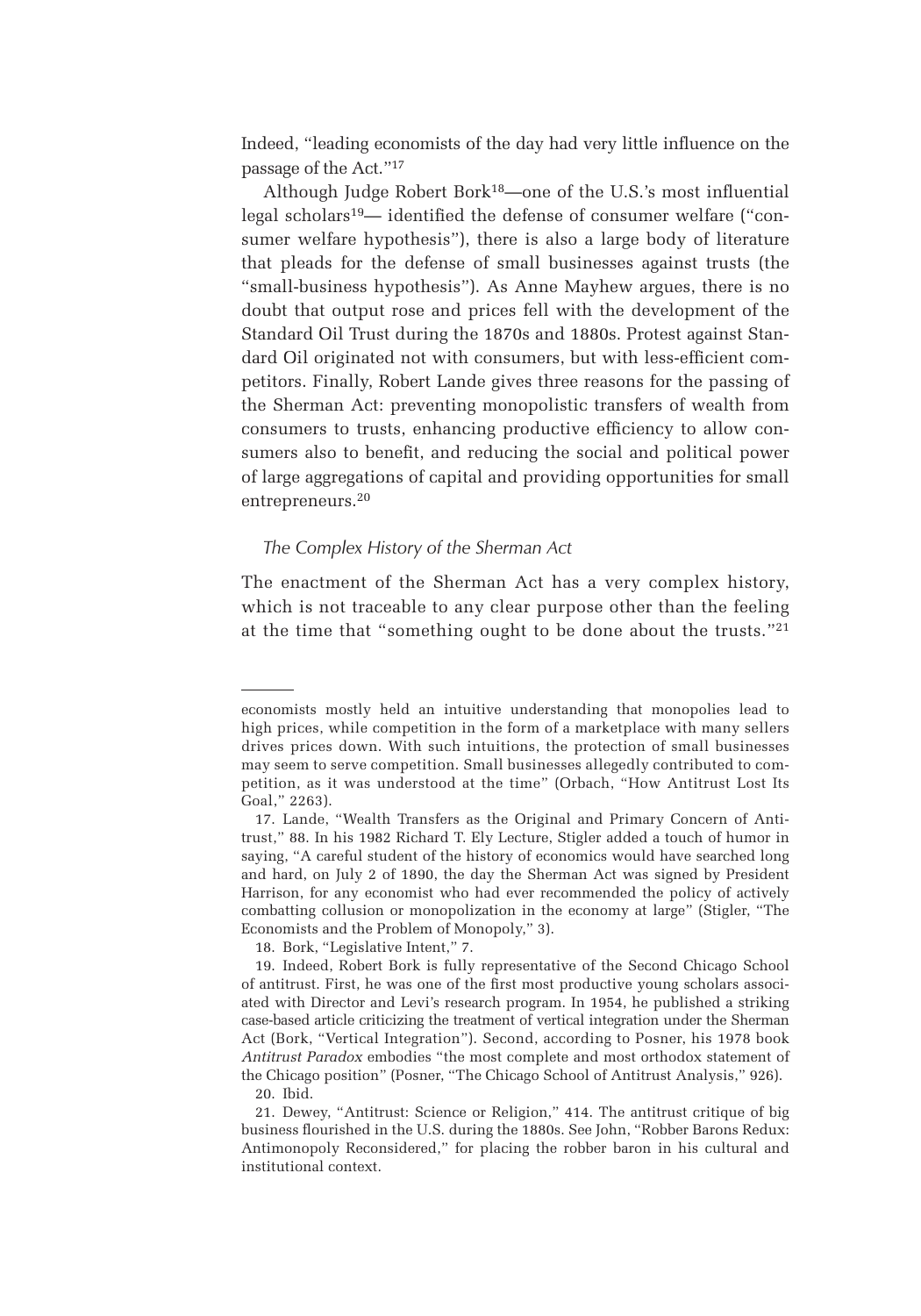Indeed, "leading economists of the day had very little influence on the passage of the Act."[17]

Although Judge Robert Bork[18]—one of the U.S.'s most influential legal scholars[19]— identified the defense of consumer welfare ("consumer welfare hypothesis"), there is also a large body of literature that pleads for the defense of small businesses against trusts (the "small-business hypothesis"). As Anne Mayhew argues, there is no doubt that output rose and prices fell with the development of the Standard Oil Trust during the 1870s and 1880s. Protest against Standard Oil originated not with consumers, but with less-efficient competitors. Finally, Robert Lande gives three reasons for the passing of the Sherman Act: preventing monopolistic transfers of wealth from consumers to trusts, enhancing productive efficiency to allow consumers also to benefit, and reducing the social and political power of large aggregations of capital and providing opportunities for small entrepreneurs.[20]

### *The Complex History of the Sherman Act*

The enactment of the Sherman Act has a very complex history, which is not traceable to any clear purpose other than the feeling at the time that "something ought to be done about the trusts."[21]

---

economists mostly held an intuitive understanding that monopolies lead to high prices, while competition in the form of a marketplace with many sellers drives prices down. With such intuitions, the protection of small businesses may seem to serve competition. Small businesses allegedly contributed to competition, as it was understood at the time" (Orbach, "How Antitrust Lost Its Goal," 2263).

17. Lande, "Wealth Transfers as the Original and Primary Concern of Antitrust," 88. In his 1982 Richard T. Ely Lecture, Stigler added a touch of humor in saying, "A careful student of the history of economics would have searched long and hard, on July 2 of 1890, the day the Sherman Act was signed by President Harrison, for any economist who had ever recommended the policy of actively combatting collusion or monopolization in the economy at large" (Stigler, "The Economists and the Problem of Monopoly," 3).

18. Bork, "Legislative Intent," 7.

19. Indeed, Robert Bork is fully representative of the Second Chicago School of antitrust. First, he was one of the first most productive young scholars associated with Director and Levi's research program. In 1954, he published a striking case-based article criticizing the treatment of vertical integration under the Sherman Act (Bork, "Vertical Integration"). Second, according to Posner, his 1978 book *Antitrust Paradox* embodies "the most complete and most orthodox statement of the Chicago position" (Posner, "The Chicago School of Antitrust Analysis," 926).

20. Ibid.

21. Dewey, "Antitrust: Science or Religion," 414. The antitrust critique of big business flourished in the U.S. during the 1880s. See John, "Robber Barons Redux: Antimonopoly Reconsidered," for placing the robber baron in his cultural and institutional context.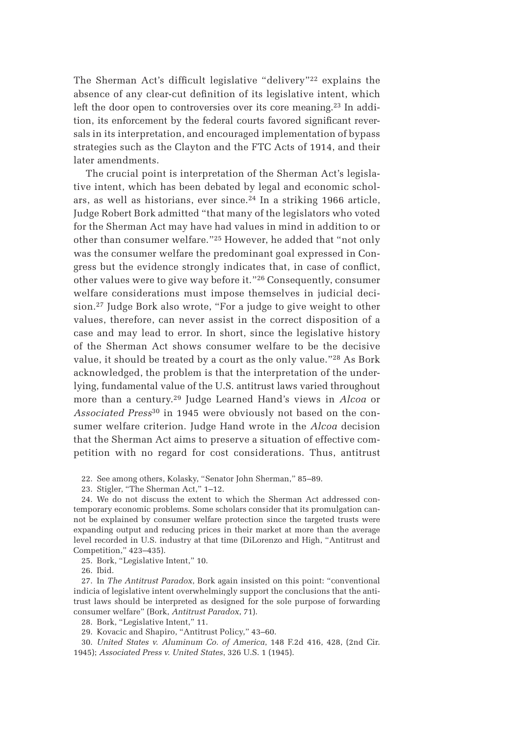The Sherman Act's difficult legislative "delivery"[22] explains the absence of any clear-cut definition of its legislative intent, which left the door open to controversies over its core meaning.[23] In addition, its enforcement by the federal courts favored significant reversals in its interpretation, and encouraged implementation of bypass strategies such as the Clayton and the FTC Acts of 1914, and their later amendments.

The crucial point is interpretation of the Sherman Act's legislative intent, which has been debated by legal and economic scholars, as well as historians, ever since.[24] In a striking 1966 article, Judge Robert Bork admitted "that many of the legislators who voted for the Sherman Act may have had values in mind in addition to or other than consumer welfare."[25] However, he added that "not only was the consumer welfare the predominant goal expressed in Congress but the evidence strongly indicates that, in case of conflict, other values were to give way before it."[26] Consequently, consumer welfare considerations must impose themselves in judicial decision.[27] Judge Bork also wrote, "For a judge to give weight to other values, therefore, can never assist in the correct disposition of a case and may lead to error. In short, since the legislative history of the Sherman Act shows consumer welfare to be the decisive value, it should be treated by a court as the only value."[28] As Bork acknowledged, the problem is that the interpretation of the underlying, fundamental value of the U.S. antitrust laws varied throughout more than a century.[29] Judge Learned Hand's views in *Alcoa* or *Associated Press*[30] in 1945 were obviously not based on the consumer welfare criterion. Judge Hand wrote in the *Alcoa* decision that the Sherman Act aims to preserve a situation of effective competition with no regard for cost considerations. Thus, antitrust

22. See among others, Kolasky, "Senator John Sherman," 85–89.

23. Stigler, "The Sherman Act," 1–12.

24. We do not discuss the extent to which the Sherman Act addressed contemporary economic problems. Some scholars consider that its promulgation cannot be explained by consumer welfare protection since the targeted trusts were expanding output and reducing prices in their market at more than the average level recorded in U.S. industry at that time (DiLorenzo and High, "Antitrust and Competition," 423–435).

25. Bork, "Legislative Intent," 10.

26. Ibid.

27. In *The Antitrust Paradox*, Bork again insisted on this point: "conventional indicia of legislative intent overwhelmingly support the conclusions that the antitrust laws should be interpreted as designed for the sole purpose of forwarding consumer welfare" (Bork, *Antitrust Paradox*, 71).

28. Bork, "Legislative Intent," 11.

29. Kovacic and Shapiro, "Antitrust Policy," 43–60.

30. *United States v. Aluminum Co. of America*, 148 F.2d 416, 428, (2nd Cir. 1945); *Associated Press v. United States*, 326 U.S. 1 (1945).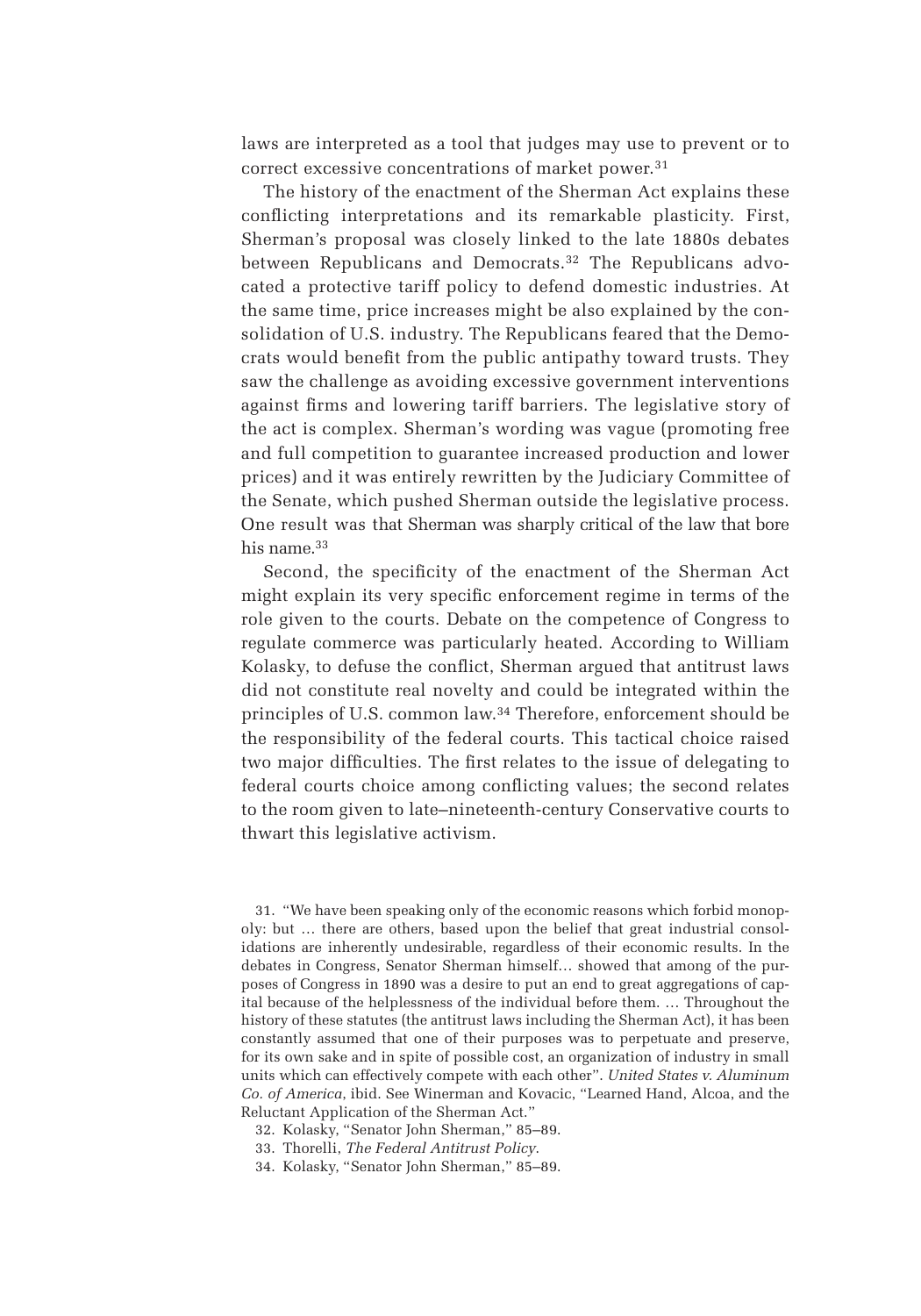laws are interpreted as a tool that judges may use to prevent or to correct excessive concentrations of market power.[31]

The history of the enactment of the Sherman Act explains these conflicting interpretations and its remarkable plasticity. First, Sherman's proposal was closely linked to the late 1880s debates between Republicans and Democrats.[32] The Republicans advocated a protective tariff policy to defend domestic industries. At the same time, price increases might be also explained by the consolidation of U.S. industry. The Republicans feared that the Democrats would benefit from the public antipathy toward trusts. They saw the challenge as avoiding excessive government interventions against firms and lowering tariff barriers. The legislative story of the act is complex. Sherman's wording was vague (promoting free and full competition to guarantee increased production and lower prices) and it was entirely rewritten by the Judiciary Committee of the Senate, which pushed Sherman outside the legislative process. One result was that Sherman was sharply critical of the law that bore his name.[33]

Second, the specificity of the enactment of the Sherman Act might explain its very specific enforcement regime in terms of the role given to the courts. Debate on the competence of Congress to regulate commerce was particularly heated. According to William Kolasky, to defuse the conflict, Sherman argued that antitrust laws did not constitute real novelty and could be integrated within the principles of U.S. common law.[34] Therefore, enforcement should be the responsibility of the federal courts. This tactical choice raised two major difficulties. The first relates to the issue of delegating to federal courts choice among conflicting values; the second relates to the room given to late–nineteenth-century Conservative courts to thwart this legislative activism.

31. "We have been speaking only of the economic reasons which forbid monopoly: but … there are others, based upon the belief that great industrial consolidations are inherently undesirable, regardless of their economic results. In the debates in Congress, Senator Sherman himself… showed that among of the purposes of Congress in 1890 was a desire to put an end to great aggregations of capital because of the helplessness of the individual before them. … Throughout the history of these statutes (the antitrust laws including the Sherman Act), it has been constantly assumed that one of their purposes was to perpetuate and preserve, for its own sake and in spite of possible cost, an organization of industry in small units which can effectively compete with each other". *United States v. Aluminum Co. of America*, ibid. See Winerman and Kovacic, "Learned Hand, Alcoa, and the Reluctant Application of the Sherman Act."

32. Kolasky, "Senator John Sherman," 85–89.

33. Thorelli, *The Federal Antitrust Policy*.

34. Kolasky, "Senator John Sherman," 85–89.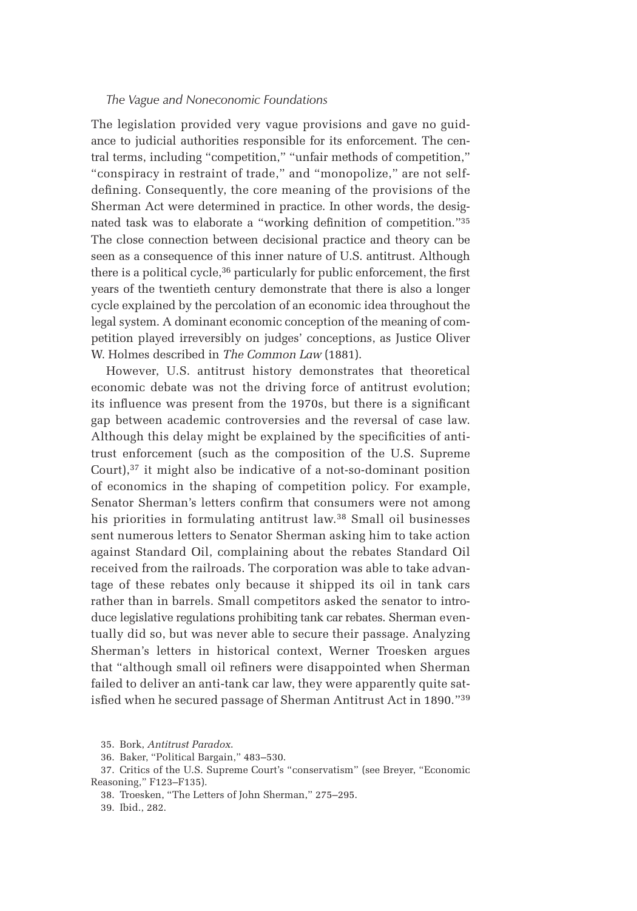### *The Vague and Noneconomic Foundations*

The legislation provided very vague provisions and gave no guidance to judicial authorities responsible for its enforcement. The central terms, including "competition," "unfair methods of competition," "conspiracy in restraint of trade," and "monopolize," are not self-defining. Consequently, the core meaning of the provisions of the Sherman Act were determined in practice. In other words, the designated task was to elaborate a "working definition of competition."[35] The close connection between decisional practice and theory can be seen as a consequence of this inner nature of U.S. antitrust. Although there is a political cycle,[36] particularly for public enforcement, the first years of the twentieth century demonstrate that there is also a longer cycle explained by the percolation of an economic idea throughout the legal system. A dominant economic conception of the meaning of competition played irreversibly on judges' conceptions, as Justice Oliver W. Holmes described in *The Common Law* (1881).

However, U.S. antitrust history demonstrates that theoretical economic debate was not the driving force of antitrust evolution; its influence was present from the 1970s, but there is a significant gap between academic controversies and the reversal of case law. Although this delay might be explained by the specificities of antitrust enforcement (such as the composition of the U.S. Supreme Court),[37] it might also be indicative of a not-so-dominant position of economics in the shaping of competition policy. For example, Senator Sherman's letters confirm that consumers were not among his priorities in formulating antitrust law.[38] Small oil businesses sent numerous letters to Senator Sherman asking him to take action against Standard Oil, complaining about the rebates Standard Oil received from the railroads. The corporation was able to take advantage of these rebates only because it shipped its oil in tank cars rather than in barrels. Small competitors asked the senator to introduce legislative regulations prohibiting tank car rebates. Sherman eventually did so, but was never able to secure their passage. Analyzing Sherman's letters in historical context, Werner Troesken argues that "although small oil refiners were disappointed when Sherman failed to deliver an anti-tank car law, they were apparently quite satisfied when he secured passage of Sherman Antitrust Act in 1890."[39]

35. Bork, *Antitrust Paradox.*

36. Baker, "Political Bargain," 483–530.

37. Critics of the U.S. Supreme Court's "conservatism" (see Breyer, "Economic Reasoning," F123–F135).

38. Troesken, "The Letters of John Sherman," 275–295.

39. Ibid., 282.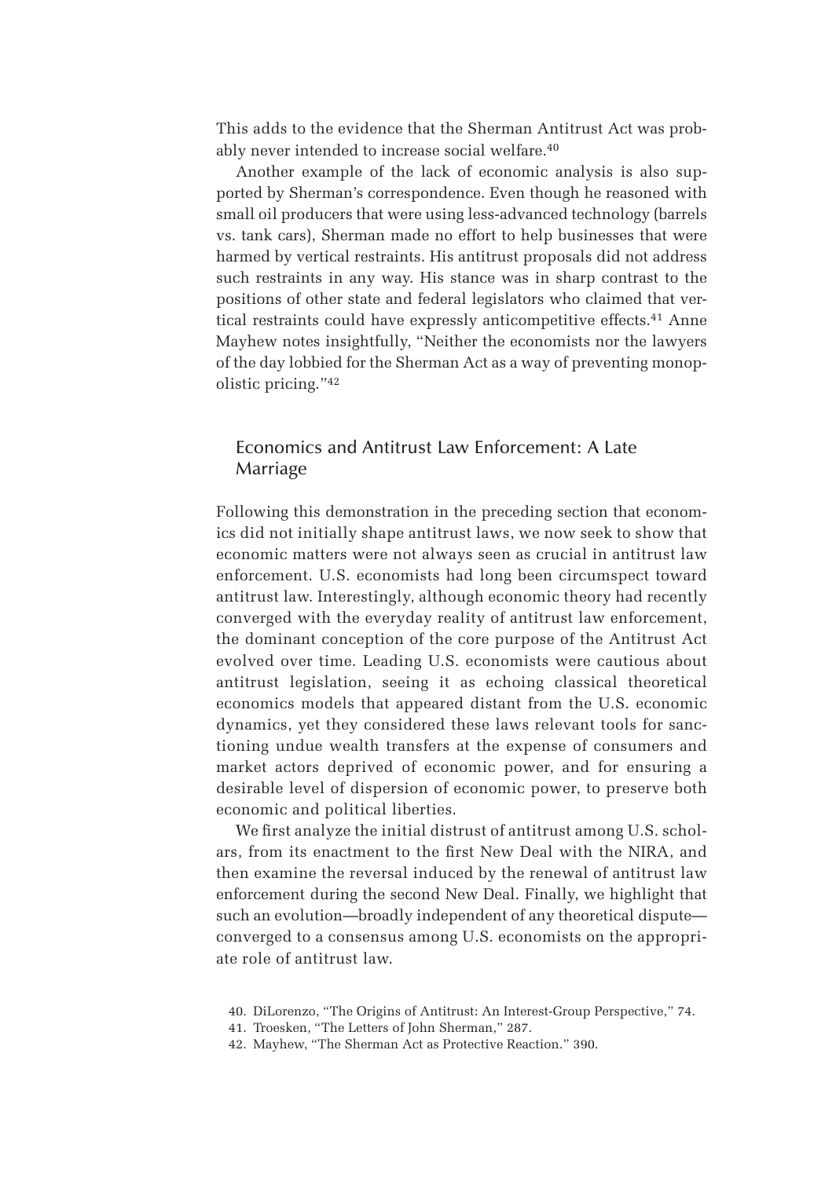This adds to the evidence that the Sherman Antitrust Act was probably never intended to increase social welfare.[40]

Another example of the lack of economic analysis is also supported by Sherman's correspondence. Even though he reasoned with small oil producers that were using less-advanced technology (barrels vs. tank cars), Sherman made no effort to help businesses that were harmed by vertical restraints. His antitrust proposals did not address such restraints in any way. His stance was in sharp contrast to the positions of other state and federal legislators who claimed that vertical restraints could have expressly anticompetitive effects.[41] Anne Mayhew notes insightfully, "Neither the economists nor the lawyers of the day lobbied for the Sherman Act as a way of preventing monopolistic pricing."[42]

## Economics and Antitrust Law Enforcement: A Late Marriage

Following this demonstration in the preceding section that economics did not initially shape antitrust laws, we now seek to show that economic matters were not always seen as crucial in antitrust law enforcement. U.S. economists had long been circumspect toward antitrust law. Interestingly, although economic theory had recently converged with the everyday reality of antitrust law enforcement, the dominant conception of the core purpose of the Antitrust Act evolved over time. Leading U.S. economists were cautious about antitrust legislation, seeing it as echoing classical theoretical economics models that appeared distant from the U.S. economic dynamics, yet they considered these laws relevant tools for sanctioning undue wealth transfers at the expense of consumers and market actors deprived of economic power, and for ensuring a desirable level of dispersion of economic power, to preserve both economic and political liberties.

We first analyze the initial distrust of antitrust among U.S. scholars, from its enactment to the first New Deal with the NIRA, and then examine the reversal induced by the renewal of antitrust law enforcement during the second New Deal. Finally, we highlight that such an evolution—broadly independent of any theoretical dispute—converged to a consensus among U.S. economists on the appropriate role of antitrust law.

40. DiLorenzo, "The Origins of Antitrust: An Interest-Group Perspective," 74.

41. Troesken, "The Letters of John Sherman," 287.

42. Mayhew, "The Sherman Act as Protective Reaction." 390.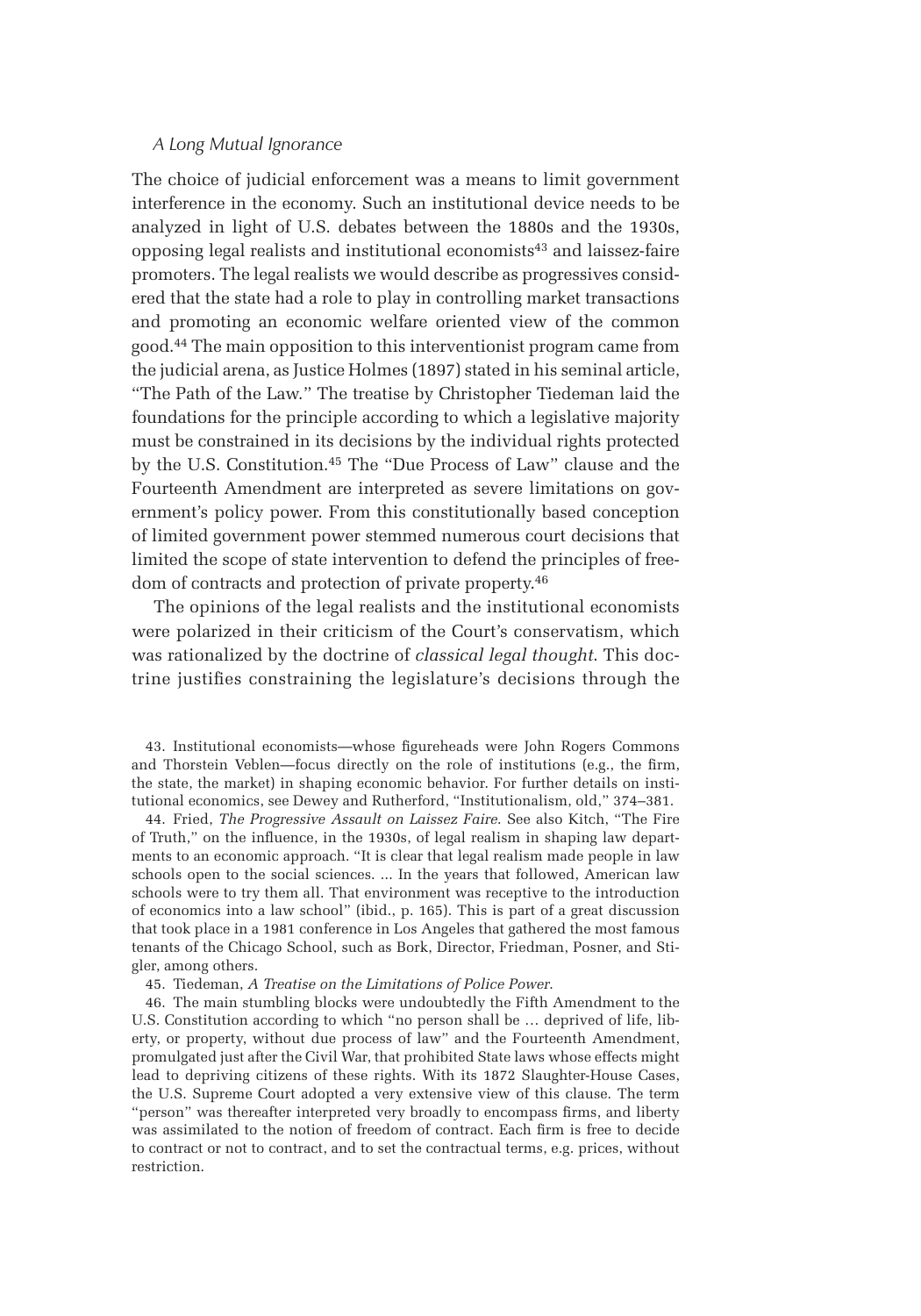The choice of judicial enforcement was a means to limit government interference in the economy. Such an institutional device needs to be analyzed in light of U.S. debates between the 1880s and the 1930s, opposing legal realists and institutional economists[43] and laissez-faire promoters. The legal realists we would describe as progressives considered that the state had a role to play in controlling market transactions and promoting an economic welfare oriented view of the common good.[44] The main opposition to this interventionist program came from the judicial arena, as Justice Holmes (1897) stated in his seminal article, "The Path of the Law." The treatise by Christopher Tiedeman laid the foundations for the principle according to which a legislative majority must be constrained in its decisions by the individual rights protected by the U.S. Constitution.[45] The "Due Process of Law" clause and the Fourteenth Amendment are interpreted as severe limitations on government's policy power. From this constitutionally based conception of limited government power stemmed numerous court decisions that limited the scope of state intervention to defend the principles of freedom of contracts and protection of private property.[46]

The opinions of the legal realists and the institutional economists were polarized in their criticism of the Court's conservatism, which was rationalized by the doctrine of *classical legal thought*. This doctrine justifies constraining the legislature's decisions through the

43. Institutional economists—whose figureheads were John Rogers Commons and Thorstein Veblen—focus directly on the role of institutions (e.g., the firm, the state, the market) in shaping economic behavior. For further details on institutional economics, see Dewey and Rutherford, "Institutionalism, old," 374–381.

44. Fried, *The Progressive Assault on Laissez Faire*. See also Kitch, "The Fire of Truth," on the influence, in the 1930s, of legal realism in shaping law departments to an economic approach. "It is clear that legal realism made people in law schools open to the social sciences. ... In the years that followed, American law schools were to try them all. That environment was receptive to the introduction of economics into a law school" (ibid., p. 165). This is part of a great discussion that took place in a 1981 conference in Los Angeles that gathered the most famous tenants of the Chicago School, such as Bork, Director, Friedman, Posner, and Stigler, among others.

45. Tiedeman, *A Treatise on the Limitations of Police Power*.

46. The main stumbling blocks were undoubtedly the Fifth Amendment to the U.S. Constitution according to which "no person shall be … deprived of life, liberty, or property, without due process of law" and the Fourteenth Amendment, promulgated just after the Civil War, that prohibited State laws whose effects might lead to depriving citizens of these rights. With its 1872 Slaughter-House Cases, the U.S. Supreme Court adopted a very extensive view of this clause. The term "person" was thereafter interpreted very broadly to encompass firms, and liberty was assimilated to the notion of freedom of contract. Each firm is free to decide to contract or not to contract, and to set the contractual terms, e.g. prices, without restriction.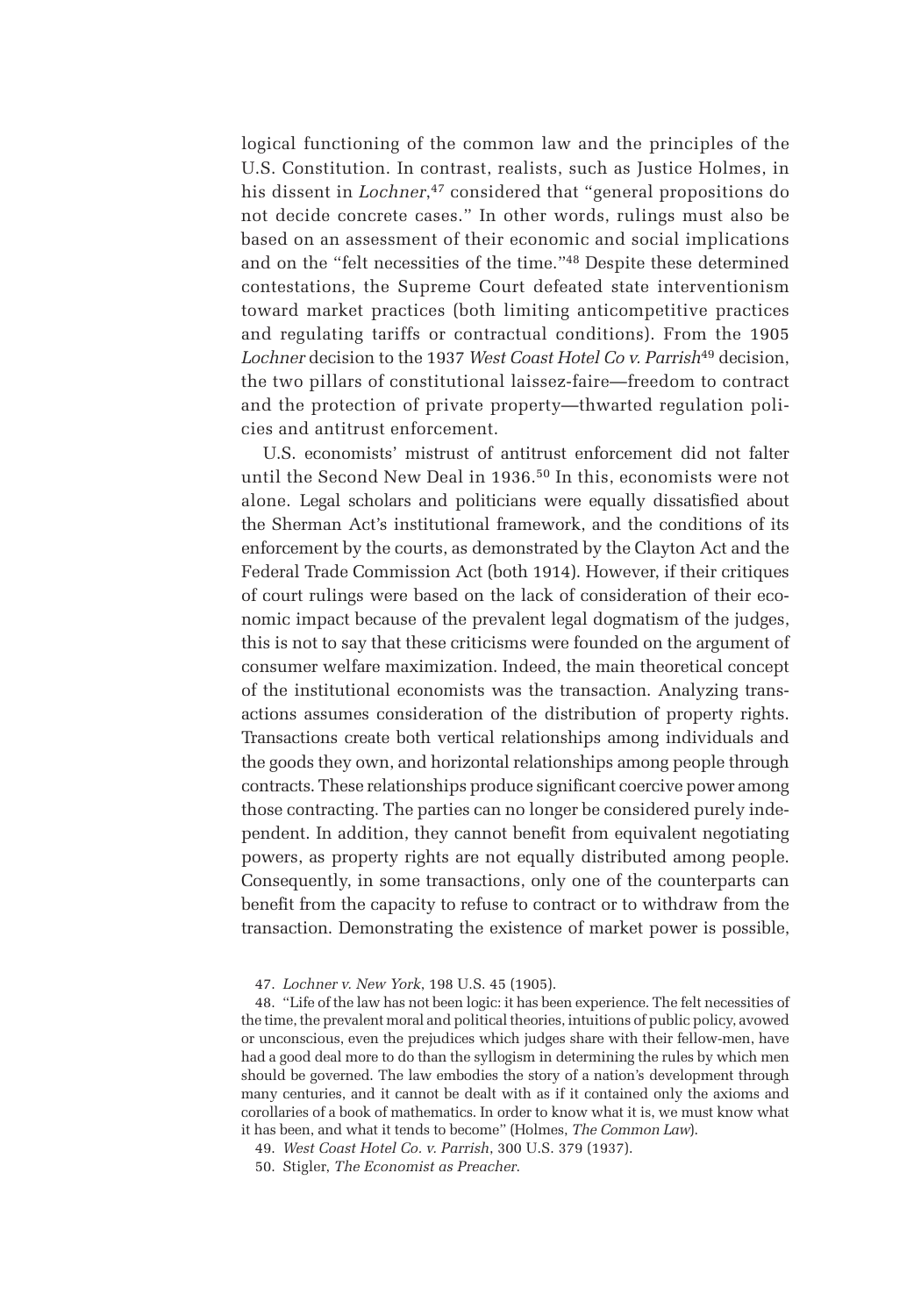logical functioning of the common law and the principles of the U.S. Constitution. In contrast, realists, such as Justice Holmes, in his dissent in *Lochner*,[47] considered that "general propositions do not decide concrete cases." In other words, rulings must also be based on an assessment of their economic and social implications and on the "felt necessities of the time."[48] Despite these determined contestations, the Supreme Court defeated state interventionism toward market practices (both limiting anticompetitive practices and regulating tariffs or contractual conditions). From the 1905 *Lochner* decision to the 1937 *West Coast Hotel Co v. Parrish*[49] decision, the two pillars of constitutional laissez-faire—freedom to contract and the protection of private property—thwarted regulation policies and antitrust enforcement.

U.S. economists' mistrust of antitrust enforcement did not falter until the Second New Deal in 1936.[50] In this, economists were not alone. Legal scholars and politicians were equally dissatisfied about the Sherman Act's institutional framework, and the conditions of its enforcement by the courts, as demonstrated by the Clayton Act and the Federal Trade Commission Act (both 1914). However, if their critiques of court rulings were based on the lack of consideration of their economic impact because of the prevalent legal dogmatism of the judges, this is not to say that these criticisms were founded on the argument of consumer welfare maximization. Indeed, the main theoretical concept of the institutional economists was the transaction. Analyzing transactions assumes consideration of the distribution of property rights. Transactions create both vertical relationships among individuals and the goods they own, and horizontal relationships among people through contracts. These relationships produce significant coercive power among those contracting. The parties can no longer be considered purely independent. In addition, they cannot benefit from equivalent negotiating powers, as property rights are not equally distributed among people. Consequently, in some transactions, only one of the counterparts can benefit from the capacity to refuse to contract or to withdraw from the transaction. Demonstrating the existence of market power is possible,

47. *Lochner v. New York*, 198 U.S. 45 (1905).

48. "Life of the law has not been logic: it has been experience. The felt necessities of the time, the prevalent moral and political theories, intuitions of public policy, avowed or unconscious, even the prejudices which judges share with their fellow-men, have had a good deal more to do than the syllogism in determining the rules by which men should be governed. The law embodies the story of a nation's development through many centuries, and it cannot be dealt with as if it contained only the axioms and corollaries of a book of mathematics. In order to know what it is, we must know what it has been, and what it tends to become" (Holmes, *The Common Law*).

49. *West Coast Hotel Co. v. Parrish*, 300 U.S. 379 (1937).

50. Stigler, *The Economist as Preacher*.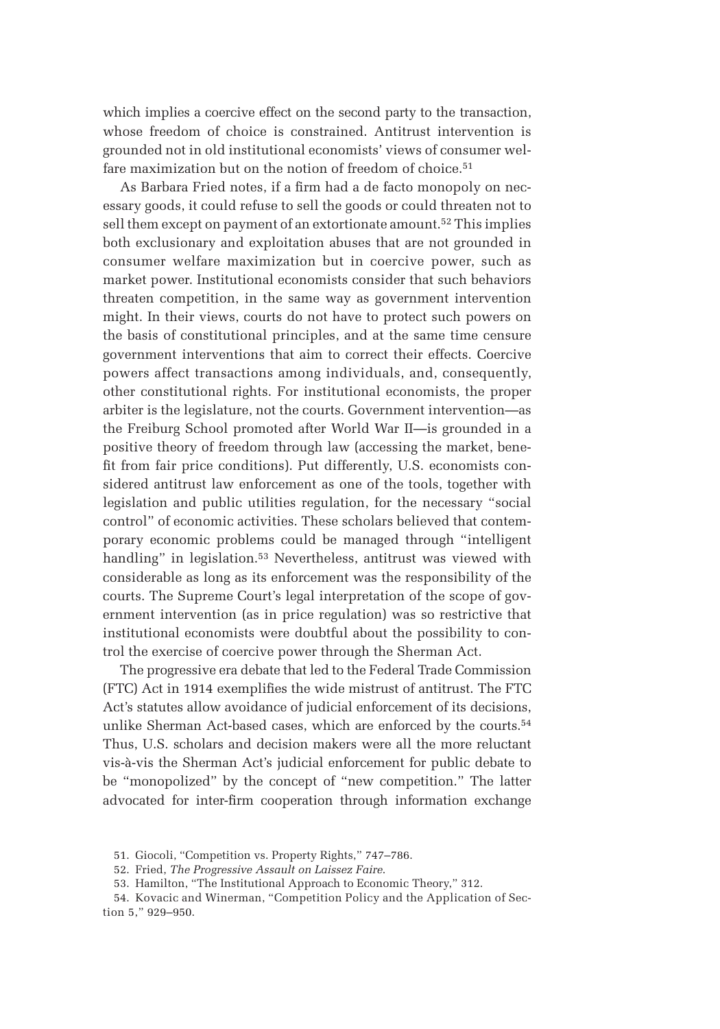which implies a coercive effect on the second party to the transaction, whose freedom of choice is constrained. Antitrust intervention is grounded not in old institutional economists' views of consumer welfare maximization but on the notion of freedom of choice.[51]

As Barbara Fried notes, if a firm had a de facto monopoly on necessary goods, it could refuse to sell the goods or could threaten not to sell them except on payment of an extortionate amount.[52] This implies both exclusionary and exploitation abuses that are not grounded in consumer welfare maximization but in coercive power, such as market power. Institutional economists consider that such behaviors threaten competition, in the same way as government intervention might. In their views, courts do not have to protect such powers on the basis of constitutional principles, and at the same time censure government interventions that aim to correct their effects. Coercive powers affect transactions among individuals, and, consequently, other constitutional rights. For institutional economists, the proper arbiter is the legislature, not the courts. Government intervention—as the Freiburg School promoted after World War II—is grounded in a positive theory of freedom through law (accessing the market, benefit from fair price conditions). Put differently, U.S. economists considered antitrust law enforcement as one of the tools, together with legislation and public utilities regulation, for the necessary "social control" of economic activities. These scholars believed that contemporary economic problems could be managed through "intelligent handling" in legislation.[53] Nevertheless, antitrust was viewed with considerable as long as its enforcement was the responsibility of the courts. The Supreme Court's legal interpretation of the scope of government intervention (as in price regulation) was so restrictive that institutional economists were doubtful about the possibility to control the exercise of coercive power through the Sherman Act.

The progressive era debate that led to the Federal Trade Commission (FTC) Act in 1914 exemplifies the wide mistrust of antitrust. The FTC Act's statutes allow avoidance of judicial enforcement of its decisions, unlike Sherman Act-based cases, which are enforced by the courts.[54] Thus, U.S. scholars and decision makers were all the more reluctant vis-à-vis the Sherman Act's judicial enforcement for public debate to be "monopolized" by the concept of "new competition." The latter advocated for inter-firm cooperation through information exchange

51. Giocoli, "Competition vs. Property Rights," 747–786.

52. Fried, *The Progressive Assault on Laissez Faire*.

53. Hamilton, "The Institutional Approach to Economic Theory," 312.

54. Kovacic and Winerman, "Competition Policy and the Application of Section 5," 929–950.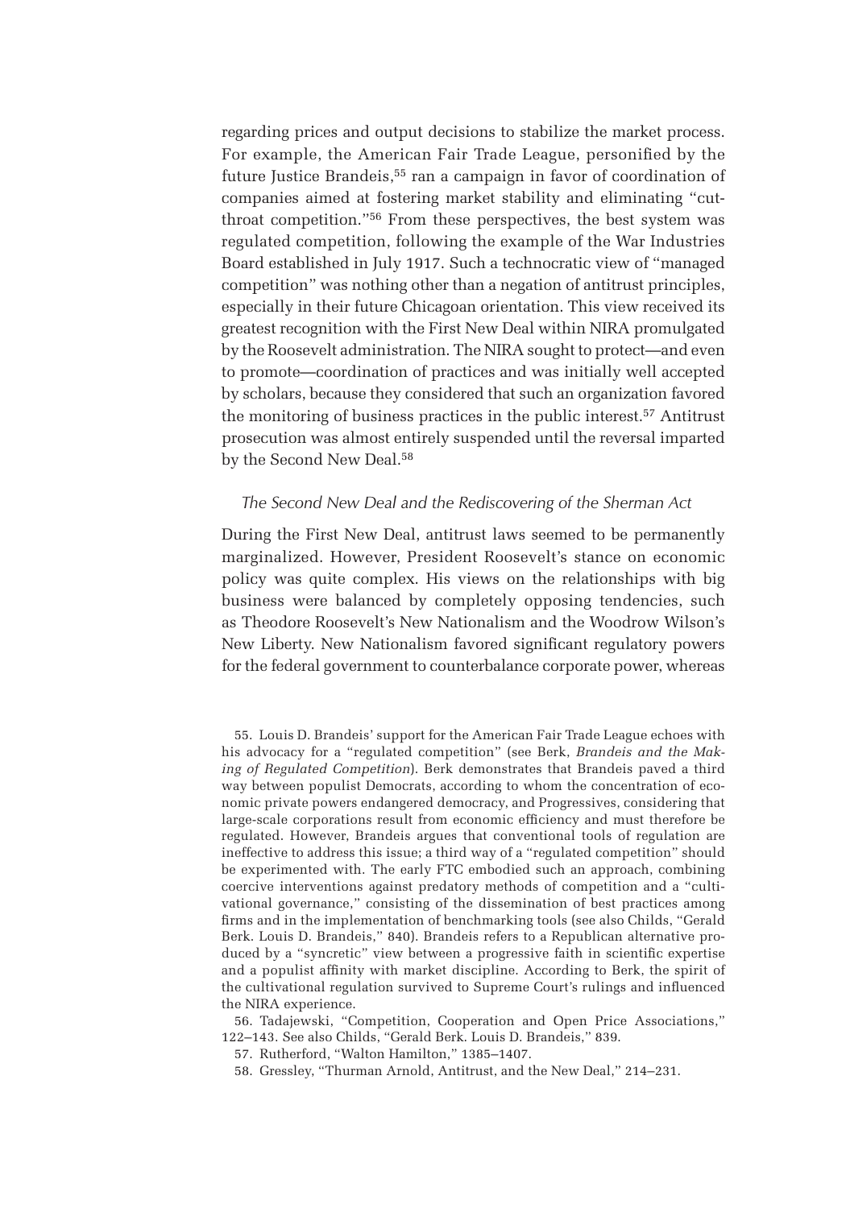regarding prices and output decisions to stabilize the market process. For example, the American Fair Trade League, personified by the future Justice Brandeis,[55] ran a campaign in favor of coordination of companies aimed at fostering market stability and eliminating "cut-throat competition."[56] From these perspectives, the best system was regulated competition, following the example of the War Industries Board established in July 1917. Such a technocratic view of "managed competition" was nothing other than a negation of antitrust principles, especially in their future Chicagoan orientation. This view received its greatest recognition with the First New Deal within NIRA promulgated by the Roosevelt administration. The NIRA sought to protect—and even to promote—coordination of practices and was initially well accepted by scholars, because they considered that such an organization favored the monitoring of business practices in the public interest.[57] Antitrust prosecution was almost entirely suspended until the reversal imparted by the Second New Deal.[58]

### *The Second New Deal and the Rediscovering of the Sherman Act*

During the First New Deal, antitrust laws seemed to be permanently marginalized. However, President Roosevelt's stance on economic policy was quite complex. His views on the relationships with big business were balanced by completely opposing tendencies, such as Theodore Roosevelt's New Nationalism and the Woodrow Wilson's New Liberty. New Nationalism favored significant regulatory powers for the federal government to counterbalance corporate power, whereas

55. Louis D. Brandeis' support for the American Fair Trade League echoes with his advocacy for a "regulated competition" (see Berk, *Brandeis and the Making of Regulated Competition*). Berk demonstrates that Brandeis paved a third way between populist Democrats, according to whom the concentration of economic private powers endangered democracy, and Progressives, considering that large-scale corporations result from economic efficiency and must therefore be regulated. However, Brandeis argues that conventional tools of regulation are ineffective to address this issue; a third way of a "regulated competition" should be experimented with. The early FTC embodied such an approach, combining coercive interventions against predatory methods of competition and a "cultivational governance," consisting of the dissemination of best practices among firms and in the implementation of benchmarking tools (see also Childs, "Gerald Berk. Louis D. Brandeis," 840). Brandeis refers to a Republican alternative produced by a "syncretic" view between a progressive faith in scientific expertise and a populist affinity with market discipline. According to Berk, the spirit of the cultivational regulation survived to Supreme Court's rulings and influenced the NIRA experience.

56. Tadajewski, "Competition, Cooperation and Open Price Associations," 122–143. See also Childs, "Gerald Berk. Louis D. Brandeis," 839.

57. Rutherford, "Walton Hamilton," 1385–1407.

58. Gressley, "Thurman Arnold, Antitrust, and the New Deal," 214–231.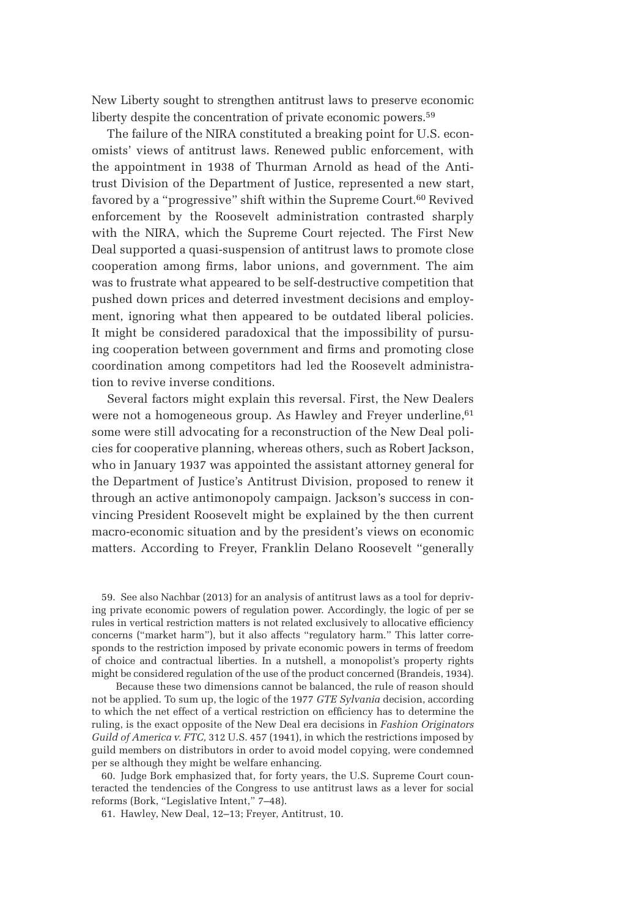New Liberty sought to strengthen antitrust laws to preserve economic liberty despite the concentration of private economic powers.[59]

The failure of the NIRA constituted a breaking point for U.S. economists' views of antitrust laws. Renewed public enforcement, with the appointment in 1938 of Thurman Arnold as head of the Antitrust Division of the Department of Justice, represented a new start, favored by a "progressive" shift within the Supreme Court.[60] Revived enforcement by the Roosevelt administration contrasted sharply with the NIRA, which the Supreme Court rejected. The First New Deal supported a quasi-suspension of antitrust laws to promote close cooperation among firms, labor unions, and government. The aim was to frustrate what appeared to be self-destructive competition that pushed down prices and deterred investment decisions and employment, ignoring what then appeared to be outdated liberal policies. It might be considered paradoxical that the impossibility of pursuing cooperation between government and firms and promoting close coordination among competitors had led the Roosevelt administration to revive inverse conditions.

Several factors might explain this reversal. First, the New Dealers were not a homogeneous group. As Hawley and Freyer underline,[61] some were still advocating for a reconstruction of the New Deal policies for cooperative planning, whereas others, such as Robert Jackson, who in January 1937 was appointed the assistant attorney general for the Department of Justice's Antitrust Division, proposed to renew it through an active antimonopoly campaign. Jackson's success in convincing President Roosevelt might be explained by the then current macro-economic situation and by the president's views on economic matters. According to Freyer, Franklin Delano Roosevelt "generally

59. See also Nachbar (2013) for an analysis of antitrust laws as a tool for depriving private economic powers of regulation power. Accordingly, the logic of per se rules in vertical restriction matters is not related exclusively to allocative efficiency concerns ("market harm"), but it also affects "regulatory harm." This latter corresponds to the restriction imposed by private economic powers in terms of freedom of choice and contractual liberties. In a nutshell, a monopolist's property rights might be considered regulation of the use of the product concerned (Brandeis, 1934).

Because these two dimensions cannot be balanced, the rule of reason should not be applied. To sum up, the logic of the 1977 *GTE Sylvania* decision, according to which the net effect of a vertical restriction on efficiency has to determine the ruling, is the exact opposite of the New Deal era decisions in *Fashion Originators Guild of America v. FTC,* 312 U.S. 457 (1941), in which the restrictions imposed by guild members on distributors in order to avoid model copying, were condemned per se although they might be welfare enhancing.

60. Judge Bork emphasized that, for forty years, the U.S. Supreme Court counteracted the tendencies of the Congress to use antitrust laws as a lever for social reforms (Bork, "Legislative Intent," 7–48).

61. Hawley, New Deal, 12–13; Freyer, Antitrust, 10.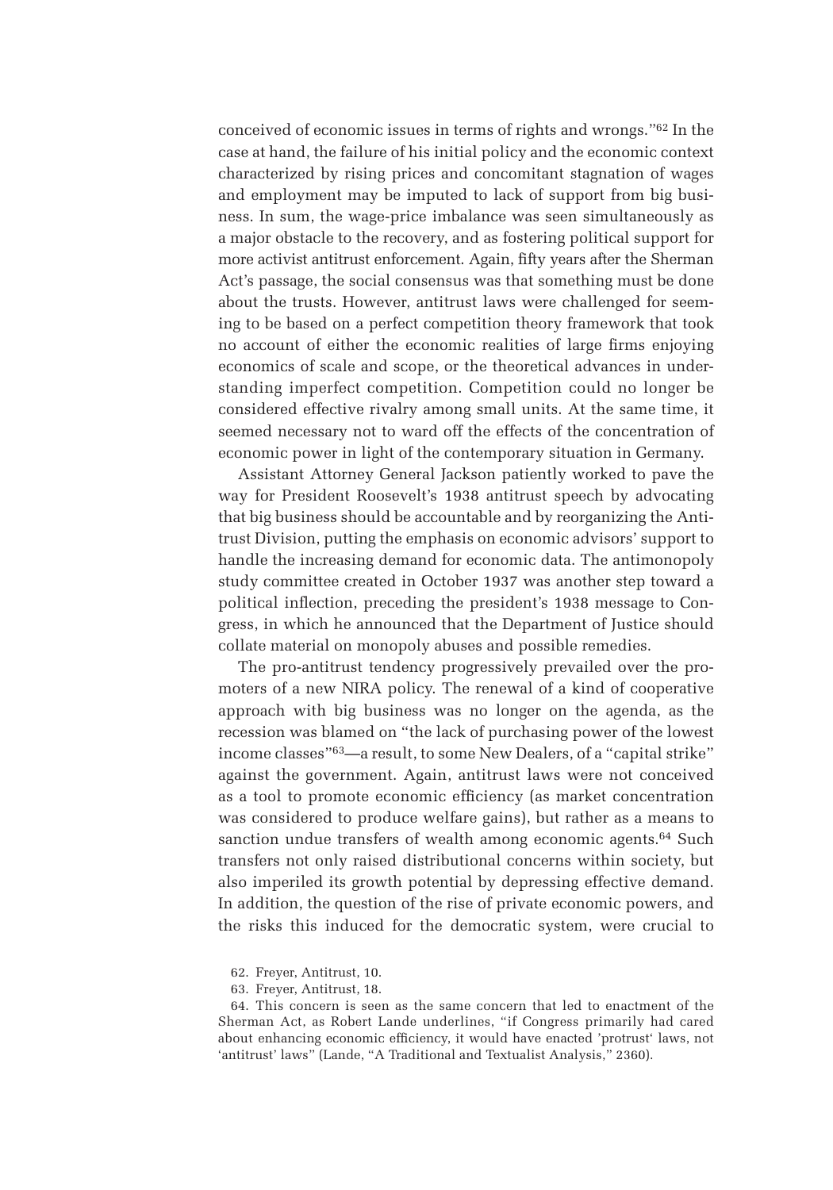conceived of economic issues in terms of rights and wrongs."[62] In the case at hand, the failure of his initial policy and the economic context characterized by rising prices and concomitant stagnation of wages and employment may be imputed to lack of support from big business. In sum, the wage-price imbalance was seen simultaneously as a major obstacle to the recovery, and as fostering political support for more activist antitrust enforcement. Again, fifty years after the Sherman Act's passage, the social consensus was that something must be done about the trusts. However, antitrust laws were challenged for seeming to be based on a perfect competition theory framework that took no account of either the economic realities of large firms enjoying economics of scale and scope, or the theoretical advances in understanding imperfect competition. Competition could no longer be considered effective rivalry among small units. At the same time, it seemed necessary not to ward off the effects of the concentration of economic power in light of the contemporary situation in Germany.

Assistant Attorney General Jackson patiently worked to pave the way for President Roosevelt's 1938 antitrust speech by advocating that big business should be accountable and by reorganizing the Antitrust Division, putting the emphasis on economic advisors' support to handle the increasing demand for economic data. The antimonopoly study committee created in October 1937 was another step toward a political inflection, preceding the president's 1938 message to Congress, in which he announced that the Department of Justice should collate material on monopoly abuses and possible remedies.

The pro-antitrust tendency progressively prevailed over the promoters of a new NIRA policy. The renewal of a kind of cooperative approach with big business was no longer on the agenda, as the recession was blamed on "the lack of purchasing power of the lowest income classes"[63]—a result, to some New Dealers, of a "capital strike" against the government. Again, antitrust laws were not conceived as a tool to promote economic efficiency (as market concentration was considered to produce welfare gains), but rather as a means to sanction undue transfers of wealth among economic agents.[64] Such transfers not only raised distributional concerns within society, but also imperiled its growth potential by depressing effective demand. In addition, the question of the rise of private economic powers, and the risks this induced for the democratic system, were crucial to

62. Freyer, Antitrust, 10.

63. Freyer, Antitrust, 18.

64. This concern is seen as the same concern that led to enactment of the Sherman Act, as Robert Lande underlines, "if Congress primarily had cared about enhancing economic efficiency, it would have enacted 'protrust' laws, not 'antitrust' laws" (Lande, "A Traditional and Textualist Analysis," 2360).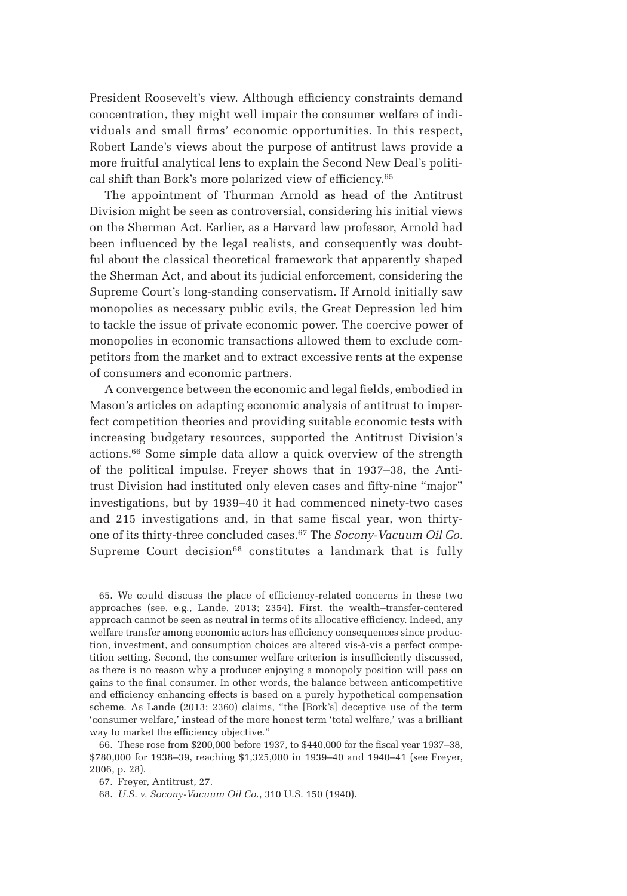President Roosevelt's view. Although efficiency constraints demand concentration, they might well impair the consumer welfare of individuals and small firms' economic opportunities. In this respect, Robert Lande's views about the purpose of antitrust laws provide a more fruitful analytical lens to explain the Second New Deal's political shift than Bork's more polarized view of efficiency.[65]

The appointment of Thurman Arnold as head of the Antitrust Division might be seen as controversial, considering his initial views on the Sherman Act. Earlier, as a Harvard law professor, Arnold had been influenced by the legal realists, and consequently was doubtful about the classical theoretical framework that apparently shaped the Sherman Act, and about its judicial enforcement, considering the Supreme Court's long-standing conservatism. If Arnold initially saw monopolies as necessary public evils, the Great Depression led him to tackle the issue of private economic power. The coercive power of monopolies in economic transactions allowed them to exclude competitors from the market and to extract excessive rents at the expense of consumers and economic partners.

A convergence between the economic and legal fields, embodied in Mason's articles on adapting economic analysis of antitrust to imperfect competition theories and providing suitable economic tests with increasing budgetary resources, supported the Antitrust Division's actions.[66] Some simple data allow a quick overview of the strength of the political impulse. Freyer shows that in 1937–38, the Antitrust Division had instituted only eleven cases and fifty-nine "major" investigations, but by 1939–40 it had commenced ninety-two cases and 215 investigations and, in that same fiscal year, won thirty-one of its thirty-three concluded cases.[67] The *Socony-Vacuum Oil Co.* Supreme Court decision[68] constitutes a landmark that is fully

65. We could discuss the place of efficiency-related concerns in these two approaches (see, e.g., Lande, 2013; 2354). First, the wealth–transfer-centered approach cannot be seen as neutral in terms of its allocative efficiency. Indeed, any welfare transfer among economic actors has efficiency consequences since production, investment, and consumption choices are altered vis-à-vis a perfect competition setting. Second, the consumer welfare criterion is insufficiently discussed, as there is no reason why a producer enjoying a monopoly position will pass on gains to the final consumer. In other words, the balance between anticompetitive and efficiency enhancing effects is based on a purely hypothetical compensation scheme. As Lande (2013; 2360) claims, "the [Bork's] deceptive use of the term 'consumer welfare,' instead of the more honest term 'total welfare,' was a brilliant way to market the efficiency objective."

66. These rose from $200,000 before 1937, to $440,000 for the fiscal year 1937–38, $780,000 for 1938–39, reaching $1,325,000 in 1939–40 and 1940–41 (see Freyer, 2006, p. 28).

67. Freyer, Antitrust, 27.

68. *U.S. v. Socony-Vacuum Oil Co.*, 310 U.S. 150 (1940).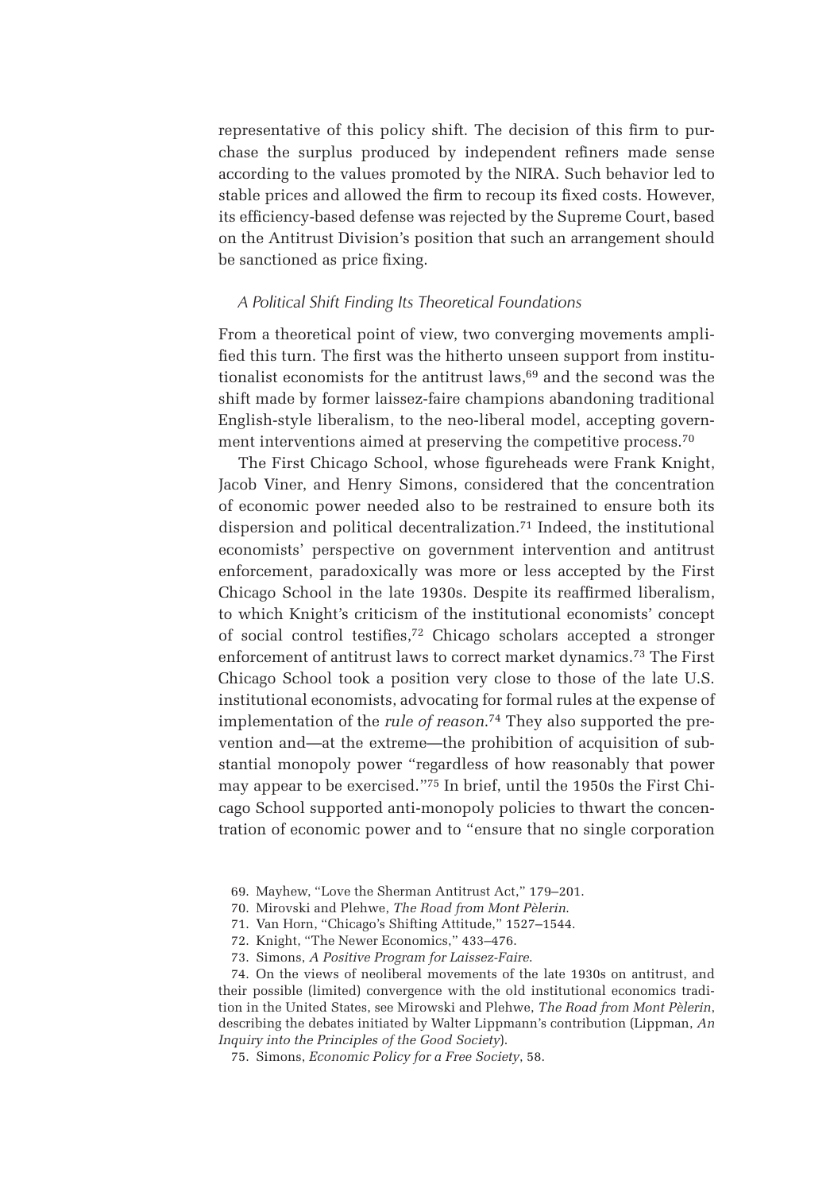representative of this policy shift. The decision of this firm to purchase the surplus produced by independent refiners made sense according to the values promoted by the NIRA. Such behavior led to stable prices and allowed the firm to recoup its fixed costs. However, its efficiency-based defense was rejected by the Supreme Court, based on the Antitrust Division's position that such an arrangement should be sanctioned as price fixing.

### *A Political Shift Finding Its Theoretical Foundations*

From a theoretical point of view, two converging movements amplified this turn. The first was the hitherto unseen support from institutionalist economists for the antitrust laws,[69] and the second was the shift made by former laissez-faire champions abandoning traditional English-style liberalism, to the neo-liberal model, accepting government interventions aimed at preserving the competitive process.[70]

The First Chicago School, whose figureheads were Frank Knight, Jacob Viner, and Henry Simons, considered that the concentration of economic power needed also to be restrained to ensure both its dispersion and political decentralization.[71] Indeed, the institutional economists' perspective on government intervention and antitrust enforcement, paradoxically was more or less accepted by the First Chicago School in the late 1930s. Despite its reaffirmed liberalism, to which Knight's criticism of the institutional economists' concept of social control testifies,[72] Chicago scholars accepted a stronger enforcement of antitrust laws to correct market dynamics.[73] The First Chicago School took a position very close to those of the late U.S. institutional economists, advocating for formal rules at the expense of implementation of the *rule of reason*.[74] They also supported the prevention and—at the extreme—the prohibition of acquisition of substantial monopoly power "regardless of how reasonably that power may appear to be exercised."[75] In brief, until the 1950s the First Chicago School supported anti-monopoly policies to thwart the concentration of economic power and to "ensure that no single corporation

69. Mayhew, "Love the Sherman Antitrust Act," 179–201.

70. Mirovski and Plehwe, *The Road from Mont Pèlerin*.

71. Van Horn, "Chicago's Shifting Attitude," 1527–1544.

72. Knight, "The Newer Economics," 433–476.

73. Simons, *A Positive Program for Laissez-Faire*.

74. On the views of neoliberal movements of the late 1930s on antitrust, and their possible (limited) convergence with the old institutional economics tradition in the United States, see Mirowski and Plehwe, *The Road from Mont Pèlerin*, describing the debates initiated by Walter Lippmann's contribution (Lippman, *An Inquiry into the Principles of the Good Society*).

75. Simons, *Economic Policy for a Free Society*, 58.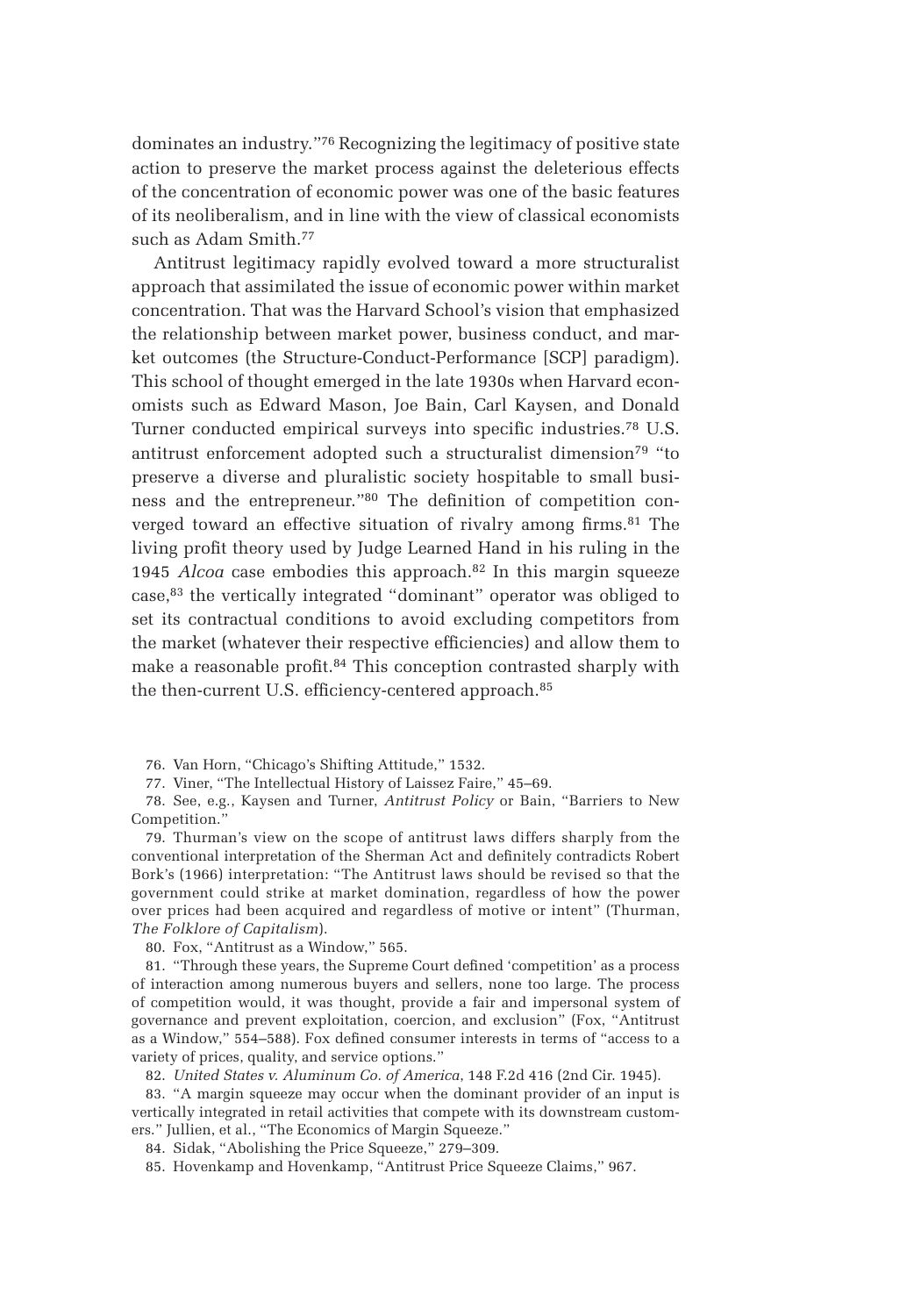dominates an industry."[76] Recognizing the legitimacy of positive state action to preserve the market process against the deleterious effects of the concentration of economic power was one of the basic features of its neoliberalism, and in line with the view of classical economists such as Adam Smith.[77]

Antitrust legitimacy rapidly evolved toward a more structuralist approach that assimilated the issue of economic power within market concentration. That was the Harvard School's vision that emphasized the relationship between market power, business conduct, and market outcomes (the Structure-Conduct-Performance [SCP] paradigm). This school of thought emerged in the late 1930s when Harvard economists such as Edward Mason, Joe Bain, Carl Kaysen, and Donald Turner conducted empirical surveys into specific industries.[78] U.S. antitrust enforcement adopted such a structuralist dimension[79] "to preserve a diverse and pluralistic society hospitable to small business and the entrepreneur."[80] The definition of competition converged toward an effective situation of rivalry among firms.[81] The living profit theory used by Judge Learned Hand in his ruling in the 1945 *Alcoa* case embodies this approach.[82] In this margin squeeze case,[83] the vertically integrated "dominant" operator was obliged to set its contractual conditions to avoid excluding competitors from the market (whatever their respective efficiencies) and allow them to make a reasonable profit.[84] This conception contrasted sharply with the then-current U.S. efficiency-centered approach.[85]

76. Van Horn, "Chicago's Shifting Attitude," 1532.

77. Viner, "The Intellectual History of Laissez Faire," 45–69.

78. See, e.g., Kaysen and Turner, *Antitrust Policy* or Bain, "Barriers to New Competition."

79. Thurman's view on the scope of antitrust laws differs sharply from the conventional interpretation of the Sherman Act and definitely contradicts Robert Bork's (1966) interpretation: "The Antitrust laws should be revised so that the government could strike at market domination, regardless of how the power over prices had been acquired and regardless of motive or intent" (Thurman, *The Folklore of Capitalism*).

80. Fox, "Antitrust as a Window," 565.

81. "Through these years, the Supreme Court defined 'competition' as a process of interaction among numerous buyers and sellers, none too large. The process of competition would, it was thought, provide a fair and impersonal system of governance and prevent exploitation, coercion, and exclusion" (Fox, "Antitrust as a Window," 554–588). Fox defined consumer interests in terms of "access to a variety of prices, quality, and service options."

82. *United States v. Aluminum Co. of America*, 148 F.2d 416 (2nd Cir. 1945).

83. "A margin squeeze may occur when the dominant provider of an input is vertically integrated in retail activities that compete with its downstream customers." Jullien, et al., "The Economics of Margin Squeeze."

84. Sidak, "Abolishing the Price Squeeze," 279–309.

85. Hovenkamp and Hovenkamp, "Antitrust Price Squeeze Claims," 967.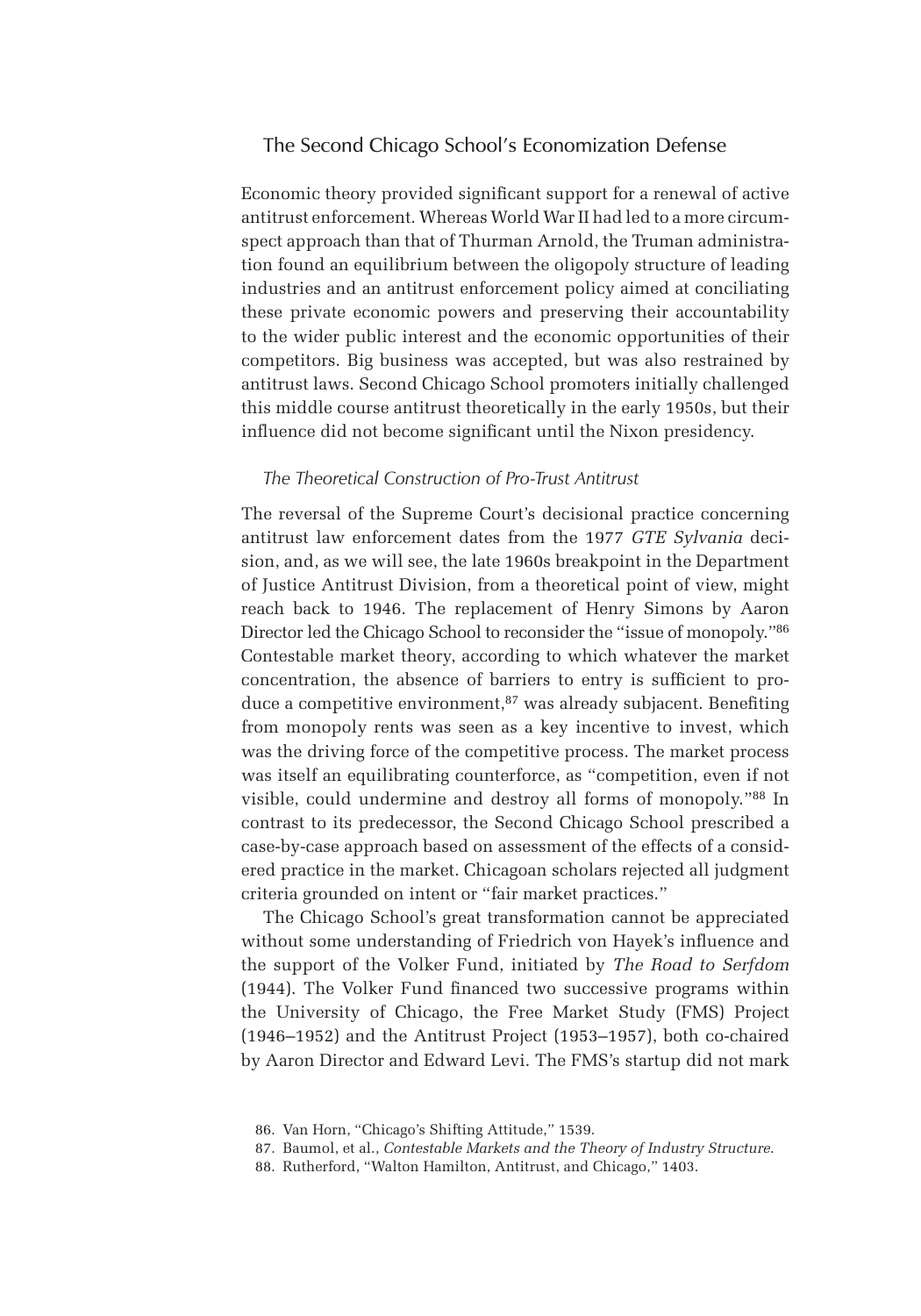## The Second Chicago School's Economization Defense

Economic theory provided significant support for a renewal of active antitrust enforcement. Whereas World War II had led to a more circumspect approach than that of Thurman Arnold, the Truman administration found an equilibrium between the oligopoly structure of leading industries and an antitrust enforcement policy aimed at conciliating these private economic powers and preserving their accountability to the wider public interest and the economic opportunities of their competitors. Big business was accepted, but was also restrained by antitrust laws. Second Chicago School promoters initially challenged this middle course antitrust theoretically in the early 1950s, but their influence did not become significant until the Nixon presidency.

### *The Theoretical Construction of Pro-Trust Antitrust*

The reversal of the Supreme Court's decisional practice concerning antitrust law enforcement dates from the 1977 *GTE Sylvania* decision, and, as we will see, the late 1960s breakpoint in the Department of Justice Antitrust Division, from a theoretical point of view, might reach back to 1946. The replacement of Henry Simons by Aaron Director led the Chicago School to reconsider the "issue of monopoly."[86] Contestable market theory, according to which whatever the market concentration, the absence of barriers to entry is sufficient to produce a competitive environment,[87] was already subjacent. Benefiting from monopoly rents was seen as a key incentive to invest, which was the driving force of the competitive process. The market process was itself an equilibrating counterforce, as "competition, even if not visible, could undermine and destroy all forms of monopoly."[88] In contrast to its predecessor, the Second Chicago School prescribed a case-by-case approach based on assessment of the effects of a considered practice in the market. Chicagoan scholars rejected all judgment criteria grounded on intent or "fair market practices."

The Chicago School's great transformation cannot be appreciated without some understanding of Friedrich von Hayek's influence and the support of the Volker Fund, initiated by *The Road to Serfdom* (1944). The Volker Fund financed two successive programs within the University of Chicago, the Free Market Study (FMS) Project (1946–1952) and the Antitrust Project (1953–1957), both co-chaired by Aaron Director and Edward Levi. The FMS's startup did not mark

86. Van Horn, "Chicago's Shifting Attitude," 1539.

87. Baumol, et al., *Contestable Markets and the Theory of Industry Structure*.

88. Rutherford, "Walton Hamilton, Antitrust, and Chicago," 1403.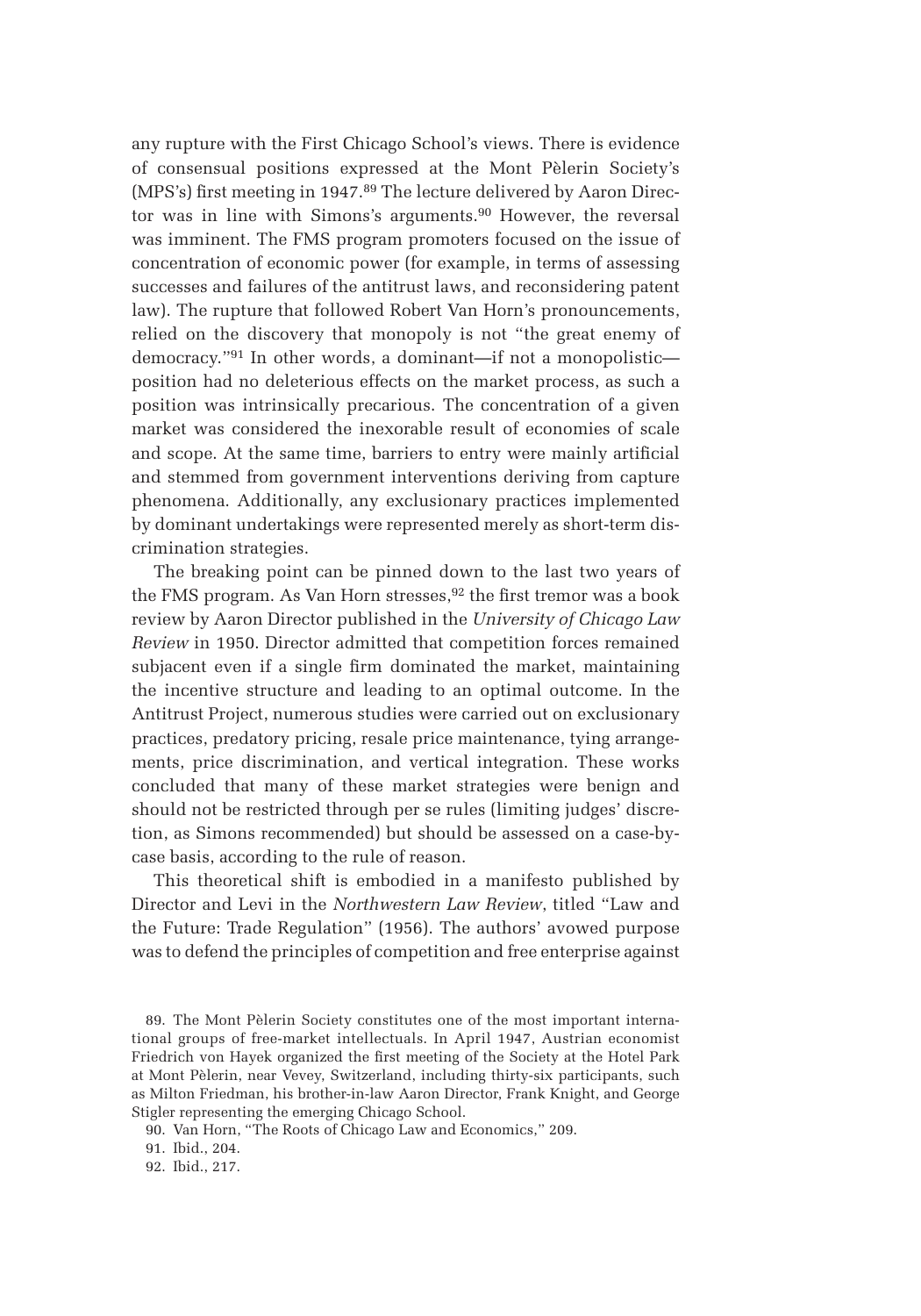any rupture with the First Chicago School's views. There is evidence of consensual positions expressed at the Mont Pèlerin Society's (MPS's) first meeting in 1947.[89] The lecture delivered by Aaron Director was in line with Simons's arguments.[90] However, the reversal was imminent. The FMS program promoters focused on the issue of concentration of economic power (for example, in terms of assessing successes and failures of the antitrust laws, and reconsidering patent law). The rupture that followed Robert Van Horn's pronouncements, relied on the discovery that monopoly is not "the great enemy of democracy."[91] In other words, a dominant—if not a monopolistic—position had no deleterious effects on the market process, as such a position was intrinsically precarious. The concentration of a given market was considered the inexorable result of economies of scale and scope. At the same time, barriers to entry were mainly artificial and stemmed from government interventions deriving from capture phenomena. Additionally, any exclusionary practices implemented by dominant undertakings were represented merely as short-term discrimination strategies.

The breaking point can be pinned down to the last two years of the FMS program. As Van Horn stresses,[92] the first tremor was a book review by Aaron Director published in the *University of Chicago Law Review* in 1950. Director admitted that competition forces remained subjacent even if a single firm dominated the market, maintaining the incentive structure and leading to an optimal outcome. In the Antitrust Project, numerous studies were carried out on exclusionary practices, predatory pricing, resale price maintenance, tying arrangements, price discrimination, and vertical integration. These works concluded that many of these market strategies were benign and should not be restricted through per se rules (limiting judges' discretion, as Simons recommended) but should be assessed on a case-by-case basis, according to the rule of reason.

This theoretical shift is embodied in a manifesto published by Director and Levi in the *Northwestern Law Review*, titled "Law and the Future: Trade Regulation" (1956). The authors' avowed purpose was to defend the principles of competition and free enterprise against

89. The Mont Pèlerin Society constitutes one of the most important international groups of free-market intellectuals. In April 1947, Austrian economist Friedrich von Hayek organized the first meeting of the Society at the Hotel Park at Mont Pèlerin, near Vevey, Switzerland, including thirty-six participants, such as Milton Friedman, his brother-in-law Aaron Director, Frank Knight, and George Stigler representing the emerging Chicago School.

90. Van Horn, "The Roots of Chicago Law and Economics," 209.

91. Ibid., 204.

92. Ibid., 217.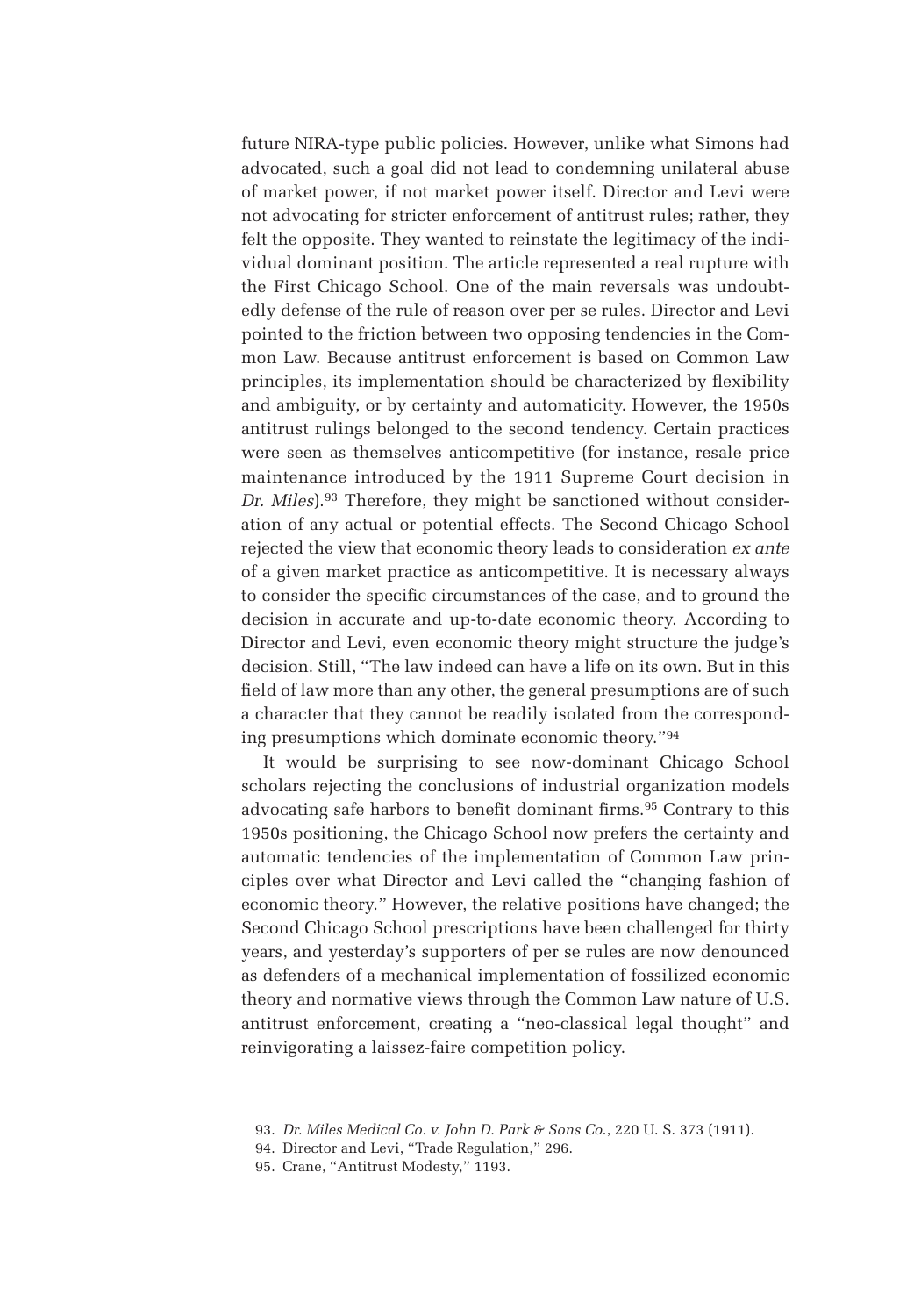future NIRA-type public policies. However, unlike what Simons had advocated, such a goal did not lead to condemning unilateral abuse of market power, if not market power itself. Director and Levi were not advocating for stricter enforcement of antitrust rules; rather, they felt the opposite. They wanted to reinstate the legitimacy of the individual dominant position. The article represented a real rupture with the First Chicago School. One of the main reversals was undoubtedly defense of the rule of reason over per se rules. Director and Levi pointed to the friction between two opposing tendencies in the Common Law. Because antitrust enforcement is based on Common Law principles, its implementation should be characterized by flexibility and ambiguity, or by certainty and automaticity. However, the 1950s antitrust rulings belonged to the second tendency. Certain practices were seen as themselves anticompetitive (for instance, resale price maintenance introduced by the 1911 Supreme Court decision in *Dr. Miles*).[93] Therefore, they might be sanctioned without consideration of any actual or potential effects. The Second Chicago School rejected the view that economic theory leads to consideration *ex ante* of a given market practice as anticompetitive. It is necessary always to consider the specific circumstances of the case, and to ground the decision in accurate and up-to-date economic theory. According to Director and Levi, even economic theory might structure the judge's decision. Still, "The law indeed can have a life on its own. But in this field of law more than any other, the general presumptions are of such a character that they cannot be readily isolated from the corresponding presumptions which dominate economic theory."[94]

It would be surprising to see now-dominant Chicago School scholars rejecting the conclusions of industrial organization models advocating safe harbors to benefit dominant firms.[95] Contrary to this 1950s positioning, the Chicago School now prefers the certainty and automatic tendencies of the implementation of Common Law principles over what Director and Levi called the "changing fashion of economic theory." However, the relative positions have changed; the Second Chicago School prescriptions have been challenged for thirty years, and yesterday's supporters of per se rules are now denounced as defenders of a mechanical implementation of fossilized economic theory and normative views through the Common Law nature of U.S. antitrust enforcement, creating a "neo-classical legal thought" and reinvigorating a laissez-faire competition policy.

93. *Dr. Miles Medical Co. v. John D. Park & Sons Co.*, 220 U. S. 373 (1911).

94. Director and Levi, "Trade Regulation," 296.

95. Crane, "Antitrust Modesty," 1193.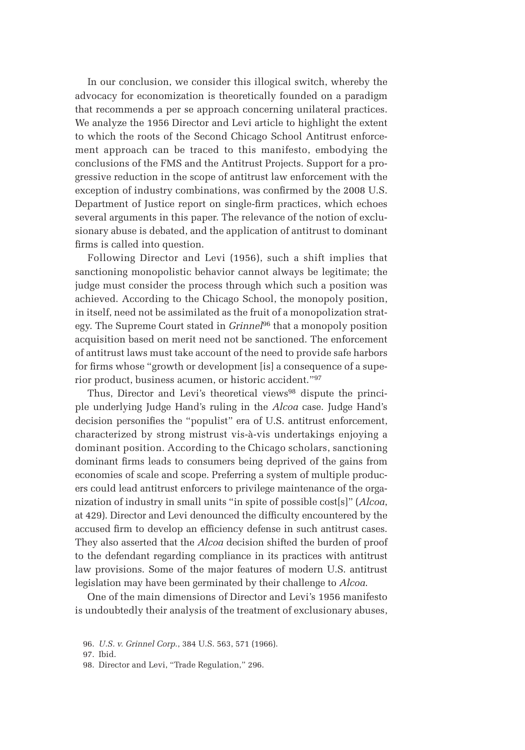In our conclusion, we consider this illogical switch, whereby the advocacy for economization is theoretically founded on a paradigm that recommends a per se approach concerning unilateral practices. We analyze the 1956 Director and Levi article to highlight the extent to which the roots of the Second Chicago School Antitrust enforcement approach can be traced to this manifesto, embodying the conclusions of the FMS and the Antitrust Projects. Support for a progressive reduction in the scope of antitrust law enforcement with the exception of industry combinations, was confirmed by the 2008 U.S. Department of Justice report on single-firm practices, which echoes several arguments in this paper. The relevance of the notion of exclusionary abuse is debated, and the application of antitrust to dominant firms is called into question.

Following Director and Levi (1956), such a shift implies that sanctioning monopolistic behavior cannot always be legitimate; the judge must consider the process through which such a position was achieved. According to the Chicago School, the monopoly position, in itself, need not be assimilated as the fruit of a monopolization strategy. The Supreme Court stated in *Grinnel*[96] that a monopoly position acquisition based on merit need not be sanctioned. The enforcement of antitrust laws must take account of the need to provide safe harbors for firms whose "growth or development [is] a consequence of a superior product, business acumen, or historic accident."[97]

Thus, Director and Levi's theoretical views[98] dispute the principle underlying Judge Hand's ruling in the *Alcoa* case. Judge Hand's decision personifies the "populist" era of U.S. antitrust enforcement, characterized by strong mistrust vis-à-vis undertakings enjoying a dominant position. According to the Chicago scholars, sanctioning dominant firms leads to consumers being deprived of the gains from economies of scale and scope. Preferring a system of multiple producers could lead antitrust enforcers to privilege maintenance of the organization of industry in small units "in spite of possible cost[s]" (*Alcoa*, at 429). Director and Levi denounced the difficulty encountered by the accused firm to develop an efficiency defense in such antitrust cases. They also asserted that the *Alcoa* decision shifted the burden of proof to the defendant regarding compliance in its practices with antitrust law provisions. Some of the major features of modern U.S. antitrust legislation may have been germinated by their challenge to *Alcoa*.

One of the main dimensions of Director and Levi's 1956 manifesto is undoubtedly their analysis of the treatment of exclusionary abuses,

96. *U.S. v. Grinnel Corp.*, 384 U.S. 563, 571 (1966).

97. Ibid.

98. Director and Levi, "Trade Regulation," 296.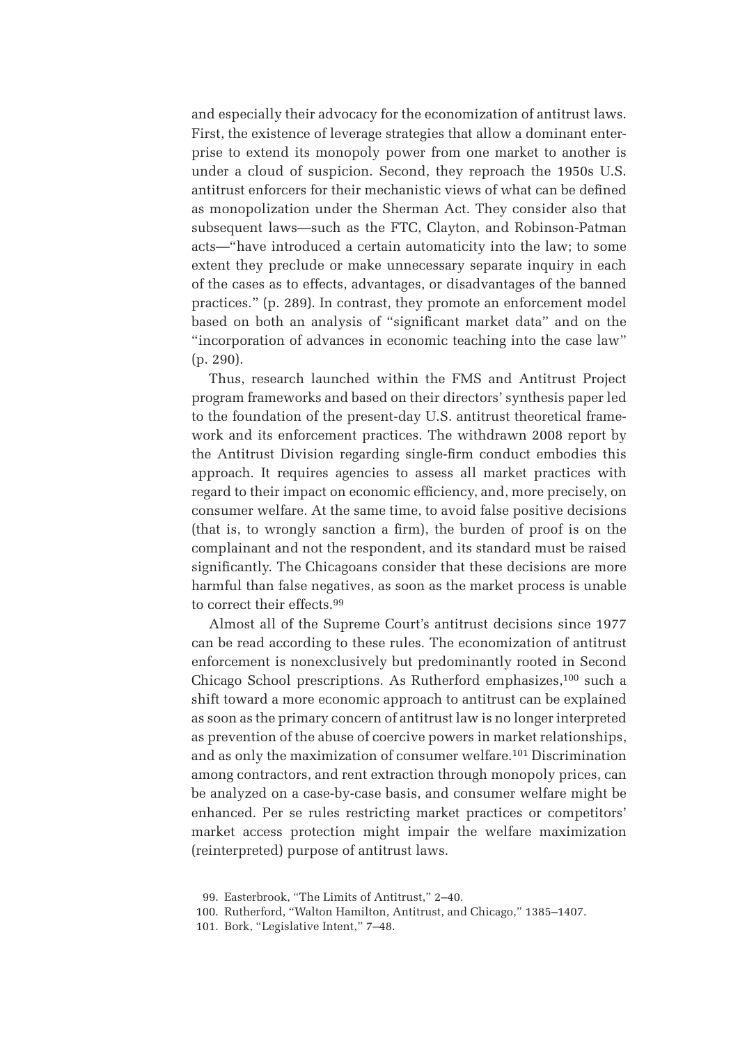and especially their advocacy for the economization of antitrust laws. First, the existence of leverage strategies that allow a dominant enterprise to extend its monopoly power from one market to another is under a cloud of suspicion. Second, they reproach the 1950s U.S. antitrust enforcers for their mechanistic views of what can be defined as monopolization under the Sherman Act. They consider also that subsequent laws—such as the FTC, Clayton, and Robinson-Patman acts—"have introduced a certain automaticity into the law; to some extent they preclude or make unnecessary separate inquiry in each of the cases as to effects, advantages, or disadvantages of the banned practices." (p. 289). In contrast, they promote an enforcement model based on both an analysis of "significant market data" and on the "incorporation of advances in economic teaching into the case law" (p. 290).

Thus, research launched within the FMS and Antitrust Project program frameworks and based on their directors' synthesis paper led to the foundation of the present-day U.S. antitrust theoretical framework and its enforcement practices. The withdrawn 2008 report by the Antitrust Division regarding single-firm conduct embodies this approach. It requires agencies to assess all market practices with regard to their impact on economic efficiency, and, more precisely, on consumer welfare. At the same time, to avoid false positive decisions (that is, to wrongly sanction a firm), the burden of proof is on the complainant and not the respondent, and its standard must be raised significantly. The Chicagoans consider that these decisions are more harmful than false negatives, as soon as the market process is unable to correct their effects.[99]

Almost all of the Supreme Court's antitrust decisions since 1977 can be read according to these rules. The economization of antitrust enforcement is nonexclusively but predominantly rooted in Second Chicago School prescriptions. As Rutherford emphasizes,[100] such a shift toward a more economic approach to antitrust can be explained as soon as the primary concern of antitrust law is no longer interpreted as prevention of the abuse of coercive powers in market relationships, and as only the maximization of consumer welfare.[101] Discrimination among contractors, and rent extraction through monopoly prices, can be analyzed on a case-by-case basis, and consumer welfare might be enhanced. Per se rules restricting market practices or competitors' market access protection might impair the welfare maximization (reinterpreted) purpose of antitrust laws.

99. Easterbrook, "The Limits of Antitrust," 2–40.
100. Rutherford, "Walton Hamilton, Antitrust, and Chicago," 1385–1407.
101. Bork, "Legislative Intent," 7–48.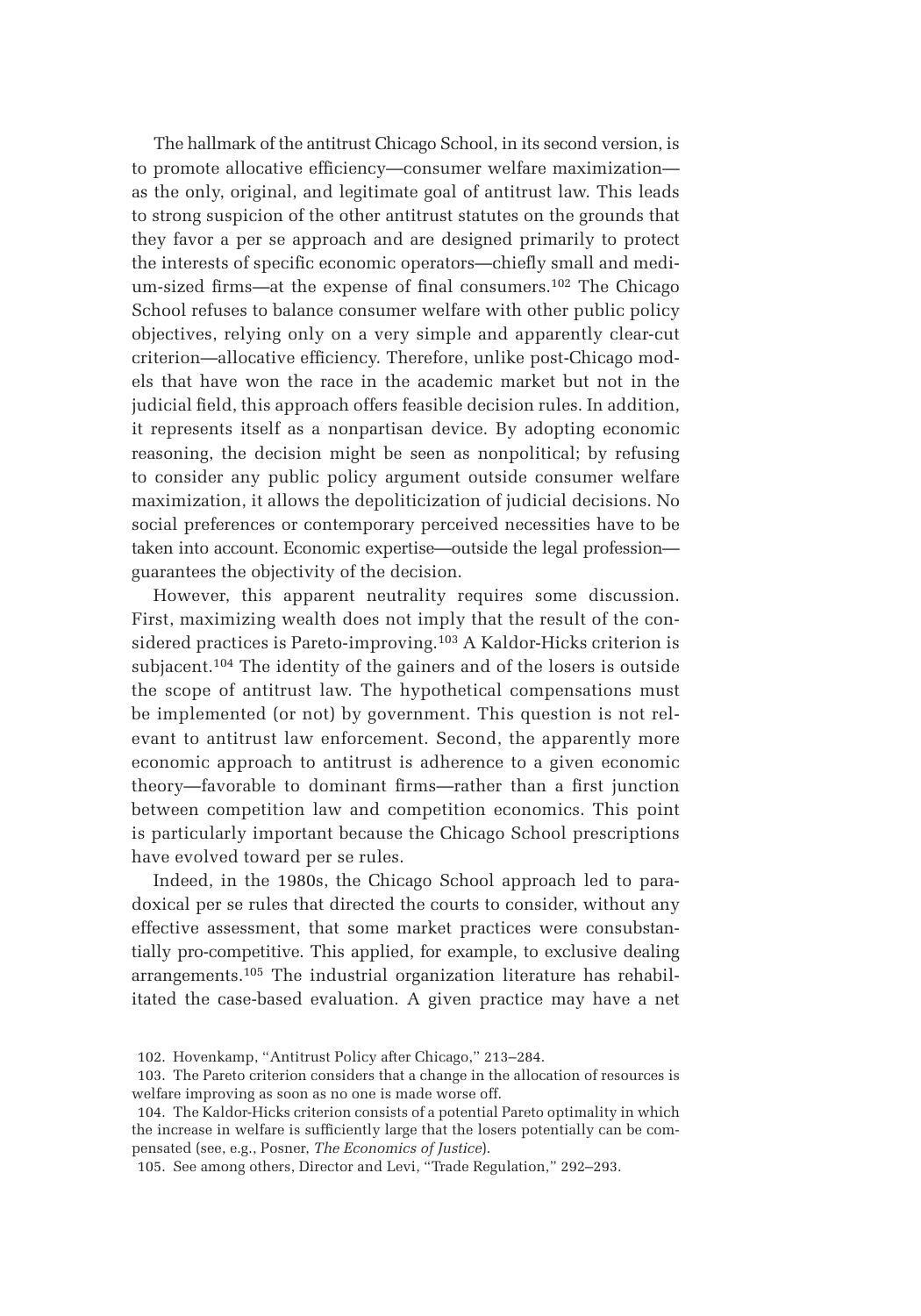The hallmark of the antitrust Chicago School, in its second version, is to promote allocative efficiency—consumer welfare maximization—as the only, original, and legitimate goal of antitrust law. This leads to strong suspicion of the other antitrust statutes on the grounds that they favor a per se approach and are designed primarily to protect the interests of specific economic operators—chiefly small and medium-sized firms—at the expense of final consumers.[102] The Chicago School refuses to balance consumer welfare with other public policy objectives, relying only on a very simple and apparently clear-cut criterion—allocative efficiency. Therefore, unlike post-Chicago models that have won the race in the academic market but not in the judicial field, this approach offers feasible decision rules. In addition, it represents itself as a nonpartisan device. By adopting economic reasoning, the decision might be seen as nonpolitical; by refusing to consider any public policy argument outside consumer welfare maximization, it allows the depoliticization of judicial decisions. No social preferences or contemporary perceived necessities have to be taken into account. Economic expertise—outside the legal profession—guarantees the objectivity of the decision.

However, this apparent neutrality requires some discussion. First, maximizing wealth does not imply that the result of the considered practices is Pareto-improving.[103] A Kaldor-Hicks criterion is subjacent.[104] The identity of the gainers and of the losers is outside the scope of antitrust law. The hypothetical compensations must be implemented (or not) by government. This question is not relevant to antitrust law enforcement. Second, the apparently more economic approach to antitrust is adherence to a given economic theory—favorable to dominant firms—rather than a first junction between competition law and competition economics. This point is particularly important because the Chicago School prescriptions have evolved toward per se rules.

Indeed, in the 1980s, the Chicago School approach led to paradoxical per se rules that directed the courts to consider, without any effective assessment, that some market practices were consubstantially pro-competitive. This applied, for example, to exclusive dealing arrangements.[105] The industrial organization literature has rehabilitated the case-based evaluation. A given practice may have a net

102. Hovenkamp, "Antitrust Policy after Chicago," 213–284.

103. The Pareto criterion considers that a change in the allocation of resources is welfare improving as soon as no one is made worse off.

104. The Kaldor-Hicks criterion consists of a potential Pareto optimality in which the increase in welfare is sufficiently large that the losers potentially can be compensated (see, e.g., Posner, *The Economics of Justice*).

105. See among others, Director and Levi, "Trade Regulation," 292–293.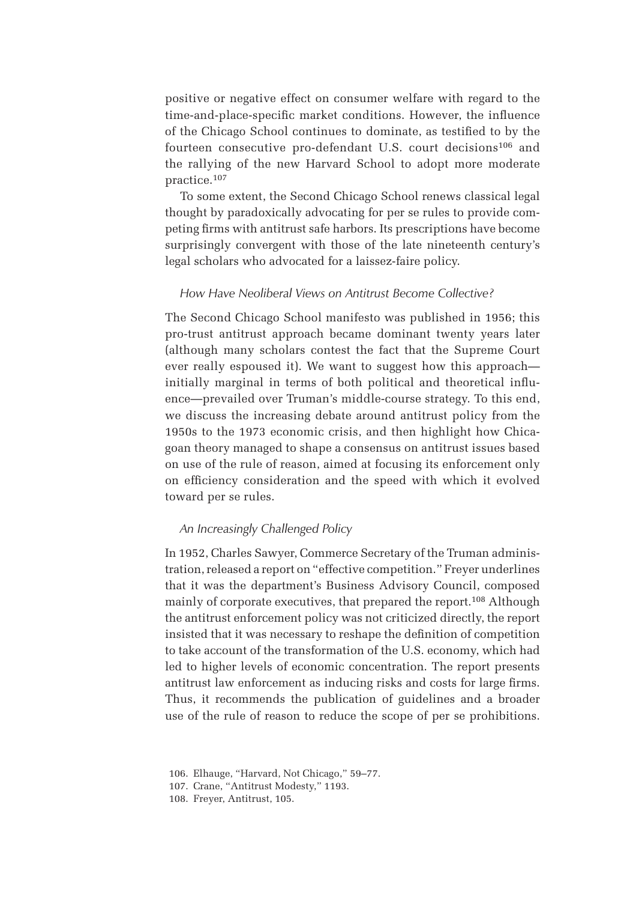positive or negative effect on consumer welfare with regard to the time-and-place-specific market conditions. However, the influence of the Chicago School continues to dominate, as testified to by the fourteen consecutive pro-defendant U.S. court decisions[106] and the rallying of the new Harvard School to adopt more moderate practice.[107]

To some extent, the Second Chicago School renews classical legal thought by paradoxically advocating for per se rules to provide competing firms with antitrust safe harbors. Its prescriptions have become surprisingly convergent with those of the late nineteenth century's legal scholars who advocated for a laissez-faire policy.

### *How Have Neoliberal Views on Antitrust Become Collective?*

The Second Chicago School manifesto was published in 1956; this pro-trust antitrust approach became dominant twenty years later (although many scholars contest the fact that the Supreme Court ever really espoused it). We want to suggest how this approach—initially marginal in terms of both political and theoretical influence—prevailed over Truman's middle-course strategy. To this end, we discuss the increasing debate around antitrust policy from the 1950s to the 1973 economic crisis, and then highlight how Chicagoan theory managed to shape a consensus on antitrust issues based on use of the rule of reason, aimed at focusing its enforcement only on efficiency consideration and the speed with which it evolved toward per se rules.

### *An Increasingly Challenged Policy*

In 1952, Charles Sawyer, Commerce Secretary of the Truman administration, released a report on "effective competition." Freyer underlines that it was the department's Business Advisory Council, composed mainly of corporate executives, that prepared the report.[108] Although the antitrust enforcement policy was not criticized directly, the report insisted that it was necessary to reshape the definition of competition to take account of the transformation of the U.S. economy, which had led to higher levels of economic concentration. The report presents antitrust law enforcement as inducing risks and costs for large firms. Thus, it recommends the publication of guidelines and a broader use of the rule of reason to reduce the scope of per se prohibitions.

106. Elhauge, "Harvard, Not Chicago," 59–77.

107. Crane, "Antitrust Modesty," 1193.

108. Freyer, Antitrust, 105.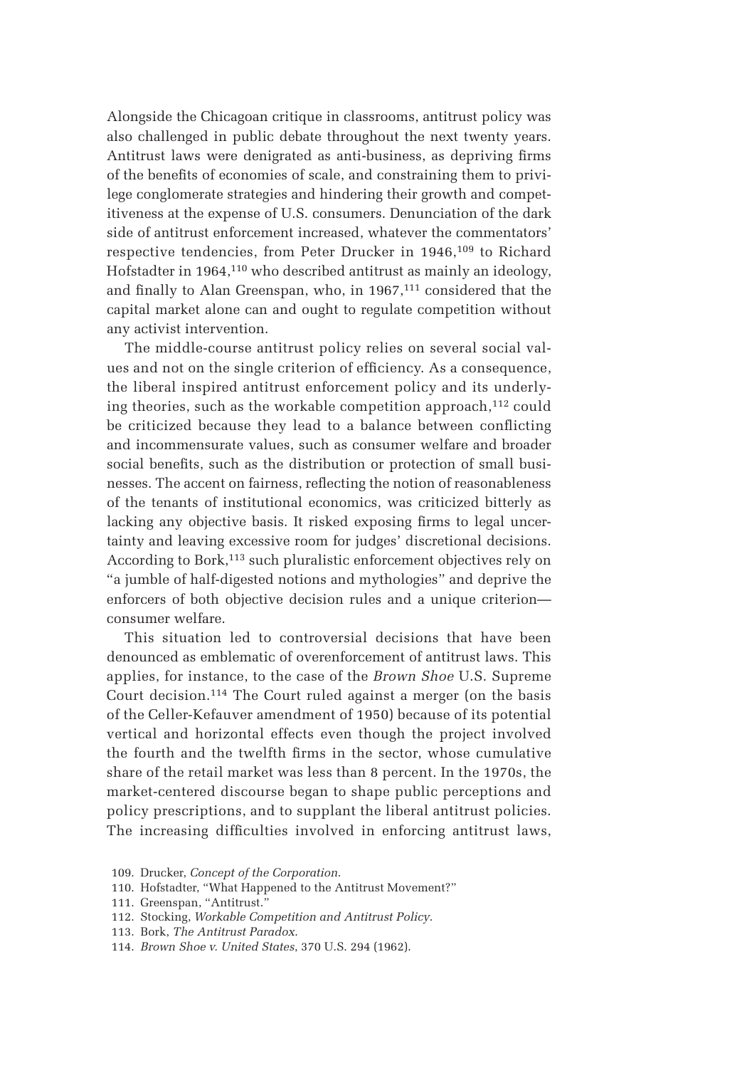Alongside the Chicagoan critique in classrooms, antitrust policy was also challenged in public debate throughout the next twenty years. Antitrust laws were denigrated as anti-business, as depriving firms of the benefits of economies of scale, and constraining them to privilege conglomerate strategies and hindering their growth and competitiveness at the expense of U.S. consumers. Denunciation of the dark side of antitrust enforcement increased, whatever the commentators' respective tendencies, from Peter Drucker in 1946,[109] to Richard Hofstadter in 1964,[110] who described antitrust as mainly an ideology, and finally to Alan Greenspan, who, in 1967,[111] considered that the capital market alone can and ought to regulate competition without any activist intervention.

The middle-course antitrust policy relies on several social values and not on the single criterion of efficiency. As a consequence, the liberal inspired antitrust enforcement policy and its underlying theories, such as the workable competition approach,[112] could be criticized because they lead to a balance between conflicting and incommensurate values, such as consumer welfare and broader social benefits, such as the distribution or protection of small businesses. The accent on fairness, reflecting the notion of reasonableness of the tenants of institutional economics, was criticized bitterly as lacking any objective basis. It risked exposing firms to legal uncertainty and leaving excessive room for judges' discretional decisions. According to Bork,[113] such pluralistic enforcement objectives rely on "a jumble of half-digested notions and mythologies" and deprive the enforcers of both objective decision rules and a unique criterion—consumer welfare.

This situation led to controversial decisions that have been denounced as emblematic of overenforcement of antitrust laws. This applies, for instance, to the case of the *Brown Shoe* U.S. Supreme Court decision.[114] The Court ruled against a merger (on the basis of the Celler-Kefauver amendment of 1950) because of its potential vertical and horizontal effects even though the project involved the fourth and the twelfth firms in the sector, whose cumulative share of the retail market was less than 8 percent. In the 1970s, the market-centered discourse began to shape public perceptions and policy prescriptions, and to supplant the liberal antitrust policies. The increasing difficulties involved in enforcing antitrust laws,

109. Drucker, *Concept of the Corporation*.
110. Hofstadter, "What Happened to the Antitrust Movement?"
111. Greenspan, "Antitrust."
112. Stocking, *Workable Competition and Antitrust Policy*.
113. Bork, *The Antitrust Paradox*.
114. *Brown Shoe v. United States*, 370 U.S. 294 (1962).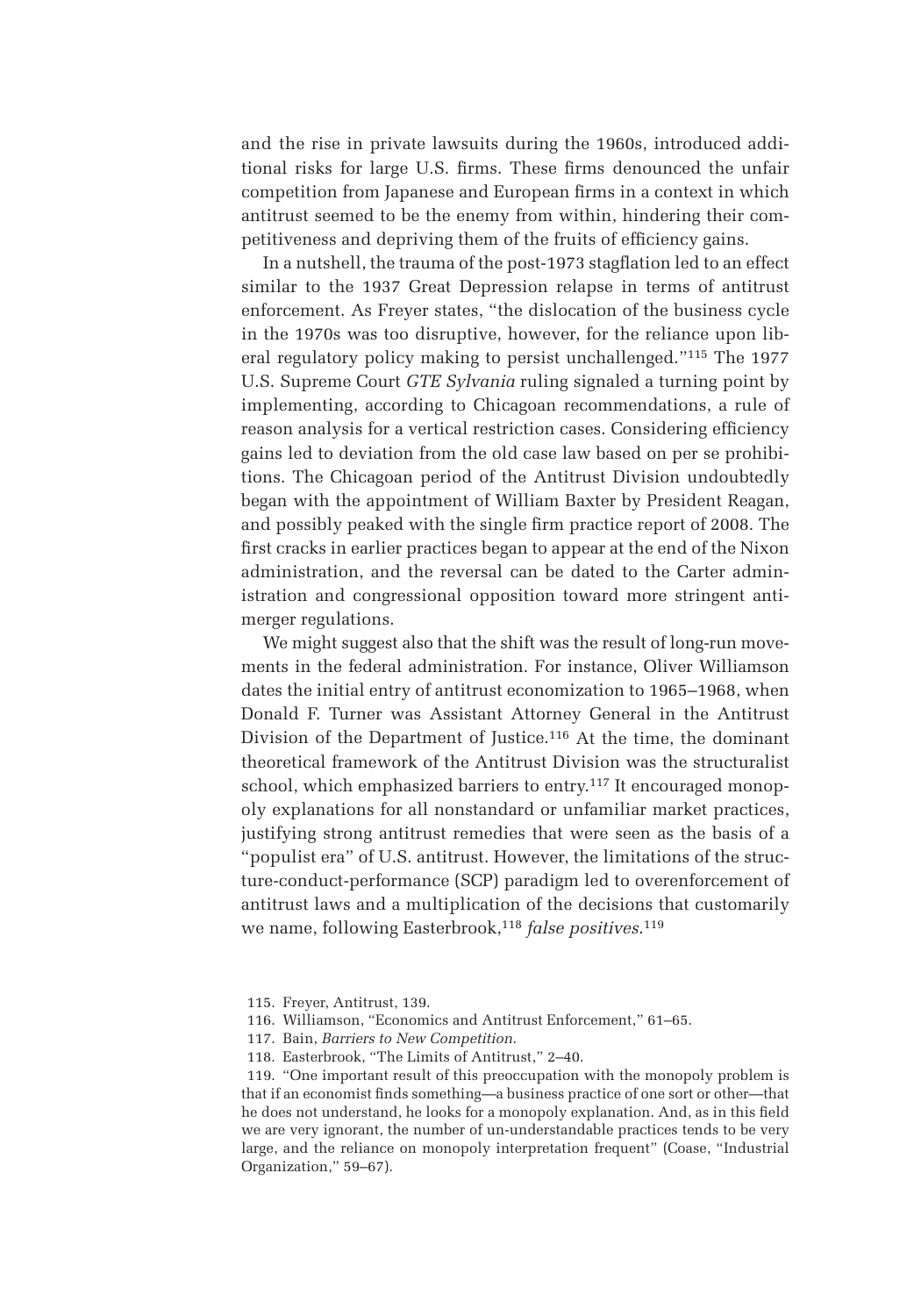and the rise in private lawsuits during the 1960s, introduced additional risks for large U.S. firms. These firms denounced the unfair competition from Japanese and European firms in a context in which antitrust seemed to be the enemy from within, hindering their competitiveness and depriving them of the fruits of efficiency gains.

In a nutshell, the trauma of the post-1973 stagflation led to an effect similar to the 1937 Great Depression relapse in terms of antitrust enforcement. As Freyer states, "the dislocation of the business cycle in the 1970s was too disruptive, however, for the reliance upon liberal regulatory policy making to persist unchallenged."[115] The 1977 U.S. Supreme Court *GTE Sylvania* ruling signaled a turning point by implementing, according to Chicagoan recommendations, a rule of reason analysis for a vertical restriction cases. Considering efficiency gains led to deviation from the old case law based on per se prohibitions. The Chicagoan period of the Antitrust Division undoubtedly began with the appointment of William Baxter by President Reagan, and possibly peaked with the single firm practice report of 2008. The first cracks in earlier practices began to appear at the end of the Nixon administration, and the reversal can be dated to the Carter administration and congressional opposition toward more stringent antimerger regulations.

We might suggest also that the shift was the result of long-run movements in the federal administration. For instance, Oliver Williamson dates the initial entry of antitrust economization to 1965–1968, when Donald F. Turner was Assistant Attorney General in the Antitrust Division of the Department of Justice.[116] At the time, the dominant theoretical framework of the Antitrust Division was the structuralist school, which emphasized barriers to entry.[117] It encouraged monopoly explanations for all nonstandard or unfamiliar market practices, justifying strong antitrust remedies that were seen as the basis of a "populist era" of U.S. antitrust. However, the limitations of the structure-conduct-performance (SCP) paradigm led to overenforcement of antitrust laws and a multiplication of the decisions that customarily we name, following Easterbrook,[118] *false positives*.[119]

115. Freyer, Antitrust, 139.

116. Williamson, "Economics and Antitrust Enforcement," 61–65.

117. Bain, *Barriers to New Competition*.

118. Easterbrook, "The Limits of Antitrust," 2–40.

119. "One important result of this preoccupation with the monopoly problem is that if an economist finds something—a business practice of one sort or other—that he does not understand, he looks for a monopoly explanation. And, as in this field we are very ignorant, the number of un-understandable practices tends to be very large, and the reliance on monopoly interpretation frequent" (Coase, "Industrial Organization," 59–67).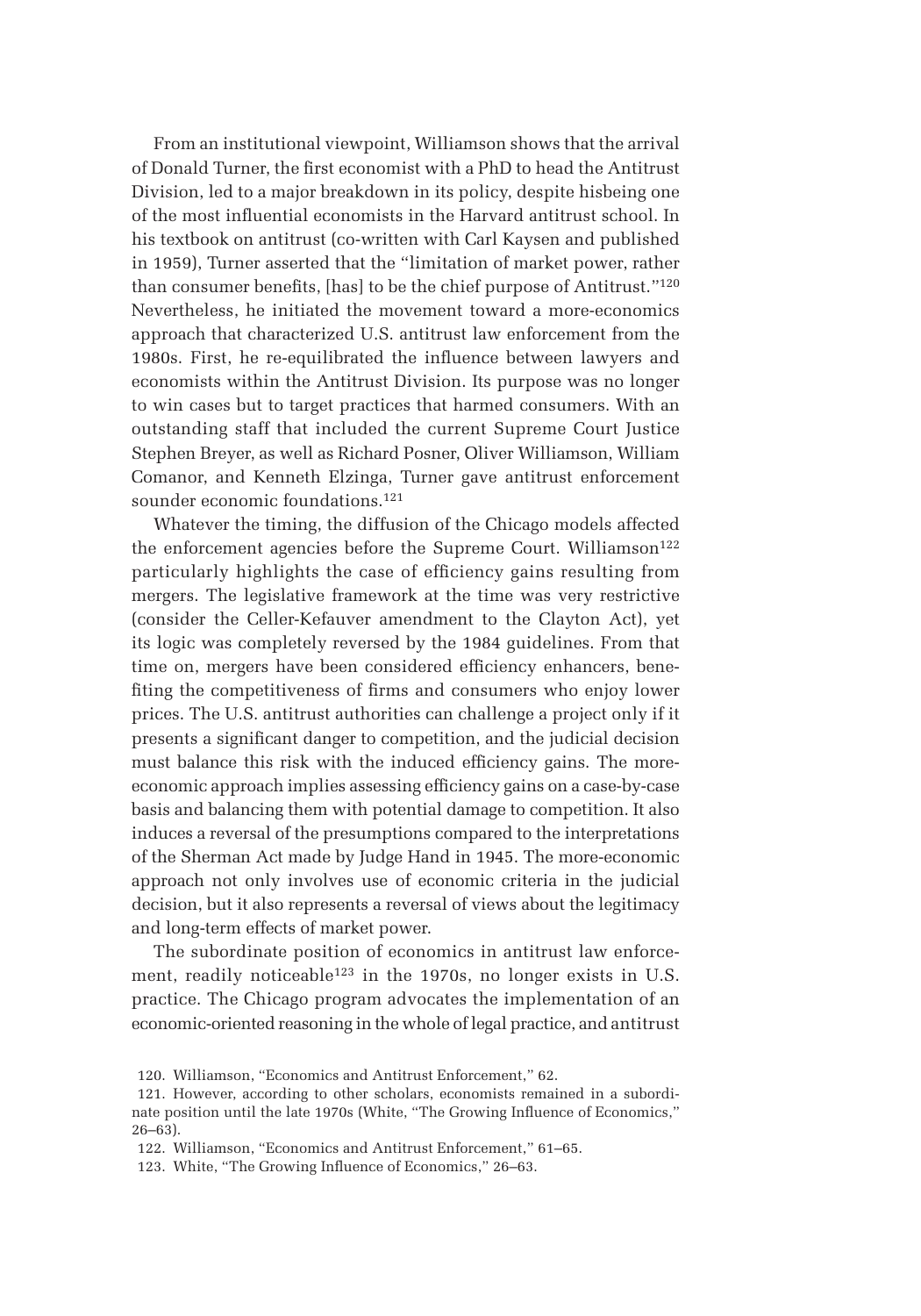From an institutional viewpoint, Williamson shows that the arrival of Donald Turner, the first economist with a PhD to head the Antitrust Division, led to a major breakdown in its policy, despite hisbeing one of the most influential economists in the Harvard antitrust school. In his textbook on antitrust (co-written with Carl Kaysen and published in 1959), Turner asserted that the "limitation of market power, rather than consumer benefits, [has] to be the chief purpose of Antitrust."[120] Nevertheless, he initiated the movement toward a more-economics approach that characterized U.S. antitrust law enforcement from the 1980s. First, he re-equilibrated the influence between lawyers and economists within the Antitrust Division. Its purpose was no longer to win cases but to target practices that harmed consumers. With an outstanding staff that included the current Supreme Court Justice Stephen Breyer, as well as Richard Posner, Oliver Williamson, William Comanor, and Kenneth Elzinga, Turner gave antitrust enforcement sounder economic foundations.[121]

Whatever the timing, the diffusion of the Chicago models affected the enforcement agencies before the Supreme Court. Williamson[122] particularly highlights the case of efficiency gains resulting from mergers. The legislative framework at the time was very restrictive (consider the Celler-Kefauver amendment to the Clayton Act), yet its logic was completely reversed by the 1984 guidelines. From that time on, mergers have been considered efficiency enhancers, benefiting the competitiveness of firms and consumers who enjoy lower prices. The U.S. antitrust authorities can challenge a project only if it presents a significant danger to competition, and the judicial decision must balance this risk with the induced efficiency gains. The more-economic approach implies assessing efficiency gains on a case-by-case basis and balancing them with potential damage to competition. It also induces a reversal of the presumptions compared to the interpretations of the Sherman Act made by Judge Hand in 1945. The more-economic approach not only involves use of economic criteria in the judicial decision, but it also represents a reversal of views about the legitimacy and long-term effects of market power.

The subordinate position of economics in antitrust law enforcement, readily noticeable[123] in the 1970s, no longer exists in U.S. practice. The Chicago program advocates the implementation of an economic-oriented reasoning in the whole of legal practice, and antitrust

120. Williamson, "Economics and Antitrust Enforcement," 62.

121. However, according to other scholars, economists remained in a subordinate position until the late 1970s (White, "The Growing Influence of Economics," 26–63).

122. Williamson, "Economics and Antitrust Enforcement," 61–65.

123. White, "The Growing Influence of Economics," 26–63.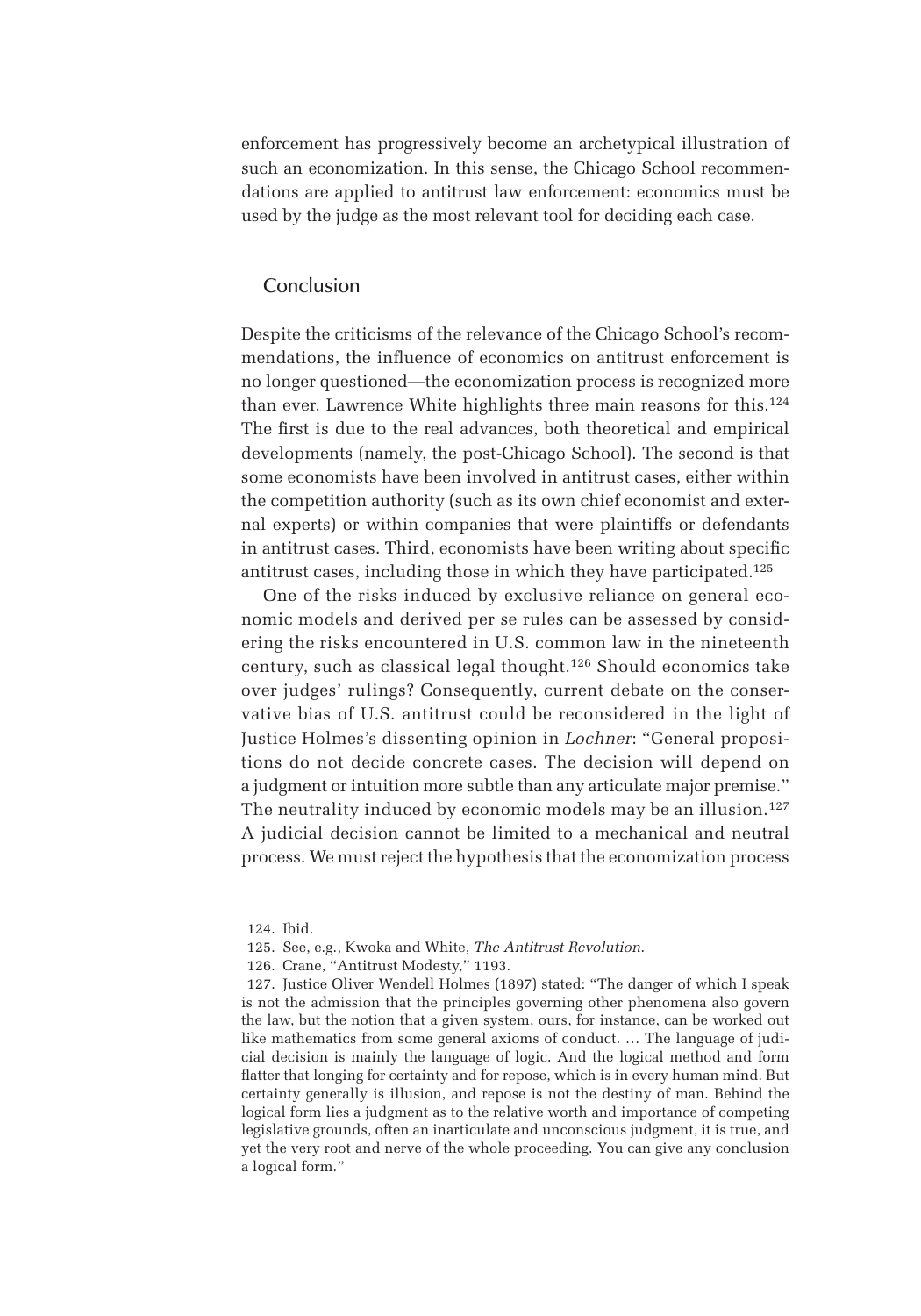enforcement has progressively become an archetypical illustration of such an economization. In this sense, the Chicago School recommendations are applied to antitrust law enforcement: economics must be used by the judge as the most relevant tool for deciding each case.

## Conclusion

Despite the criticisms of the relevance of the Chicago School's recommendations, the influence of economics on antitrust enforcement is no longer questioned—the economization process is recognized more than ever. Lawrence White highlights three main reasons for this.[124] The first is due to the real advances, both theoretical and empirical developments (namely, the post-Chicago School). The second is that some economists have been involved in antitrust cases, either within the competition authority (such as its own chief economist and external experts) or within companies that were plaintiffs or defendants in antitrust cases. Third, economists have been writing about specific antitrust cases, including those in which they have participated.[125]

One of the risks induced by exclusive reliance on general economic models and derived per se rules can be assessed by considering the risks encountered in U.S. common law in the nineteenth century, such as classical legal thought.[126] Should economics take over judges' rulings? Consequently, current debate on the conservative bias of U.S. antitrust could be reconsidered in the light of Justice Holmes's dissenting opinion in *Lochner*: "General propositions do not decide concrete cases. The decision will depend on a judgment or intuition more subtle than any articulate major premise." The neutrality induced by economic models may be an illusion.[127] A judicial decision cannot be limited to a mechanical and neutral process. We must reject the hypothesis that the economization process

124. Ibid.

125. See, e.g., Kwoka and White, *The Antitrust Revolution*.

126. Crane, "Antitrust Modesty," 1193.

127. Justice Oliver Wendell Holmes (1897) stated: "The danger of which I speak is not the admission that the principles governing other phenomena also govern the law, but the notion that a given system, ours, for instance, can be worked out like mathematics from some general axioms of conduct. … The language of judicial decision is mainly the language of logic. And the logical method and form flatter that longing for certainty and for repose, which is in every human mind. But certainty generally is illusion, and repose is not the destiny of man. Behind the logical form lies a judgment as to the relative worth and importance of competing legislative grounds, often an inarticulate and unconscious judgment, it is true, and yet the very root and nerve of the whole proceeding. You can give any conclusion a logical form."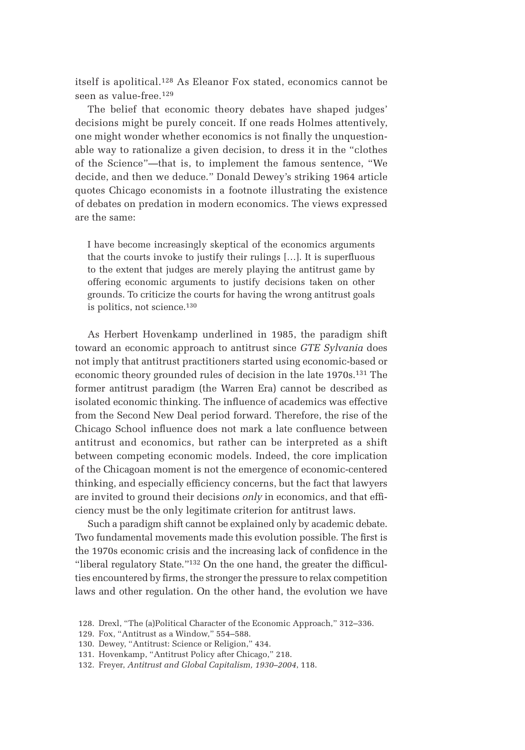itself is apolitical.[128] As Eleanor Fox stated, economics cannot be seen as value-free.[129]

The belief that economic theory debates have shaped judges' decisions might be purely conceit. If one reads Holmes attentively, one might wonder whether economics is not finally the unquestionable way to rationalize a given decision, to dress it in the "clothes of the Science"—that is, to implement the famous sentence, "We decide, and then we deduce." Donald Dewey's striking 1964 article quotes Chicago economists in a footnote illustrating the existence of debates on predation in modern economics. The views expressed are the same:

> I have become increasingly skeptical of the economics arguments that the courts invoke to justify their rulings [...]. It is superfluous to the extent that judges are merely playing the antitrust game by offering economic arguments to justify decisions taken on other grounds. To criticize the courts for having the wrong antitrust goals is politics, not science.[130]

As Herbert Hovenkamp underlined in 1985, the paradigm shift toward an economic approach to antitrust since *GTE Sylvania* does not imply that antitrust practitioners started using economic-based or economic theory grounded rules of decision in the late 1970s.[131] The former antitrust paradigm (the Warren Era) cannot be described as isolated economic thinking. The influence of academics was effective from the Second New Deal period forward. Therefore, the rise of the Chicago School influence does not mark a late confluence between antitrust and economics, but rather can be interpreted as a shift between competing economic models. Indeed, the core implication of the Chicagoan moment is not the emergence of economic-centered thinking, and especially efficiency concerns, but the fact that lawyers are invited to ground their decisions *only* in economics, and that efficiency must be the only legitimate criterion for antitrust laws.

Such a paradigm shift cannot be explained only by academic debate. Two fundamental movements made this evolution possible. The first is the 1970s economic crisis and the increasing lack of confidence in the "liberal regulatory State."[132] On the one hand, the greater the difficulties encountered by firms, the stronger the pressure to relax competition laws and other regulation. On the other hand, the evolution we have

128. Drexl, "The (a)Political Character of the Economic Approach," 312–336.
129. Fox, "Antitrust as a Window," 554–588.
130. Dewey, "Antitrust: Science or Religion," 434.
131. Hovenkamp, "Antitrust Policy after Chicago," 218.
132. Freyer, *Antitrust and Global Capitalism, 1930–2004*, 118.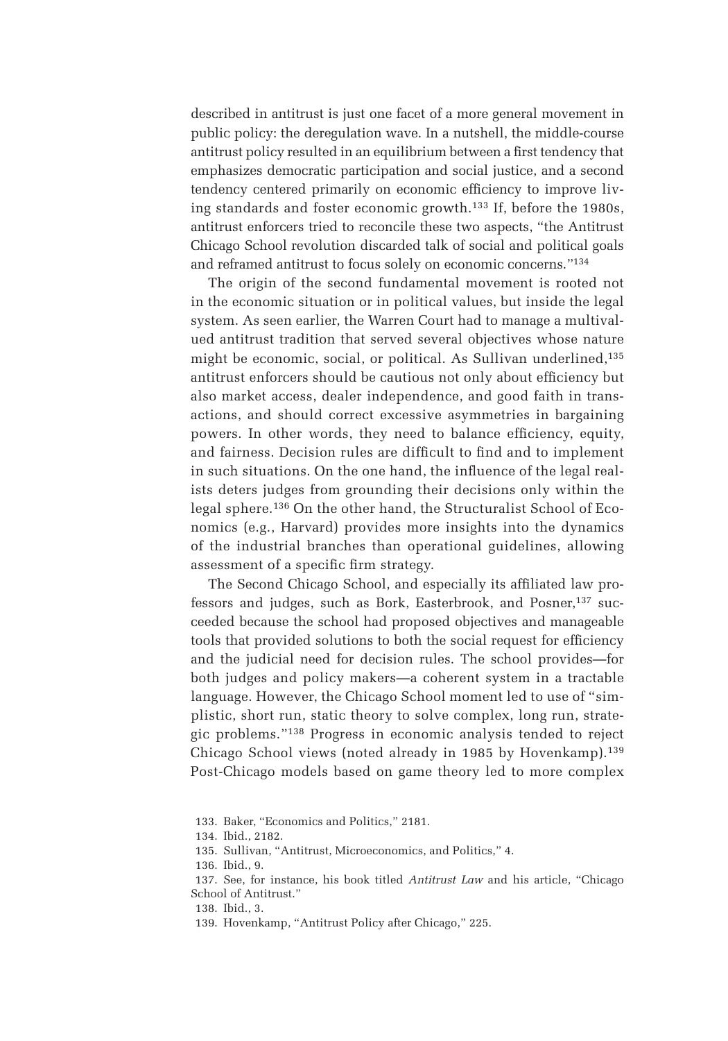described in antitrust is just one facet of a more general movement in public policy: the deregulation wave. In a nutshell, the middle-course antitrust policy resulted in an equilibrium between a first tendency that emphasizes democratic participation and social justice, and a second tendency centered primarily on economic efficiency to improve living standards and foster economic growth.[133] If, before the 1980s, antitrust enforcers tried to reconcile these two aspects, "the Antitrust Chicago School revolution discarded talk of social and political goals and reframed antitrust to focus solely on economic concerns."[134]

The origin of the second fundamental movement is rooted not in the economic situation or in political values, but inside the legal system. As seen earlier, the Warren Court had to manage a multivalued antitrust tradition that served several objectives whose nature might be economic, social, or political. As Sullivan underlined,[135] antitrust enforcers should be cautious not only about efficiency but also market access, dealer independence, and good faith in transactions, and should correct excessive asymmetries in bargaining powers. In other words, they need to balance efficiency, equity, and fairness. Decision rules are difficult to find and to implement in such situations. On the one hand, the influence of the legal realists deters judges from grounding their decisions only within the legal sphere.[136] On the other hand, the Structuralist School of Economics (e.g., Harvard) provides more insights into the dynamics of the industrial branches than operational guidelines, allowing assessment of a specific firm strategy.

The Second Chicago School, and especially its affiliated law professors and judges, such as Bork, Easterbrook, and Posner,[137] succeeded because the school had proposed objectives and manageable tools that provided solutions to both the social request for efficiency and the judicial need for decision rules. The school provides—for both judges and policy makers—a coherent system in a tractable language. However, the Chicago School moment led to use of "simplistic, short run, static theory to solve complex, long run, strategic problems."[138] Progress in economic analysis tended to reject Chicago School views (noted already in 1985 by Hovenkamp).[139] Post-Chicago models based on game theory led to more complex

133. Baker, "Economics and Politics," 2181.

134. Ibid., 2182.

135. Sullivan, "Antitrust, Microeconomics, and Politics," 4.

136. Ibid., 9.

137. See, for instance, his book titled *Antitrust Law* and his article, "Chicago School of Antitrust."

138. Ibid., 3.

139. Hovenkamp, "Antitrust Policy after Chicago," 225.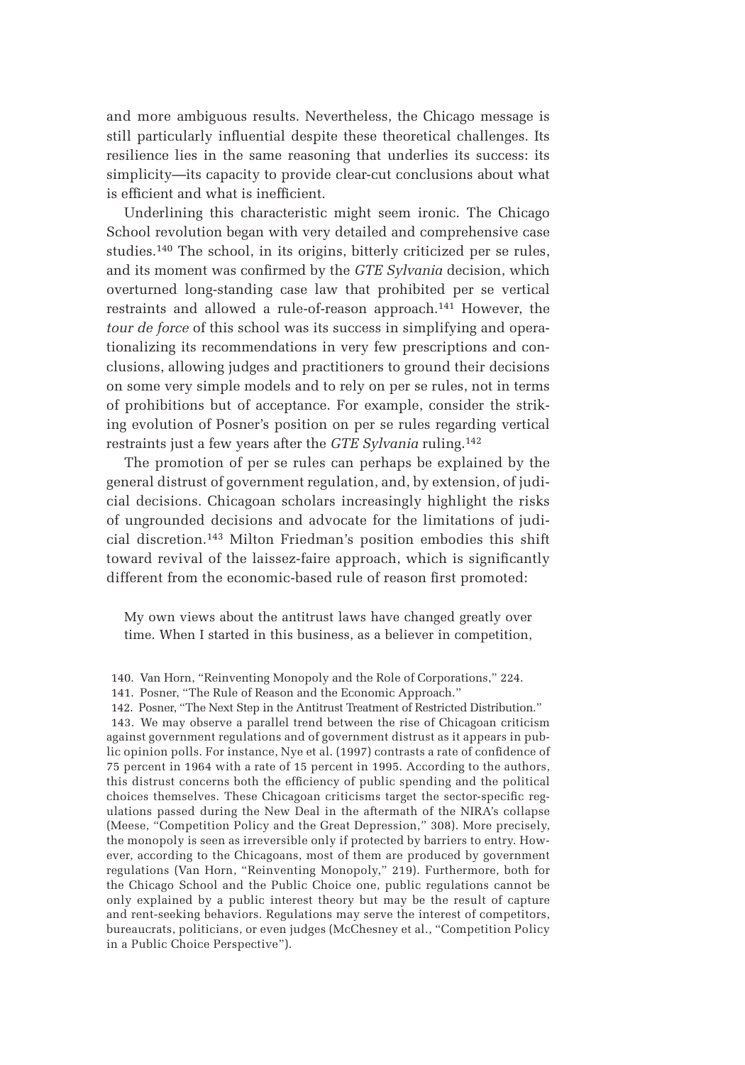and more ambiguous results. Nevertheless, the Chicago message is still particularly influential despite these theoretical challenges. Its resilience lies in the same reasoning that underlies its success: its simplicity—its capacity to provide clear-cut conclusions about what is efficient and what is inefficient.

Underlining this characteristic might seem ironic. The Chicago School revolution began with very detailed and comprehensive case studies.[140] The school, in its origins, bitterly criticized per se rules, and its moment was confirmed by the *GTE Sylvania* decision, which overturned long-standing case law that prohibited per se vertical restraints and allowed a rule-of-reason approach.[141] However, the *tour de force* of this school was its success in simplifying and operationalizing its recommendations in very few prescriptions and conclusions, allowing judges and practitioners to ground their decisions on some very simple models and to rely on per se rules, not in terms of prohibitions but of acceptance. For example, consider the striking evolution of Posner's position on per se rules regarding vertical restraints just a few years after the *GTE Sylvania* ruling.[142]

The promotion of per se rules can perhaps be explained by the general distrust of government regulation, and, by extension, of judicial decisions. Chicagoan scholars increasingly highlight the risks of ungrounded decisions and advocate for the limitations of judicial discretion.[143] Milton Friedman's position embodies this shift toward revival of the laissez-faire approach, which is significantly different from the economic-based rule of reason first promoted:

> My own views about the antitrust laws have changed greatly over time. When I started in this business, as a believer in competition,

140. Van Horn, "Reinventing Monopoly and the Role of Corporations," 224.

141. Posner, "The Rule of Reason and the Economic Approach."

142. Posner, "The Next Step in the Antitrust Treatment of Restricted Distribution."

143. We may observe a parallel trend between the rise of Chicagoan criticism against government regulations and of government distrust as it appears in public opinion polls. For instance, Nye et al. (1997) contrasts a rate of confidence of 75 percent in 1964 with a rate of 15 percent in 1995. According to the authors, this distrust concerns both the efficiency of public spending and the political choices themselves. These Chicagoan criticisms target the sector-specific regulations passed during the New Deal in the aftermath of the NIRA's collapse (Meese, "Competition Policy and the Great Depression," 308). More precisely, the monopoly is seen as irreversible only if protected by barriers to entry. However, according to the Chicagoans, most of them are produced by government regulations (Van Horn, "Reinventing Monopoly," 219). Furthermore, both for the Chicago School and the Public Choice one, public regulations cannot be only explained by a public interest theory but may be the result of capture and rent-seeking behaviors. Regulations may serve the interest of competitors, bureaucrats, politicians, or even judges (McChesney et al., "Competition Policy in a Public Choice Perspective").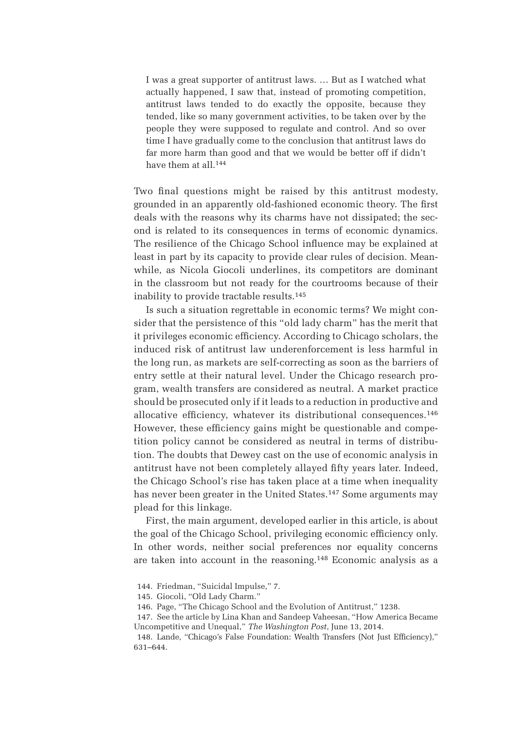> I was a great supporter of antitrust laws. … But as I watched what actually happened, I saw that, instead of promoting competition, antitrust laws tended to do exactly the opposite, because they tended, like so many government activities, to be taken over by the people they were supposed to regulate and control. And so over time I have gradually come to the conclusion that antitrust laws do far more harm than good and that we would be better off if didn't have them at all.[144]

Two final questions might be raised by this antitrust modesty, grounded in an apparently old-fashioned economic theory. The first deals with the reasons why its charms have not dissipated; the second is related to its consequences in terms of economic dynamics. The resilience of the Chicago School influence may be explained at least in part by its capacity to provide clear rules of decision. Meanwhile, as Nicola Giocoli underlines, its competitors are dominant in the classroom but not ready for the courtrooms because of their inability to provide tractable results.[145]

Is such a situation regrettable in economic terms? We might consider that the persistence of this "old lady charm" has the merit that it privileges economic efficiency. According to Chicago scholars, the induced risk of antitrust law underenforcement is less harmful in the long run, as markets are self-correcting as soon as the barriers of entry settle at their natural level. Under the Chicago research program, wealth transfers are considered as neutral. A market practice should be prosecuted only if it leads to a reduction in productive and allocative efficiency, whatever its distributional consequences.[146] However, these efficiency gains might be questionable and competition policy cannot be considered as neutral in terms of distribution. The doubts that Dewey cast on the use of economic analysis in antitrust have not been completely allayed fifty years later. Indeed, the Chicago School's rise has taken place at a time when inequality has never been greater in the United States.[147] Some arguments may plead for this linkage.

First, the main argument, developed earlier in this article, is about the goal of the Chicago School, privileging economic efficiency only. In other words, neither social preferences nor equality concerns are taken into account in the reasoning.[148] Economic analysis as a

144. Friedman, "Suicidal Impulse," 7.

145. Giocoli, "Old Lady Charm."

146. Page, "The Chicago School and the Evolution of Antitrust," 1238.

147. See the article by Lina Khan and Sandeep Vaheesan, "How America Became Uncompetitive and Unequal," *The Washington Post*, June 13, 2014.

148. Lande, "Chicago's False Foundation: Wealth Transfers (Not Just Efficiency)," 631–644.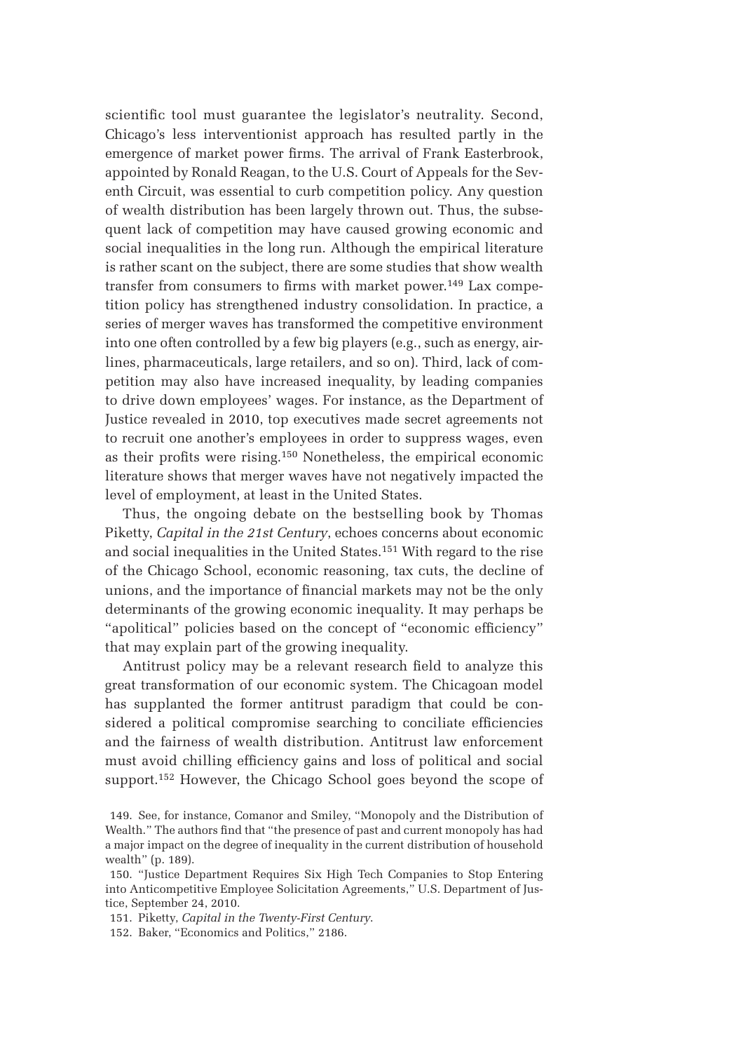scientific tool must guarantee the legislator's neutrality. Second, Chicago's less interventionist approach has resulted partly in the emergence of market power firms. The arrival of Frank Easterbrook, appointed by Ronald Reagan, to the U.S. Court of Appeals for the Seventh Circuit, was essential to curb competition policy. Any question of wealth distribution has been largely thrown out. Thus, the subsequent lack of competition may have caused growing economic and social inequalities in the long run. Although the empirical literature is rather scant on the subject, there are some studies that show wealth transfer from consumers to firms with market power.[149] Lax competition policy has strengthened industry consolidation. In practice, a series of merger waves has transformed the competitive environment into one often controlled by a few big players (e.g., such as energy, airlines, pharmaceuticals, large retailers, and so on). Third, lack of competition may also have increased inequality, by leading companies to drive down employees' wages. For instance, as the Department of Justice revealed in 2010, top executives made secret agreements not to recruit one another's employees in order to suppress wages, even as their profits were rising.[150] Nonetheless, the empirical economic literature shows that merger waves have not negatively impacted the level of employment, at least in the United States.

Thus, the ongoing debate on the bestselling book by Thomas Piketty, *Capital in the 21st Century*, echoes concerns about economic and social inequalities in the United States.[151] With regard to the rise of the Chicago School, economic reasoning, tax cuts, the decline of unions, and the importance of financial markets may not be the only determinants of the growing economic inequality. It may perhaps be "apolitical" policies based on the concept of "economic efficiency" that may explain part of the growing inequality.

Antitrust policy may be a relevant research field to analyze this great transformation of our economic system. The Chicagoan model has supplanted the former antitrust paradigm that could be considered a political compromise searching to conciliate efficiencies and the fairness of wealth distribution. Antitrust law enforcement must avoid chilling efficiency gains and loss of political and social support.[152] However, the Chicago School goes beyond the scope of

149. See, for instance, Comanor and Smiley, "Monopoly and the Distribution of Wealth." The authors find that "the presence of past and current monopoly has had a major impact on the degree of inequality in the current distribution of household wealth" (p. 189).

150. "Justice Department Requires Six High Tech Companies to Stop Entering into Anticompetitive Employee Solicitation Agreements," U.S. Department of Justice, September 24, 2010.

151. Piketty, *Capital in the Twenty-First Century*.

152. Baker, "Economics and Politics," 2186.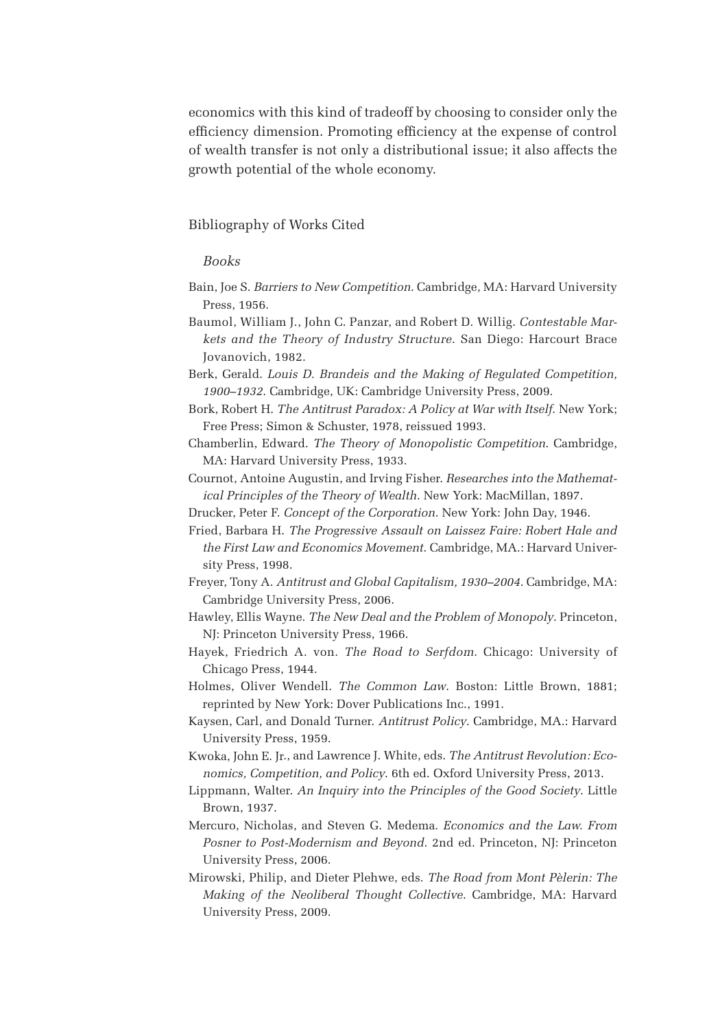economics with this kind of tradeoff by choosing to consider only the efficiency dimension. Promoting efficiency at the expense of control of wealth transfer is not only a distributional issue; it also affects the growth potential of the whole economy.

## Bibliography of Works Cited

### *Books*

Bain, Joe S. *Barriers to New Competition*. Cambridge, MA: Harvard University Press, 1956.

Baumol, William J., John C. Panzar, and Robert D. Willig. *Contestable Markets and the Theory of Industry Structure*. San Diego: Harcourt Brace Jovanovich, 1982.

Berk, Gerald. *Louis D. Brandeis and the Making of Regulated Competition, 1900–1932*. Cambridge, UK: Cambridge University Press, 2009.

Bork, Robert H. *The Antitrust Paradox: A Policy at War with Itself*. New York; Free Press; Simon & Schuster, 1978, reissued 1993.

Chamberlin, Edward. *The Theory of Monopolistic Competition*. Cambridge, MA: Harvard University Press, 1933.

Cournot, Antoine Augustin, and Irving Fisher. *Researches into the Mathematical Principles of the Theory of Wealth*. New York: MacMillan, 1897.

Drucker, Peter F. *Concept of the Corporation*. New York: John Day, 1946.

Fried, Barbara H. *The Progressive Assault on Laissez Faire: Robert Hale and the First Law and Economics Movement*. Cambridge, MA.: Harvard University Press, 1998.

Freyer, Tony A. *Antitrust and Global Capitalism, 1930–2004*. Cambridge, MA: Cambridge University Press, 2006.

Hawley, Ellis Wayne. *The New Deal and the Problem of Monopoly*. Princeton, NJ: Princeton University Press, 1966.

Hayek, Friedrich A. von. *The Road to Serfdom*. Chicago: University of Chicago Press, 1944.

Holmes, Oliver Wendell. *The Common Law*. Boston: Little Brown, 1881; reprinted by New York: Dover Publications Inc., 1991.

Kaysen, Carl, and Donald Turner. *Antitrust Policy*. Cambridge, MA.: Harvard University Press, 1959.

Kwoka, John E. Jr., and Lawrence J. White, eds. *The Antitrust Revolution: Economics, Competition, and Policy*. 6th ed. Oxford University Press, 2013.

Lippmann, Walter. *An Inquiry into the Principles of the Good Society*. Little Brown, 1937.

Mercuro, Nicholas, and Steven G. Medema. *Economics and the Law. From Posner to Post-Modernism and Beyond*. 2nd ed. Princeton, NJ: Princeton University Press, 2006.

Mirowski, Philip, and Dieter Plehwe, eds. *The Road from Mont Pèlerin: The Making of the Neoliberal Thought Collective*. Cambridge, MA: Harvard University Press, 2009.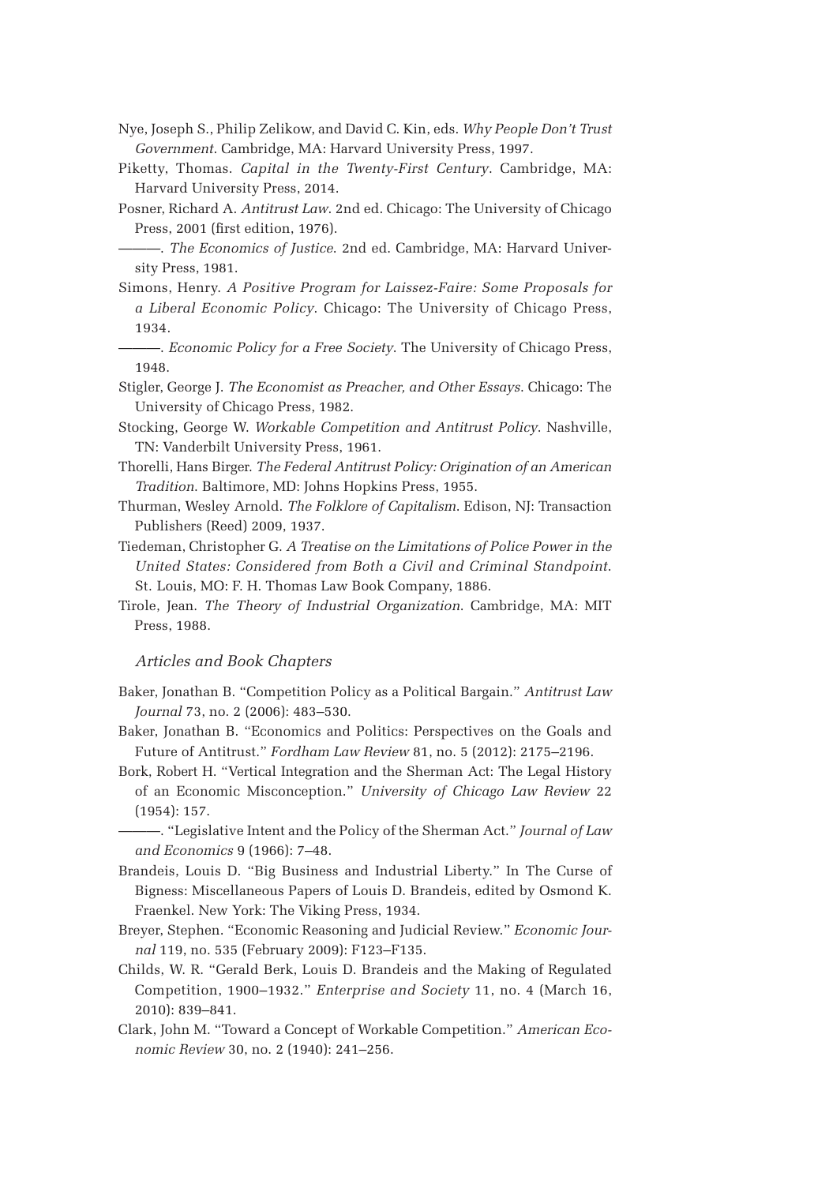Nye, Joseph S., Philip Zelikow, and David C. Kin, eds. *Why People Don't Trust Government*. Cambridge, MA: Harvard University Press, 1997.

Piketty, Thomas. *Capital in the Twenty-First Century*. Cambridge, MA: Harvard University Press, 2014.

Posner, Richard A. *Antitrust Law*. 2nd ed. Chicago: The University of Chicago Press, 2001 (first edition, 1976).

———. *The Economics of Justice*. 2nd ed. Cambridge, MA: Harvard University Press, 1981.

Simons, Henry. *A Positive Program for Laissez-Faire: Some Proposals for a Liberal Economic Policy*. Chicago: The University of Chicago Press, 1934.

———. *Economic Policy for a Free Society*. The University of Chicago Press, 1948.

Stigler, George J. *The Economist as Preacher, and Other Essays*. Chicago: The University of Chicago Press, 1982.

Stocking, George W. *Workable Competition and Antitrust Policy*. Nashville, TN: Vanderbilt University Press, 1961.

Thorelli, Hans Birger. *The Federal Antitrust Policy: Origination of an American Tradition*. Baltimore, MD: Johns Hopkins Press, 1955.

Thurman, Wesley Arnold. *The Folklore of Capitalism*. Edison, NJ: Transaction Publishers (Reed) 2009, 1937.

Tiedeman, Christopher G. *A Treatise on the Limitations of Police Power in the United States: Considered from Both a Civil and Criminal Standpoint*. St. Louis, MO: F. H. Thomas Law Book Company, 1886.

Tirole, Jean. *The Theory of Industrial Organization*. Cambridge, MA: MIT Press, 1988.

### *Articles and Book Chapters*

Baker, Jonathan B. "Competition Policy as a Political Bargain." *Antitrust Law Journal* 73, no. 2 (2006): 483–530.

Baker, Jonathan B. "Economics and Politics: Perspectives on the Goals and Future of Antitrust." *Fordham Law Review* 81, no. 5 (2012): 2175–2196.

Bork, Robert H. "Vertical Integration and the Sherman Act: The Legal History of an Economic Misconception." *University of Chicago Law Review* 22 (1954): 157.

———. "Legislative Intent and the Policy of the Sherman Act." *Journal of Law and Economics* 9 (1966): 7–48.

Brandeis, Louis D. "Big Business and Industrial Liberty." In The Curse of Bigness: Miscellaneous Papers of Louis D. Brandeis, edited by Osmond K. Fraenkel. New York: The Viking Press, 1934.

Breyer, Stephen. "Economic Reasoning and Judicial Review." *Economic Journal* 119, no. 535 (February 2009): F123–F135.

Childs, W. R. "Gerald Berk, Louis D. Brandeis and the Making of Regulated Competition, 1900–1932." *Enterprise and Society* 11, no. 4 (March 16, 2010): 839–841.

Clark, John M. "Toward a Concept of Workable Competition." *American Economic Review* 30, no. 2 (1940): 241–256.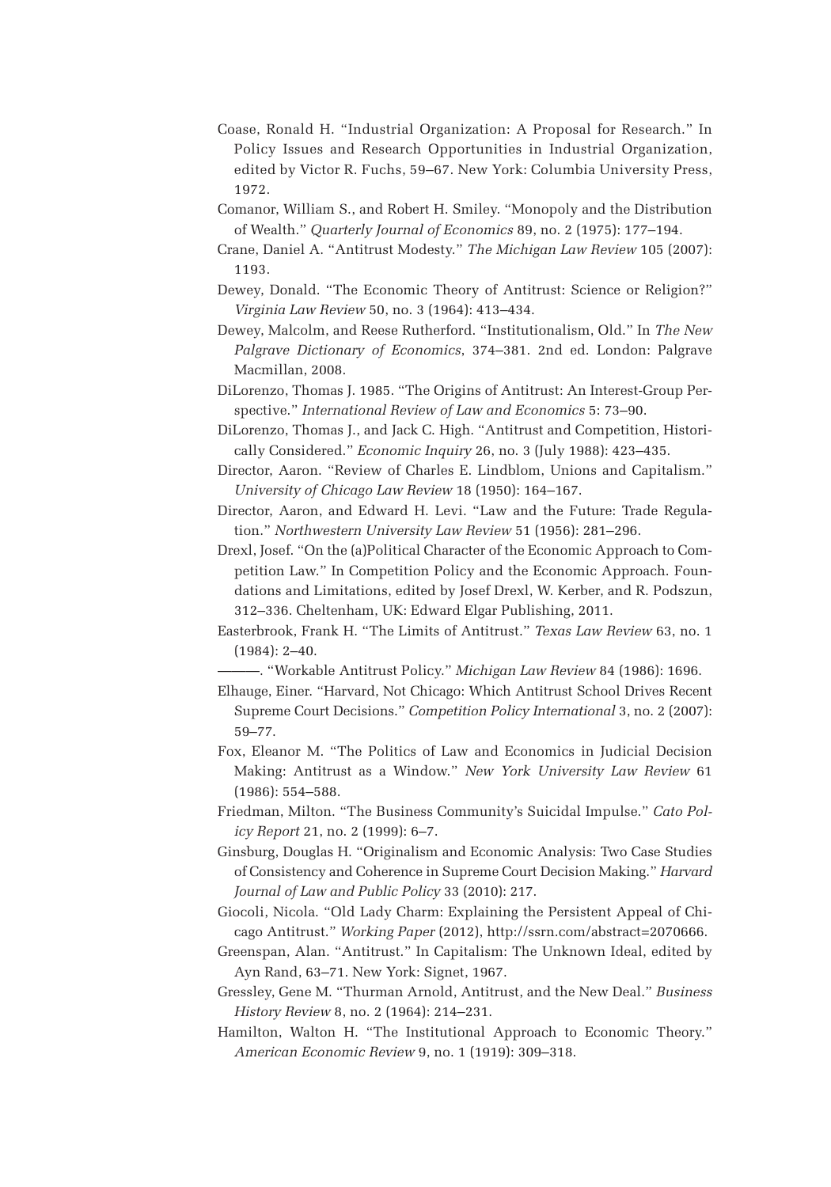Coase, Ronald H. "Industrial Organization: A Proposal for Research." In Policy Issues and Research Opportunities in Industrial Organization, edited by Victor R. Fuchs, 59–67. New York: Columbia University Press, 1972.

Comanor, William S., and Robert H. Smiley. "Monopoly and the Distribution of Wealth." *Quarterly Journal of Economics* 89, no. 2 (1975): 177–194.

Crane, Daniel A. "Antitrust Modesty." *The Michigan Law Review* 105 (2007): 1193.

Dewey, Donald. "The Economic Theory of Antitrust: Science or Religion?" *Virginia Law Review* 50, no. 3 (1964): 413–434.

Dewey, Malcolm, and Reese Rutherford. "Institutionalism, Old." In *The New Palgrave Dictionary of Economics*, 374–381. 2nd ed. London: Palgrave Macmillan, 2008.

DiLorenzo, Thomas J. 1985. "The Origins of Antitrust: An Interest-Group Perspective." *International Review of Law and Economics* 5: 73–90.

DiLorenzo, Thomas J., and Jack C. High. "Antitrust and Competition, Historically Considered." *Economic Inquiry* 26, no. 3 (July 1988): 423–435.

Director, Aaron. "Review of Charles E. Lindblom, Unions and Capitalism." *University of Chicago Law Review* 18 (1950): 164–167.

Director, Aaron, and Edward H. Levi. "Law and the Future: Trade Regulation." *Northwestern University Law Review* 51 (1956): 281–296.

Drexl, Josef. "On the (a)Political Character of the Economic Approach to Competition Law." In Competition Policy and the Economic Approach. Foundations and Limitations, edited by Josef Drexl, W. Kerber, and R. Podszun, 312–336. Cheltenham, UK: Edward Elgar Publishing, 2011.

Easterbrook, Frank H. "The Limits of Antitrust." *Texas Law Review* 63, no. 1 (1984): 2–40.

———. "Workable Antitrust Policy." *Michigan Law Review* 84 (1986): 1696.

Elhauge, Einer. "Harvard, Not Chicago: Which Antitrust School Drives Recent Supreme Court Decisions." *Competition Policy International* 3, no. 2 (2007): 59–77.

Fox, Eleanor M. "The Politics of Law and Economics in Judicial Decision Making: Antitrust as a Window." *New York University Law Review* 61 (1986): 554–588.

Friedman, Milton. "The Business Community's Suicidal Impulse." *Cato Policy Report* 21, no. 2 (1999): 6–7.

Ginsburg, Douglas H. "Originalism and Economic Analysis: Two Case Studies of Consistency and Coherence in Supreme Court Decision Making." *Harvard Journal of Law and Public Policy* 33 (2010): 217.

Giocoli, Nicola. "Old Lady Charm: Explaining the Persistent Appeal of Chicago Antitrust." *Working Paper* (2012), http://ssrn.com/abstract=2070666.

Greenspan, Alan. "Antitrust." In Capitalism: The Unknown Ideal, edited by Ayn Rand, 63–71. New York: Signet, 1967.

Gressley, Gene M. "Thurman Arnold, Antitrust, and the New Deal." *Business History Review* 8, no. 2 (1964): 214–231.

Hamilton, Walton H. "The Institutional Approach to Economic Theory." *American Economic Review* 9, no. 1 (1919): 309–318.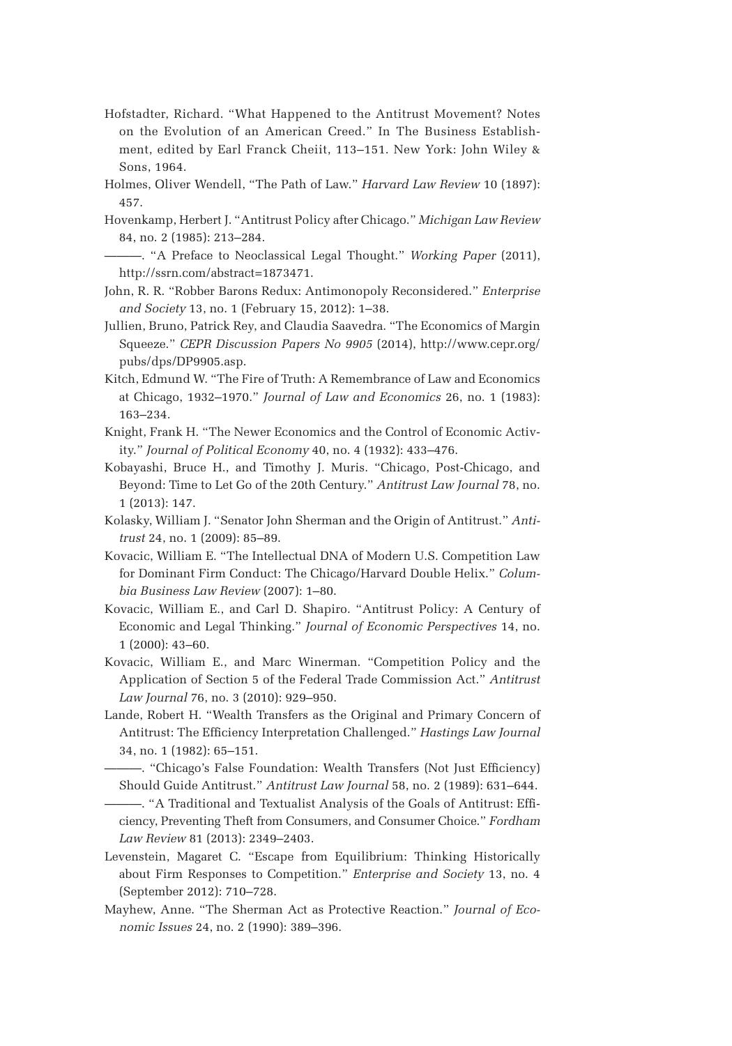Hofstadter, Richard. "What Happened to the Antitrust Movement? Notes on the Evolution of an American Creed." In The Business Establishment, edited by Earl Franck Cheiit, 113–151. New York: John Wiley & Sons, 1964.

Holmes, Oliver Wendell, "The Path of Law." *Harvard Law Review* 10 (1897): 457.

Hovenkamp, Herbert J. "Antitrust Policy after Chicago." *Michigan Law Review* 84, no. 2 (1985): 213–284.

———. "A Preface to Neoclassical Legal Thought." *Working Paper* (2011), http://ssrn.com/abstract=1873471.

John, R. R. "Robber Barons Redux: Antimonopoly Reconsidered." *Enterprise and Society* 13, no. 1 (February 15, 2012): 1–38.

Jullien, Bruno, Patrick Rey, and Claudia Saavedra. "The Economics of Margin Squeeze." *CEPR Discussion Papers No 9905* (2014), http://www.cepr.org/pubs/dps/DP9905.asp.

Kitch, Edmund W. "The Fire of Truth: A Remembrance of Law and Economics at Chicago, 1932–1970." *Journal of Law and Economics* 26, no. 1 (1983): 163–234.

Knight, Frank H. "The Newer Economics and the Control of Economic Activity." *Journal of Political Economy* 40, no. 4 (1932): 433–476.

Kobayashi, Bruce H., and Timothy J. Muris. "Chicago, Post-Chicago, and Beyond: Time to Let Go of the 20th Century." *Antitrust Law Journal* 78, no. 1 (2013): 147.

Kolasky, William J. "Senator John Sherman and the Origin of Antitrust." *Antitrust* 24, no. 1 (2009): 85–89.

Kovacic, William E. "The Intellectual DNA of Modern U.S. Competition Law for Dominant Firm Conduct: The Chicago/Harvard Double Helix." *Columbia Business Law Review* (2007): 1–80.

Kovacic, William E., and Carl D. Shapiro. "Antitrust Policy: A Century of Economic and Legal Thinking." *Journal of Economic Perspectives* 14, no. 1 (2000): 43–60.

Kovacic, William E., and Marc Winerman. "Competition Policy and the Application of Section 5 of the Federal Trade Commission Act." *Antitrust Law Journal* 76, no. 3 (2010): 929–950.

Lande, Robert H. "Wealth Transfers as the Original and Primary Concern of Antitrust: The Efficiency Interpretation Challenged." *Hastings Law Journal* 34, no. 1 (1982): 65–151.

———. "Chicago's False Foundation: Wealth Transfers (Not Just Efficiency) Should Guide Antitrust." *Antitrust Law Journal* 58, no. 2 (1989): 631–644.

———. "A Traditional and Textualist Analysis of the Goals of Antitrust: Efficiency, Preventing Theft from Consumers, and Consumer Choice." *Fordham Law Review* 81 (2013): 2349–2403.

Levenstein, Magaret C. "Escape from Equilibrium: Thinking Historically about Firm Responses to Competition." *Enterprise and Society* 13, no. 4 (September 2012): 710–728.

Mayhew, Anne. "The Sherman Act as Protective Reaction." *Journal of Economic Issues* 24, no. 2 (1990): 389–396.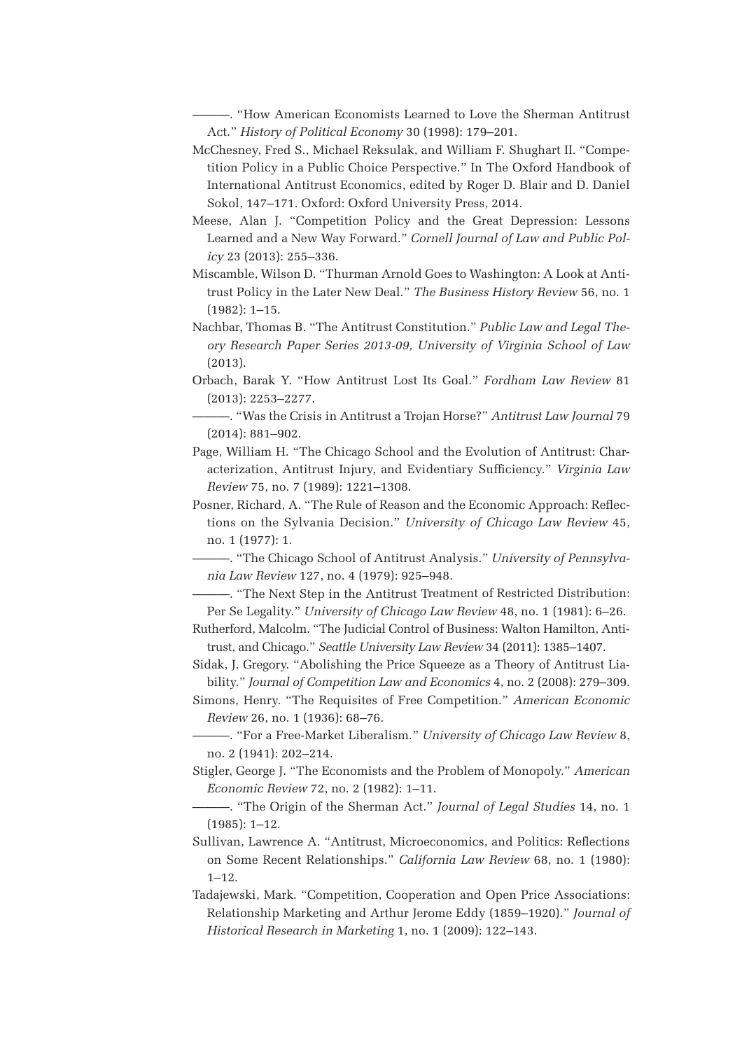———. "How American Economists Learned to Love the Sherman Antitrust Act." *History of Political Economy* 30 (1998): 179–201.

McChesney, Fred S., Michael Reksulak, and William F. Shughart II. "Competition Policy in a Public Choice Perspective." In The Oxford Handbook of International Antitrust Economics, edited by Roger D. Blair and D. Daniel Sokol, 147–171. Oxford: Oxford University Press, 2014.

Meese, Alan J. "Competition Policy and the Great Depression: Lessons Learned and a New Way Forward." *Cornell Journal of Law and Public Policy* 23 (2013): 255–336.

Miscamble, Wilson D. "Thurman Arnold Goes to Washington: A Look at Antitrust Policy in the Later New Deal." *The Business History Review* 56, no. 1 (1982): 1–15.

Nachbar, Thomas B. "The Antitrust Constitution." *Public Law and Legal Theory Research Paper Series 2013-09, University of Virginia School of Law* (2013).

Orbach, Barak Y. "How Antitrust Lost Its Goal." *Fordham Law Review* 81 (2013): 2253–2277.

———. "Was the Crisis in Antitrust a Trojan Horse?" *Antitrust Law Journal* 79 (2014): 881–902.

Page, William H. "The Chicago School and the Evolution of Antitrust: Characterization, Antitrust Injury, and Evidentiary Sufficiency." *Virginia Law Review* 75, no. 7 (1989): 1221–1308.

Posner, Richard, A. "The Rule of Reason and the Economic Approach: Reflections on the Sylvania Decision." *University of Chicago Law Review* 45, no. 1 (1977): 1.

———. "The Chicago School of Antitrust Analysis." *University of Pennsylvania Law Review* 127, no. 4 (1979): 925–948.

———. "The Next Step in the Antitrust Treatment of Restricted Distribution: Per Se Legality." *University of Chicago Law Review* 48, no. 1 (1981): 6–26.

Rutherford, Malcolm. "The Judicial Control of Business: Walton Hamilton, Antitrust, and Chicago." *Seattle University Law Review* 34 (2011): 1385–1407.

Sidak, J. Gregory. "Abolishing the Price Squeeze as a Theory of Antitrust Liability." *Journal of Competition Law and Economics* 4, no. 2 (2008): 279–309.

Simons, Henry. "The Requisites of Free Competition." *American Economic Review* 26, no. 1 (1936): 68–76.

———. "For a Free-Market Liberalism." *University of Chicago Law Review* 8, no. 2 (1941): 202–214.

Stigler, George J. "The Economists and the Problem of Monopoly." *American Economic Review* 72, no. 2 (1982): 1–11.

———. "The Origin of the Sherman Act." *Journal of Legal Studies* 14, no. 1 (1985): 1–12.

Sullivan, Lawrence A. "Antitrust, Microeconomics, and Politics: Reflections on Some Recent Relationships." *California Law Review* 68, no. 1 (1980): 1–12.

Tadajewski, Mark. "Competition, Cooperation and Open Price Associations: Relationship Marketing and Arthur Jerome Eddy (1859–1920)." *Journal of Historical Research in Marketing* 1, no. 1 (2009): 122–143.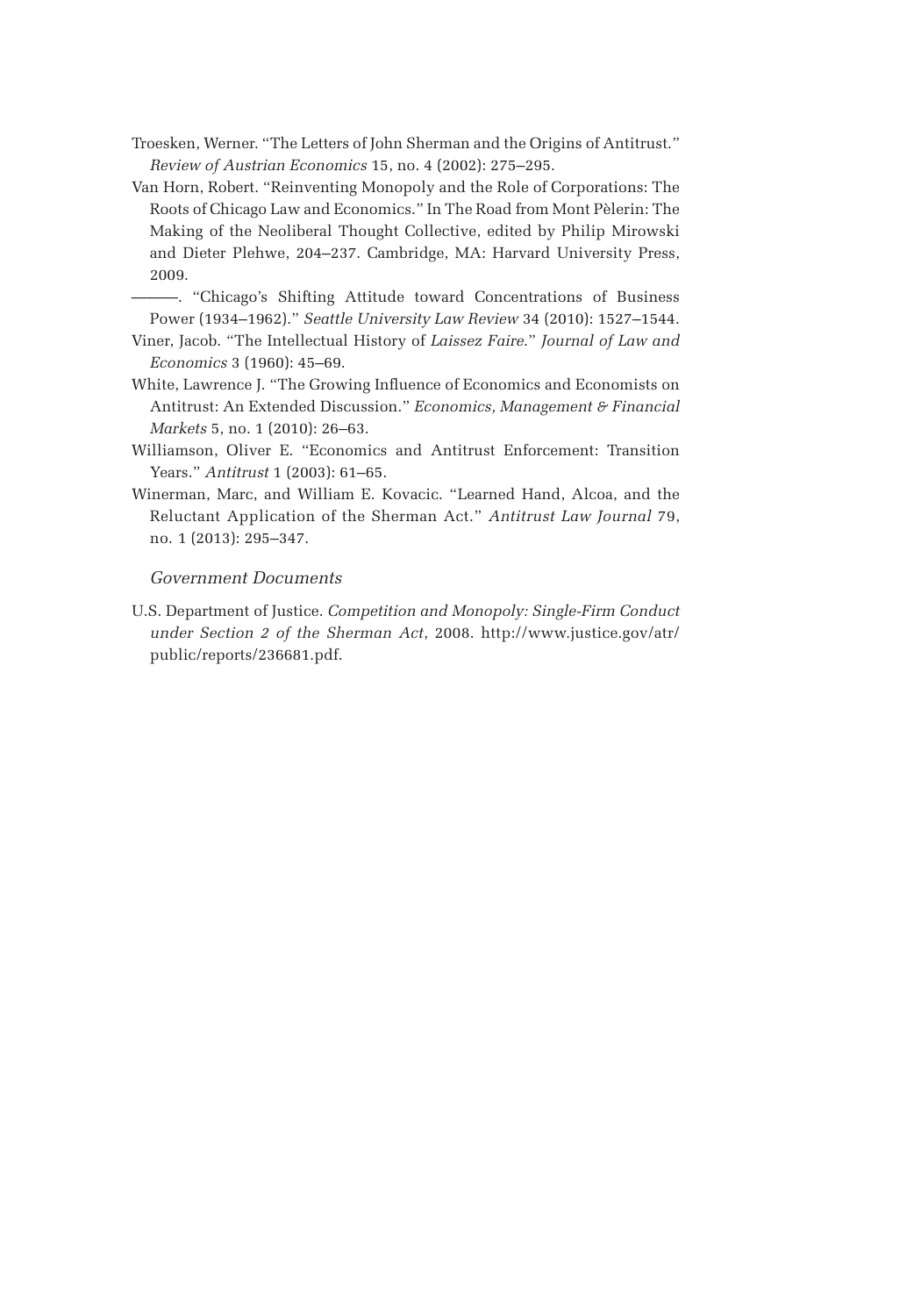Troesken, Werner. "The Letters of John Sherman and the Origins of Antitrust." *Review of Austrian Economics* 15, no. 4 (2002): 275–295.

Van Horn, Robert. "Reinventing Monopoly and the Role of Corporations: The Roots of Chicago Law and Economics." In The Road from Mont Pèlerin: The Making of the Neoliberal Thought Collective, edited by Philip Mirowski and Dieter Plehwe, 204–237. Cambridge, MA: Harvard University Press, 2009.

———. "Chicago's Shifting Attitude toward Concentrations of Business Power (1934–1962)." *Seattle University Law Review* 34 (2010): 1527–1544.

Viner, Jacob. "The Intellectual History of *Laissez Faire*." *Journal of Law and Economics* 3 (1960): 45–69.

White, Lawrence J. "The Growing Influence of Economics and Economists on Antitrust: An Extended Discussion." *Economics, Management & Financial Markets* 5, no. 1 (2010): 26–63.

Williamson, Oliver E. "Economics and Antitrust Enforcement: Transition Years." *Antitrust* 1 (2003): 61–65.

Winerman, Marc, and William E. Kovacic. "Learned Hand, Alcoa, and the Reluctant Application of the Sherman Act." *Antitrust Law Journal* 79, no. 1 (2013): 295–347.

### *Government Documents*

U.S. Department of Justice. *Competition and Monopoly: Single-Firm Conduct under Section 2 of the Sherman Act*, 2008. http://www.justice.gov/atr/public/reports/236681.pdf.